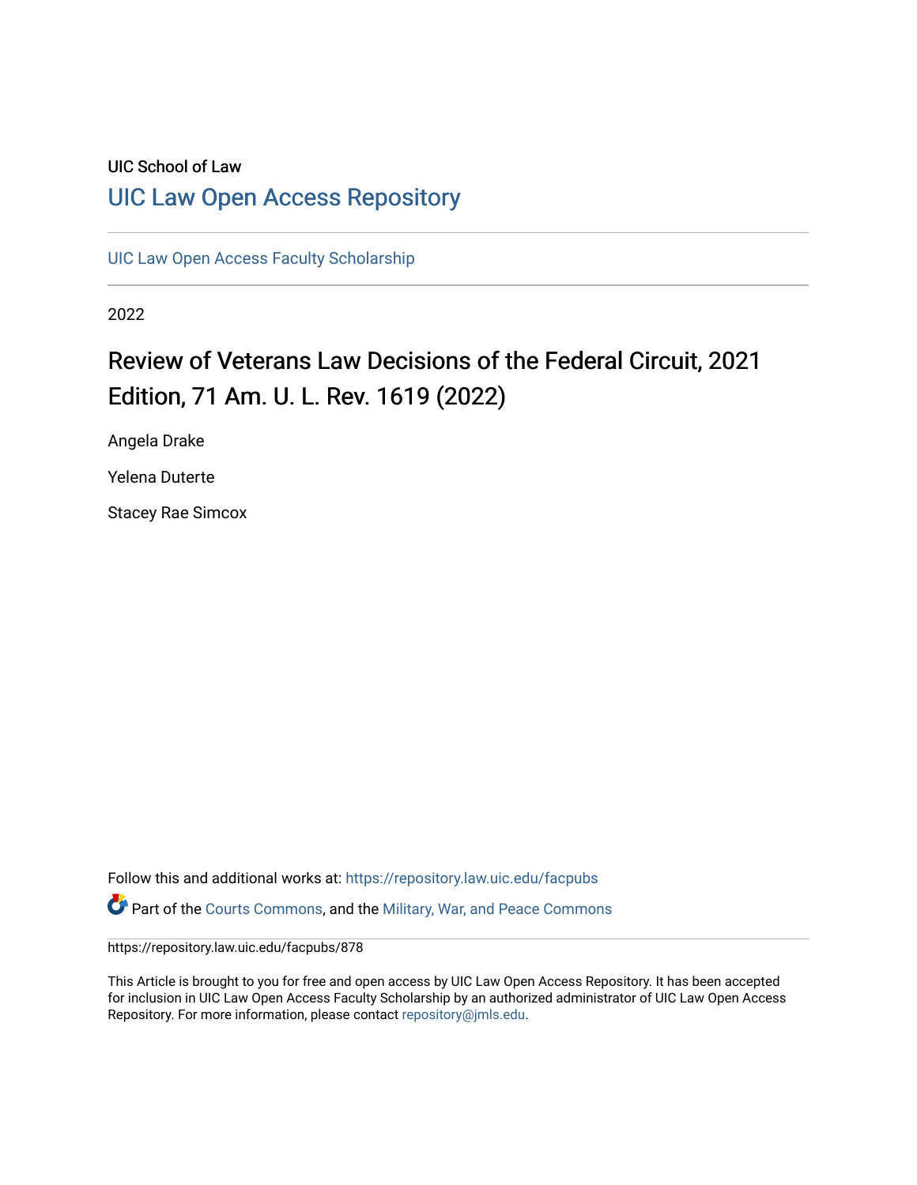UIC School of Law

# UIC Law Open Access Repository

UIC Law Open Access Faculty Scholarship

2022

## Review of Veterans Law Decisions of the Federal Circuit, 2021 Edition, 71 Am. U. L. Rev. 1619 (2022)

Angela Drake

Yelena Duterte

Stacey Rae Simcox

Follow this and additional works at: https://repository.law.uic.edu/facpubs

Part of the Courts Commons, and the Military, War, and Peace Commons

https://repository.law.uic.edu/facpubs/878

This Article is brought to you for free and open access by UIC Law Open Access Repository. It has been accepted for inclusion in UIC Law Open Access Faculty Scholarship by an authorized administrator of UIC Law Open Access Repository. For more information, please contact repository@jmls.edu.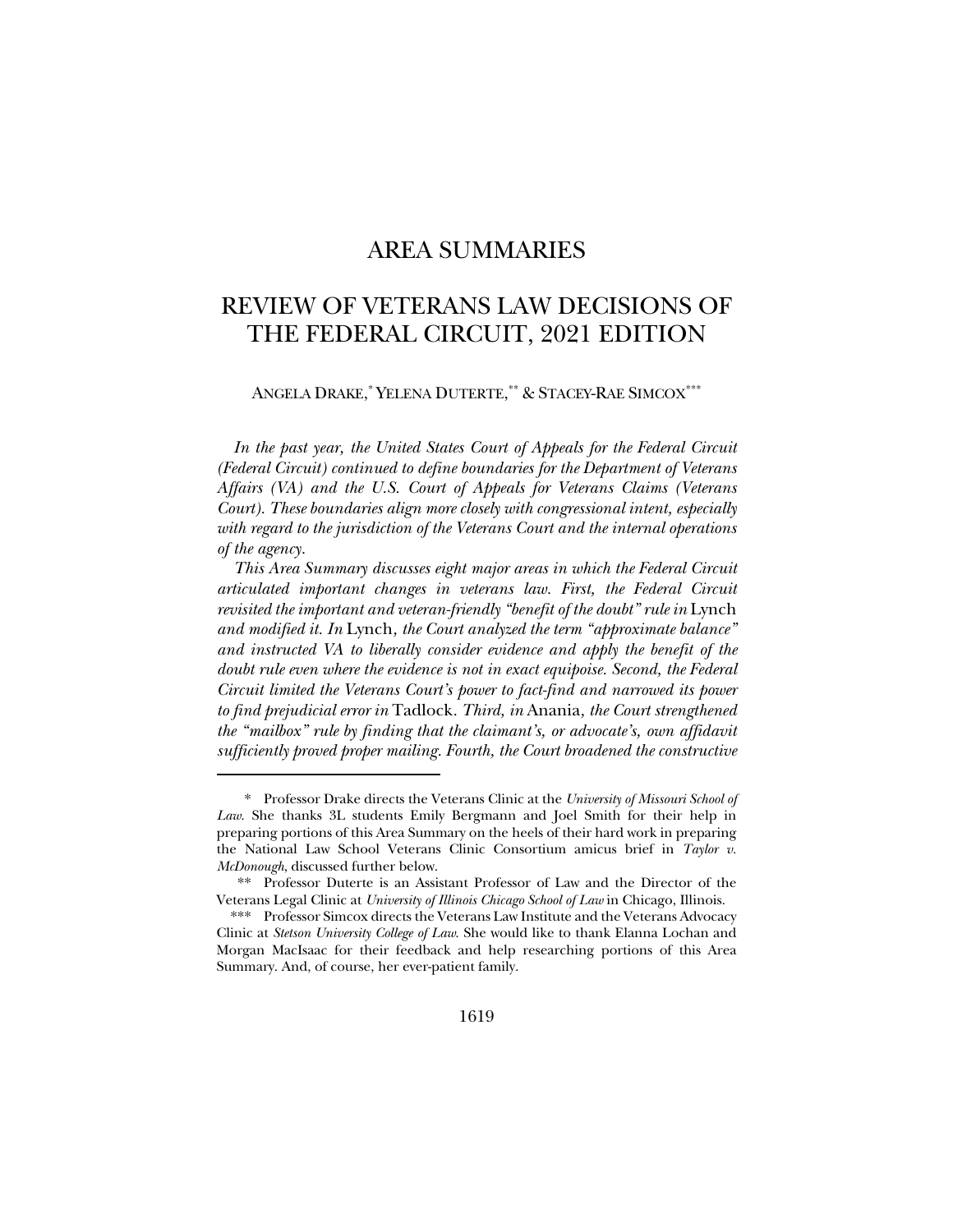# AREA SUMMARIES

# REVIEW OF VETERANS LAW DECISIONS OF THE FEDERAL CIRCUIT, 2021 EDITION

ANGELA DRAKE,[*] YELENA DUTERTE,[**] & STACEY-RAE SIMCOX[***]

*In the past year, the United States Court of Appeals for the Federal Circuit (Federal Circuit) continued to define boundaries for the Department of Veterans Affairs (VA) and the U.S. Court of Appeals for Veterans Claims (Veterans Court). These boundaries align more closely with congressional intent, especially with regard to the jurisdiction of the Veterans Court and the internal operations of the agency.*

*This Area Summary discusses eight major areas in which the Federal Circuit articulated important changes in veterans law. First, the Federal Circuit revisited the important and veteran-friendly "benefit of the doubt" rule in* Lynch *and modified it. In* Lynch*, the Court analyzed the term "approximate balance" and instructed VA to liberally consider evidence and apply the benefit of the doubt rule even where the evidence is not in exact equipoise. Second, the Federal Circuit limited the Veterans Court's power to fact-find and narrowed its power to find prejudicial error in* Tadlock*. Third, in* Anania*, the Court strengthened the "mailbox" rule by finding that the claimant's, or advocate's, own affidavit sufficiently proved proper mailing. Fourth, the Court broadened the constructive*

---

[*] Professor Drake directs the Veterans Clinic at the *University of Missouri School of Law.* She thanks 3L students Emily Bergmann and Joel Smith for their help in preparing portions of this Area Summary on the heels of their hard work in preparing the National Law School Veterans Clinic Consortium amicus brief in *Taylor v. McDonough*, discussed further below.

[**] Professor Duterte is an Assistant Professor of Law and the Director of the Veterans Legal Clinic at *University of Illinois Chicago School of Law* in Chicago, Illinois.

[***] Professor Simcox directs the Veterans Law Institute and the Veterans Advocacy Clinic at *Stetson University College of Law.* She would like to thank Elanna Lochan and Morgan MacIsaac for their feedback and help researching portions of this Area Summary. And, of course, her ever-patient family.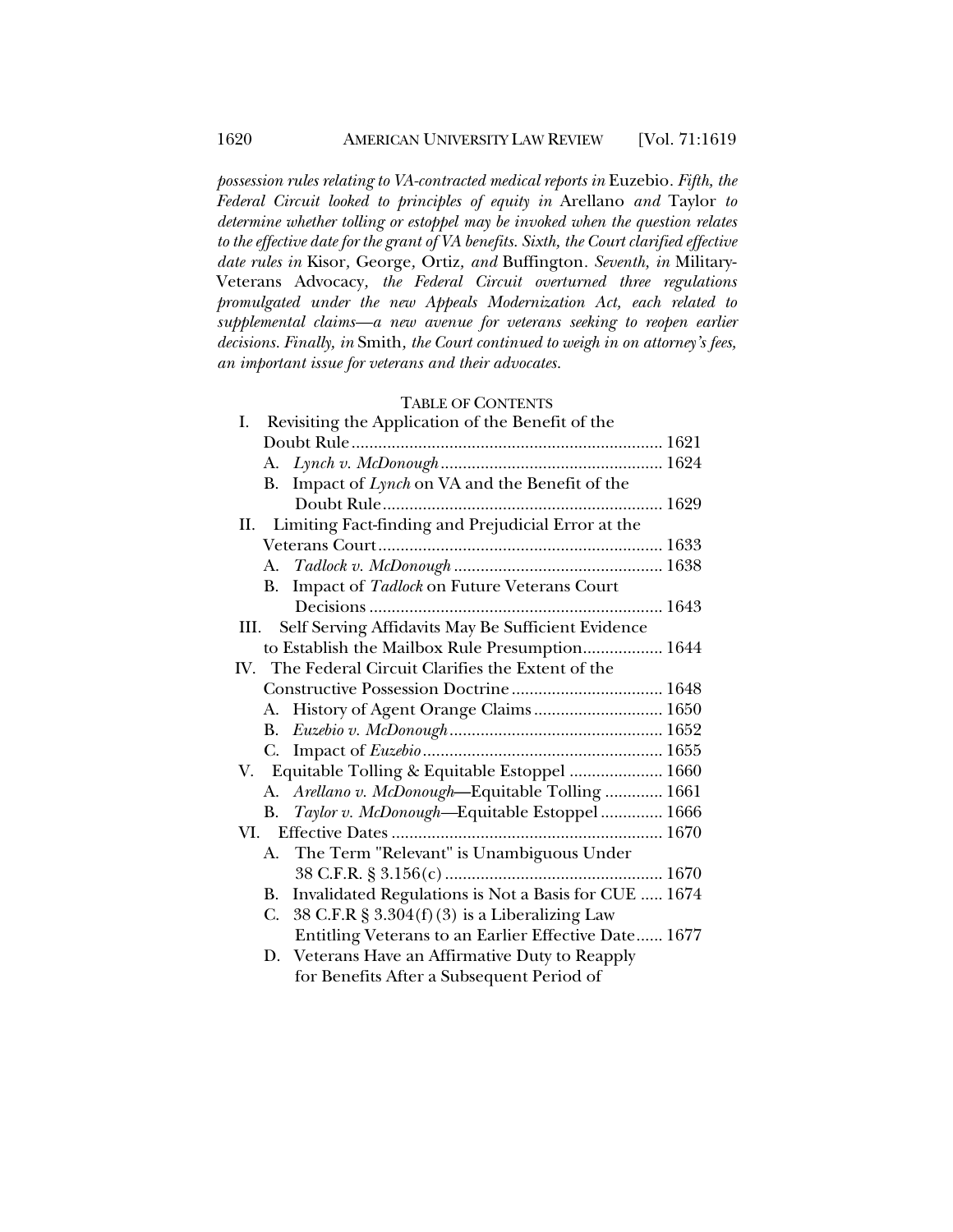*possession rules relating to VA-contracted medical reports in* Euzebio. *Fifth, the Federal Circuit looked to principles of equity in* Arellano *and* Taylor *to determine whether tolling or estoppel may be invoked when the question relates to the effective date for the grant of VA benefits. Sixth, the Court clarified effective date rules in* Kisor*,* George*,* Ortiz*, and* Buffington. *Seventh, in* Military-Veterans Advocacy*, the Federal Circuit overturned three regulations promulgated under the new Appeals Modernization Act, each related to supplemental claims—a new avenue for veterans seeking to reopen earlier decisions. Finally, in* Smith*, the Court continued to weigh in on attorney's fees, an important issue for veterans and their advocates.*

TABLE OF CONTENTS

- I. Revisiting the Application of the Benefit of the Doubt Rule ...... 1621
  - A. *Lynch v. McDonough* ...... 1624
  - B. Impact of *Lynch* on VA and the Benefit of the Doubt Rule ...... 1629
- II. Limiting Fact-finding and Prejudicial Error at the Veterans Court ...... 1633
  - A. *Tadlock v. McDonough* ...... 1638
  - B. Impact of *Tadlock* on Future Veterans Court Decisions ...... 1643
- III. Self Serving Affidavits May Be Sufficient Evidence to Establish the Mailbox Rule Presumption ...... 1644
- IV. The Federal Circuit Clarifies the Extent of the Constructive Possession Doctrine ...... 1648
  - A. History of Agent Orange Claims ...... 1650
  - B. *Euzebio v. McDonough* ...... 1652
  - C. Impact of *Euzebio* ...... 1655
- V. Equitable Tolling & Equitable Estoppel ...... 1660
  - A. *Arellano v. McDonough*—Equitable Tolling ...... 1661
  - B. *Taylor v. McDonough*—Equitable Estoppel ...... 1666
- VI. Effective Dates ...... 1670
  - A. The Term "Relevant" is Unambiguous Under 38 C.F.R. § 3.156(c) ...... 1670
  - B. Invalidated Regulations is Not a Basis for CUE ...... 1674
  - C. 38 C.F.R § 3.304(f)(3) is a Liberalizing Law Entitling Veterans to an Earlier Effective Date ...... 1677
  - D. Veterans Have an Affirmative Duty to Reapply for Benefits After a Subsequent Period of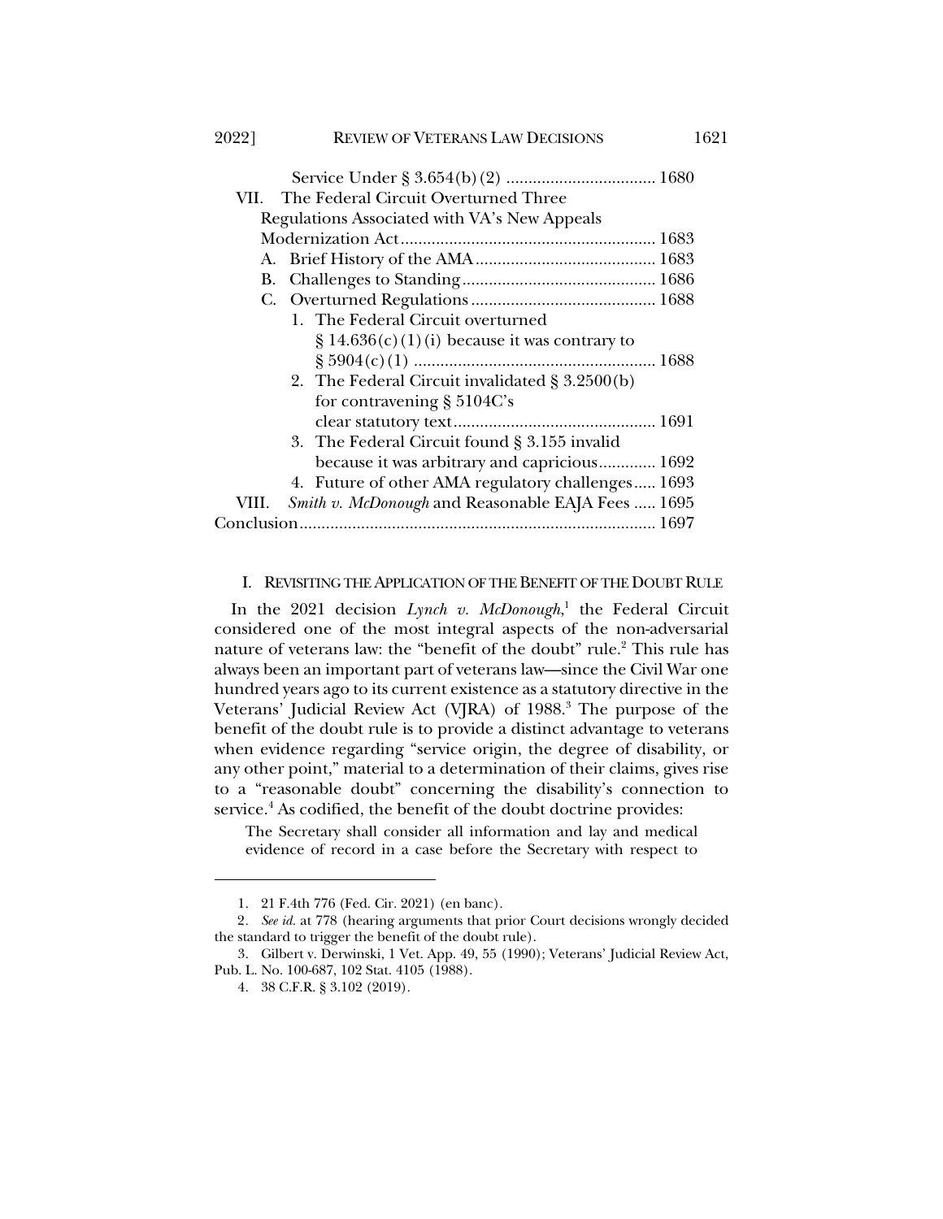Service Under § 3.654(b)(2) .................................. 1680

VII. The Federal Circuit Overturned Three Regulations Associated with VA's New Appeals Modernization Act .......................................................... 1683

A. Brief History of the AMA ......................................... 1683

B. Challenges to Standing ............................................ 1686

C. Overturned Regulations ........................................... 1688

1. The Federal Circuit overturned § 14.636(c)(1)(i) because it was contrary to § 5904(c)(1) ....................................................... 1688

2. The Federal Circuit invalidated § 3.2500(b) for contravening § 5104C's clear statutory text .............................................. 1691

3. The Federal Circuit found § 3.155 invalid because it was arbitrary and capricious ............. 1692

4. Future of other AMA regulatory challenges ..... 1693

VIII. *Smith v. McDonough* and Reasonable EAJA Fees ..... 1695

Conclusion ................................................................................. 1697

## I. REVISITING THE APPLICATION OF THE BENEFIT OF THE DOUBT RULE

In the 2021 decision *Lynch v. McDonough*,[1] the Federal Circuit considered one of the most integral aspects of the non-adversarial nature of veterans law: the "benefit of the doubt" rule.[2] This rule has always been an important part of veterans law—since the Civil War one hundred years ago to its current existence as a statutory directive in the Veterans' Judicial Review Act (VJRA) of 1988.[3] The purpose of the benefit of the doubt rule is to provide a distinct advantage to veterans when evidence regarding "service origin, the degree of disability, or any other point," material to a determination of their claims, gives rise to a "reasonable doubt" concerning the disability's connection to service.[4] As codified, the benefit of the doubt doctrine provides:

> The Secretary shall consider all information and lay and medical evidence of record in a case before the Secretary with respect to

---

1. 21 F.4th 776 (Fed. Cir. 2021) (en banc).
2. *See id.* at 778 (hearing arguments that prior Court decisions wrongly decided the standard to trigger the benefit of the doubt rule).
3. Gilbert v. Derwinski, 1 Vet. App. 49, 55 (1990); Veterans' Judicial Review Act, Pub. L. No. 100-687, 102 Stat. 4105 (1988).
4. 38 C.F.R. § 3.102 (2019).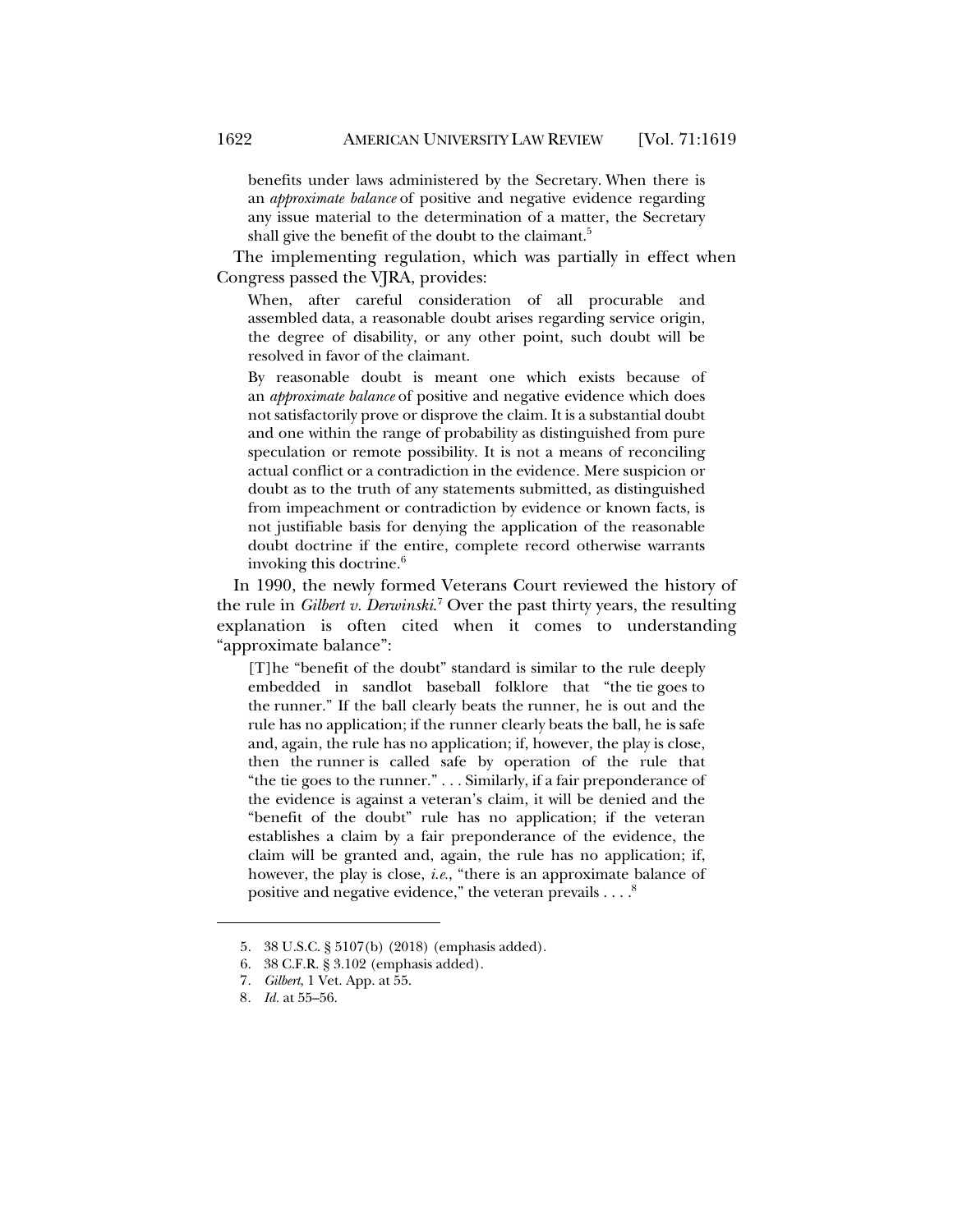benefits under laws administered by the Secretary. When there is an *approximate balance* of positive and negative evidence regarding any issue material to the determination of a matter, the Secretary shall give the benefit of the doubt to the claimant.[5]

The implementing regulation, which was partially in effect when Congress passed the VJRA, provides:

> When, after careful consideration of all procurable and assembled data, a reasonable doubt arises regarding service origin, the degree of disability, or any other point, such doubt will be resolved in favor of the claimant.
>
> By reasonable doubt is meant one which exists because of an *approximate balance* of positive and negative evidence which does not satisfactorily prove or disprove the claim. It is a substantial doubt and one within the range of probability as distinguished from pure speculation or remote possibility. It is not a means of reconciling actual conflict or a contradiction in the evidence. Mere suspicion or doubt as to the truth of any statements submitted, as distinguished from impeachment or contradiction by evidence or known facts, is not justifiable basis for denying the application of the reasonable doubt doctrine if the entire, complete record otherwise warrants invoking this doctrine.[6]

In 1990, the newly formed Veterans Court reviewed the history of the rule in *Gilbert v. Derwinski*.[7] Over the past thirty years, the resulting explanation is often cited when it comes to understanding "approximate balance":

> [T]he "benefit of the doubt" standard is similar to the rule deeply embedded in sandlot baseball folklore that "the tie goes to the runner." If the ball clearly beats the runner, he is out and the rule has no application; if the runner clearly beats the ball, he is safe and, again, the rule has no application; if, however, the play is close, then the runner is called safe by operation of the rule that "the tie goes to the runner." . . . Similarly, if a fair preponderance of the evidence is against a veteran's claim, it will be denied and the "benefit of the doubt" rule has no application; if the veteran establishes a claim by a fair preponderance of the evidence, the claim will be granted and, again, the rule has no application; if, however, the play is close, *i.e.*, "there is an approximate balance of positive and negative evidence," the veteran prevails . . . .[8]

---

5. 38 U.S.C. § 5107(b) (2018) (emphasis added).
6. 38 C.F.R. § 3.102 (emphasis added).
7. *Gilbert*, 1 Vet. App. at 55.
8. *Id.* at 55–56.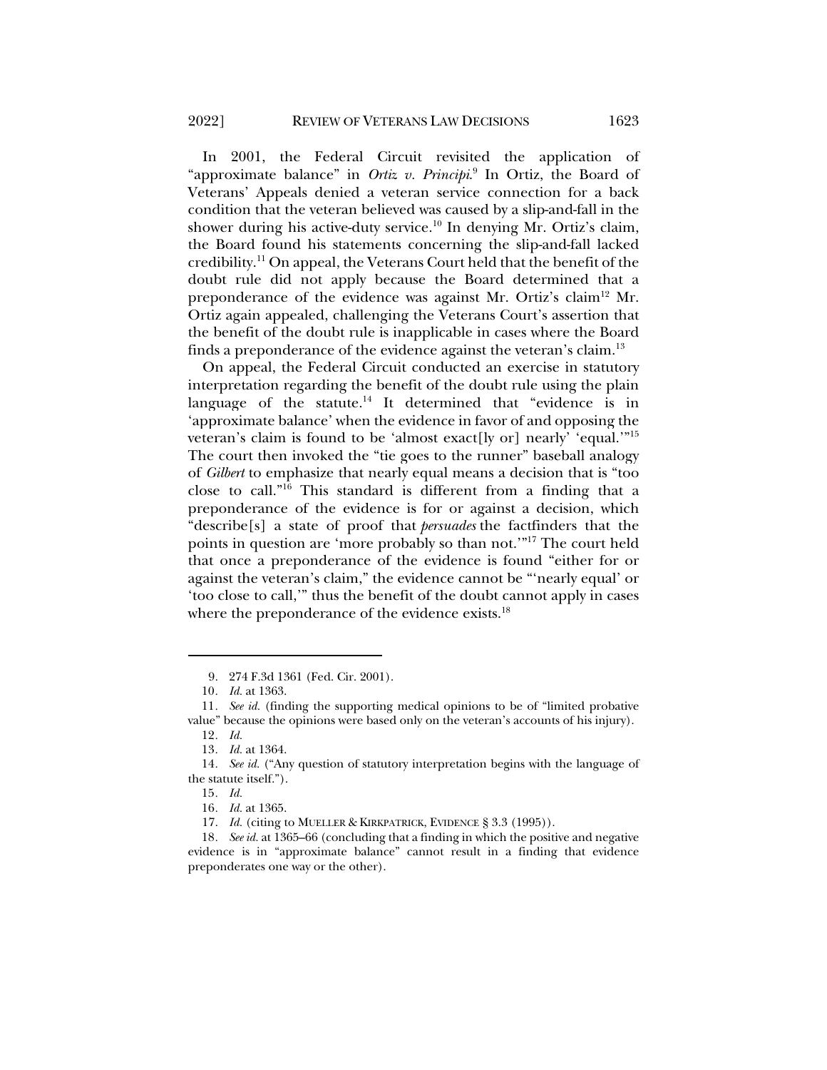In 2001, the Federal Circuit revisited the application of "approximate balance" in *Ortiz v. Principi*.[9] In Ortiz, the Board of Veterans' Appeals denied a veteran service connection for a back condition that the veteran believed was caused by a slip-and-fall in the shower during his active-duty service.[10] In denying Mr. Ortiz's claim, the Board found his statements concerning the slip-and-fall lacked credibility.[11] On appeal, the Veterans Court held that the benefit of the doubt rule did not apply because the Board determined that a preponderance of the evidence was against Mr. Ortiz's claim[12] Mr. Ortiz again appealed, challenging the Veterans Court's assertion that the benefit of the doubt rule is inapplicable in cases where the Board finds a preponderance of the evidence against the veteran's claim.[13]

On appeal, the Federal Circuit conducted an exercise in statutory interpretation regarding the benefit of the doubt rule using the plain language of the statute.[14] It determined that "evidence is in 'approximate balance' when the evidence in favor of and opposing the veteran's claim is found to be 'almost exact[ly or] nearly' 'equal.'"[15] The court then invoked the "tie goes to the runner" baseball analogy of *Gilbert* to emphasize that nearly equal means a decision that is "too close to call."[16] This standard is different from a finding that a preponderance of the evidence is for or against a decision, which "describe[s] a state of proof that *persuades* the factfinders that the points in question are 'more probably so than not.'"[17] The court held that once a preponderance of the evidence is found "either for or against the veteran's claim," the evidence cannot be "'nearly equal' or 'too close to call,'" thus the benefit of the doubt cannot apply in cases where the preponderance of the evidence exists.[18]

---

9. 274 F.3d 1361 (Fed. Cir. 2001).

10. *Id.* at 1363.

11. *See id.* (finding the supporting medical opinions to be of "limited probative value" because the opinions were based only on the veteran's accounts of his injury).

12. *Id.*

13. *Id.* at 1364.

14. *See id.* ("Any question of statutory interpretation begins with the language of the statute itself.").

15. *Id.*

16. *Id.* at 1365.

17. *Id.* (citing to MUELLER & KIRKPATRICK, EVIDENCE § 3.3 (1995)).

18. *See id.* at 1365–66 (concluding that a finding in which the positive and negative evidence is in "approximate balance" cannot result in a finding that evidence preponderates one way or the other).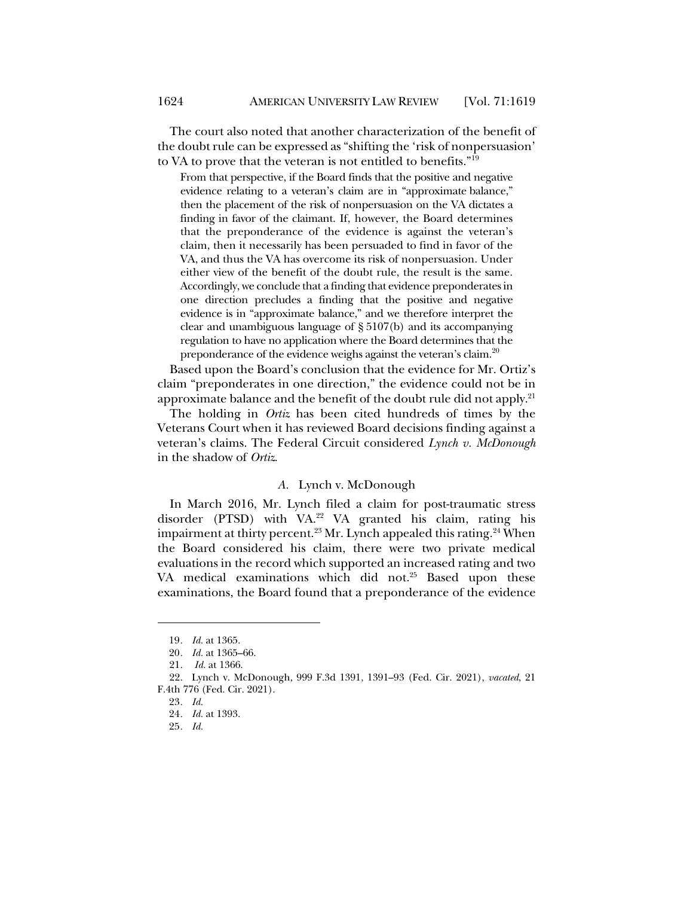The court also noted that another characterization of the benefit of the doubt rule can be expressed as "shifting the 'risk of nonpersuasion' to VA to prove that the veteran is not entitled to benefits."[19]

> From that perspective, if the Board finds that the positive and negative evidence relating to a veteran's claim are in "approximate balance," then the placement of the risk of nonpersuasion on the VA dictates a finding in favor of the claimant. If, however, the Board determines that the preponderance of the evidence is against the veteran's claim, then it necessarily has been persuaded to find in favor of the VA, and thus the VA has overcome its risk of nonpersuasion. Under either view of the benefit of the doubt rule, the result is the same. Accordingly, we conclude that a finding that evidence preponderates in one direction precludes a finding that the positive and negative evidence is in "approximate balance," and we therefore interpret the clear and unambiguous language of § 5107(b) and its accompanying regulation to have no application where the Board determines that the preponderance of the evidence weighs against the veteran's claim.[20]

Based upon the Board's conclusion that the evidence for Mr. Ortiz's claim "preponderates in one direction," the evidence could not be in approximate balance and the benefit of the doubt rule did not apply.[21]

The holding in *Ortiz* has been cited hundreds of times by the Veterans Court when it has reviewed Board decisions finding against a veteran's claims. The Federal Circuit considered *Lynch v. McDonough* in the shadow of *Ortiz*.

### *A.* Lynch v. McDonough

In March 2016, Mr. Lynch filed a claim for post-traumatic stress disorder (PTSD) with VA.[22] VA granted his claim, rating his impairment at thirty percent.[23] Mr. Lynch appealed this rating.[24] When the Board considered his claim, there were two private medical evaluations in the record which supported an increased rating and two VA medical examinations which did not.[25] Based upon these examinations, the Board found that a preponderance of the evidence

---

19. *Id.* at 1365.

20. *Id.* at 1365–66.

21. *Id.* at 1366.

22. Lynch v. McDonough, 999 F.3d 1391, 1391–93 (Fed. Cir. 2021), *vacated*, 21 F.4th 776 (Fed. Cir. 2021).

23. *Id.*

24. *Id.* at 1393.

25. *Id.*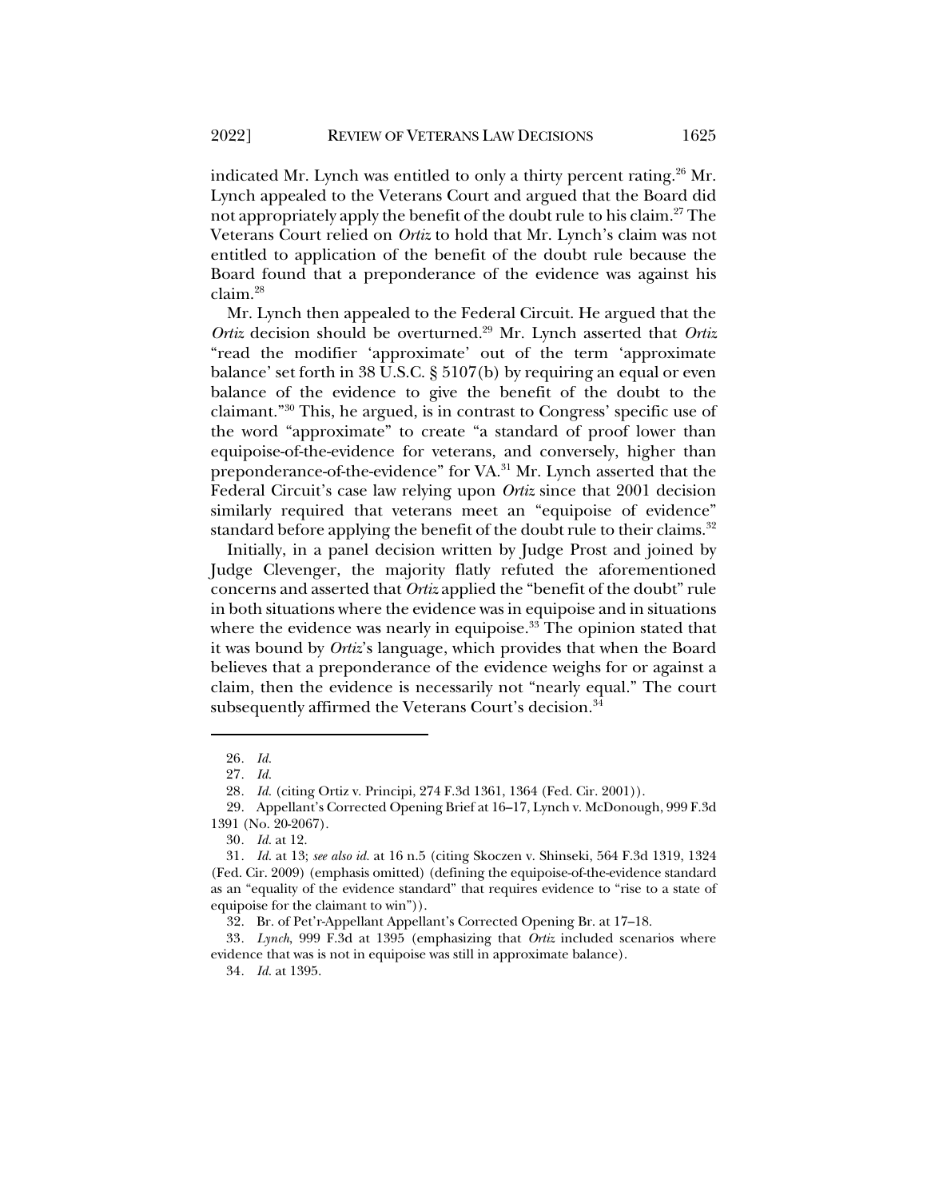indicated Mr. Lynch was entitled to only a thirty percent rating.[26] Mr. Lynch appealed to the Veterans Court and argued that the Board did not appropriately apply the benefit of the doubt rule to his claim.[27] The Veterans Court relied on *Ortiz* to hold that Mr. Lynch's claim was not entitled to application of the benefit of the doubt rule because the Board found that a preponderance of the evidence was against his claim.[28]

Mr. Lynch then appealed to the Federal Circuit. He argued that the *Ortiz* decision should be overturned.[29] Mr. Lynch asserted that *Ortiz* "read the modifier 'approximate' out of the term 'approximate balance' set forth in 38 U.S.C. § 5107(b) by requiring an equal or even balance of the evidence to give the benefit of the doubt to the claimant."[30] This, he argued, is in contrast to Congress' specific use of the word "approximate" to create "a standard of proof lower than equipoise-of-the-evidence for veterans, and conversely, higher than preponderance-of-the-evidence" for VA.[31] Mr. Lynch asserted that the Federal Circuit's case law relying upon *Ortiz* since that 2001 decision similarly required that veterans meet an "equipoise of evidence" standard before applying the benefit of the doubt rule to their claims.[32]

Initially, in a panel decision written by Judge Prost and joined by Judge Clevenger, the majority flatly refuted the aforementioned concerns and asserted that *Ortiz* applied the "benefit of the doubt" rule in both situations where the evidence was in equipoise and in situations where the evidence was nearly in equipoise.[33] The opinion stated that it was bound by *Ortiz*'s language, which provides that when the Board believes that a preponderance of the evidence weighs for or against a claim, then the evidence is necessarily not "nearly equal." The court subsequently affirmed the Veterans Court's decision.[34]

---

26. *Id.*

27. *Id.*

28. *Id.* (citing Ortiz v. Principi, 274 F.3d 1361, 1364 (Fed. Cir. 2001)).

29. Appellant's Corrected Opening Brief at 16–17, Lynch v. McDonough, 999 F.3d 1391 (No. 20-2067).

30. *Id.* at 12.

31. *Id.* at 13; *see also id.* at 16 n.5 (citing Skoczen v. Shinseki, 564 F.3d 1319, 1324 (Fed. Cir. 2009) (emphasis omitted) (defining the equipoise-of-the-evidence standard as an "equality of the evidence standard" that requires evidence to "rise to a state of equipoise for the claimant to win")).

32. Br. of Pet'r-Appellant Appellant's Corrected Opening Br. at 17–18.

33. *Lynch*, 999 F.3d at 1395 (emphasizing that *Ortiz* included scenarios where evidence that was is not in equipoise was still in approximate balance).

34. *Id.* at 1395.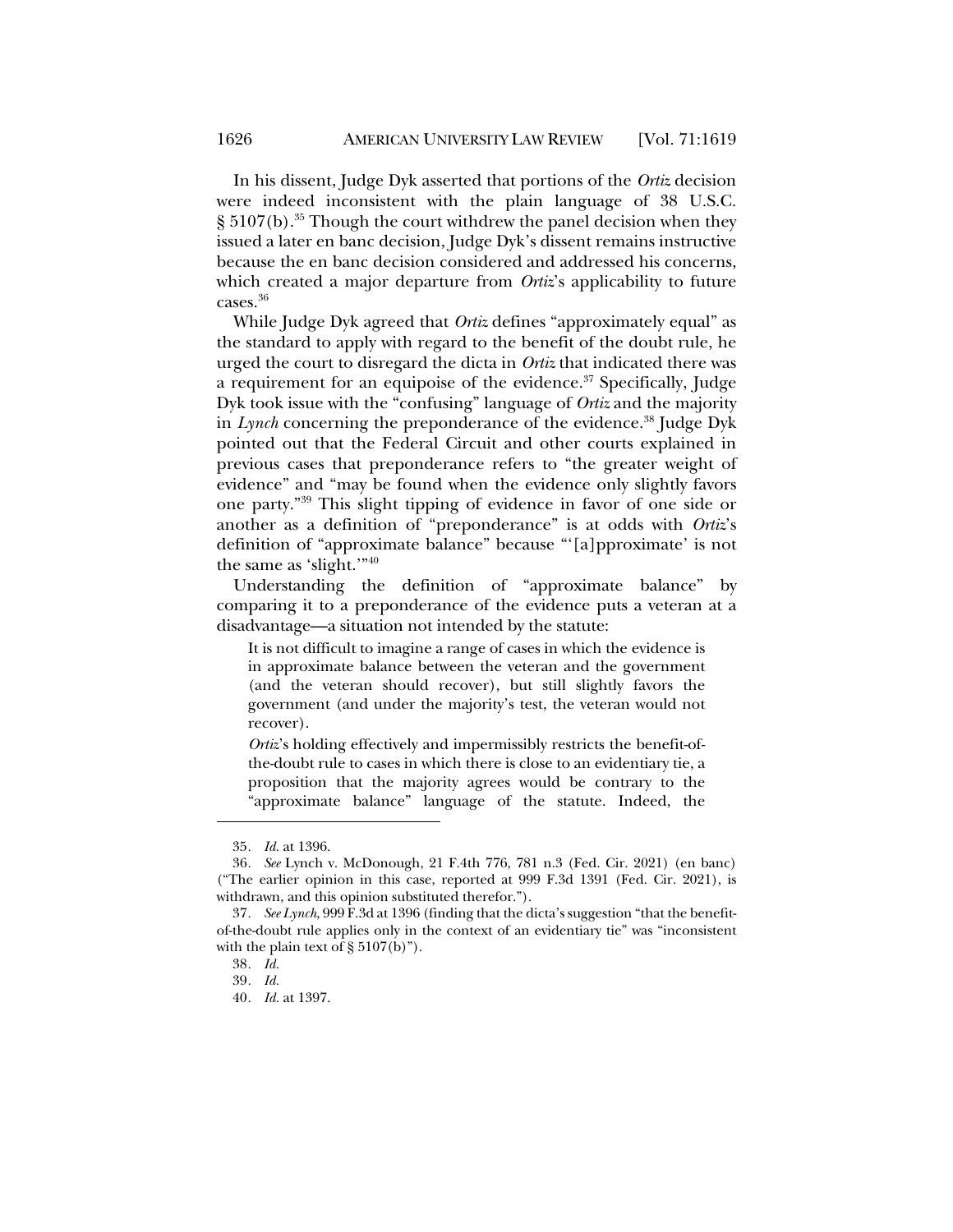In his dissent, Judge Dyk asserted that portions of the *Ortiz* decision were indeed inconsistent with the plain language of 38 U.S.C. § 5107(b).[35] Though the court withdrew the panel decision when they issued a later en banc decision, Judge Dyk's dissent remains instructive because the en banc decision considered and addressed his concerns, which created a major departure from *Ortiz*'s applicability to future cases.[36]

While Judge Dyk agreed that *Ortiz* defines "approximately equal" as the standard to apply with regard to the benefit of the doubt rule, he urged the court to disregard the dicta in *Ortiz* that indicated there was a requirement for an equipoise of the evidence.[37] Specifically, Judge Dyk took issue with the "confusing" language of *Ortiz* and the majority in *Lynch* concerning the preponderance of the evidence.[38] Judge Dyk pointed out that the Federal Circuit and other courts explained in previous cases that preponderance refers to "the greater weight of evidence" and "may be found when the evidence only slightly favors one party."[39] This slight tipping of evidence in favor of one side or another as a definition of "preponderance" is at odds with *Ortiz*'s definition of "approximate balance" because "'[a]pproximate' is not the same as 'slight.'"[40]

Understanding the definition of "approximate balance" by comparing it to a preponderance of the evidence puts a veteran at a disadvantage—a situation not intended by the statute:

> It is not difficult to imagine a range of cases in which the evidence is in approximate balance between the veteran and the government (and the veteran should recover), but still slightly favors the government (and under the majority's test, the veteran would not recover).
>
> *Ortiz*'s holding effectively and impermissibly restricts the benefit-of-the-doubt rule to cases in which there is close to an evidentiary tie, a proposition that the majority agrees would be contrary to the "approximate balance" language of the statute. Indeed, the

35. *Id.* at 1396.

36. *See* Lynch v. McDonough, 21 F.4th 776, 781 n.3 (Fed. Cir. 2021) (en banc) ("The earlier opinion in this case, reported at 999 F.3d 1391 (Fed. Cir. 2021), is withdrawn, and this opinion substituted therefor.").

37. *See Lynch*, 999 F.3d at 1396 (finding that the dicta's suggestion "that the benefit-of-the-doubt rule applies only in the context of an evidentiary tie" was "inconsistent with the plain text of § 5107(b)").

38. *Id.*

39. *Id.*

40. *Id.* at 1397.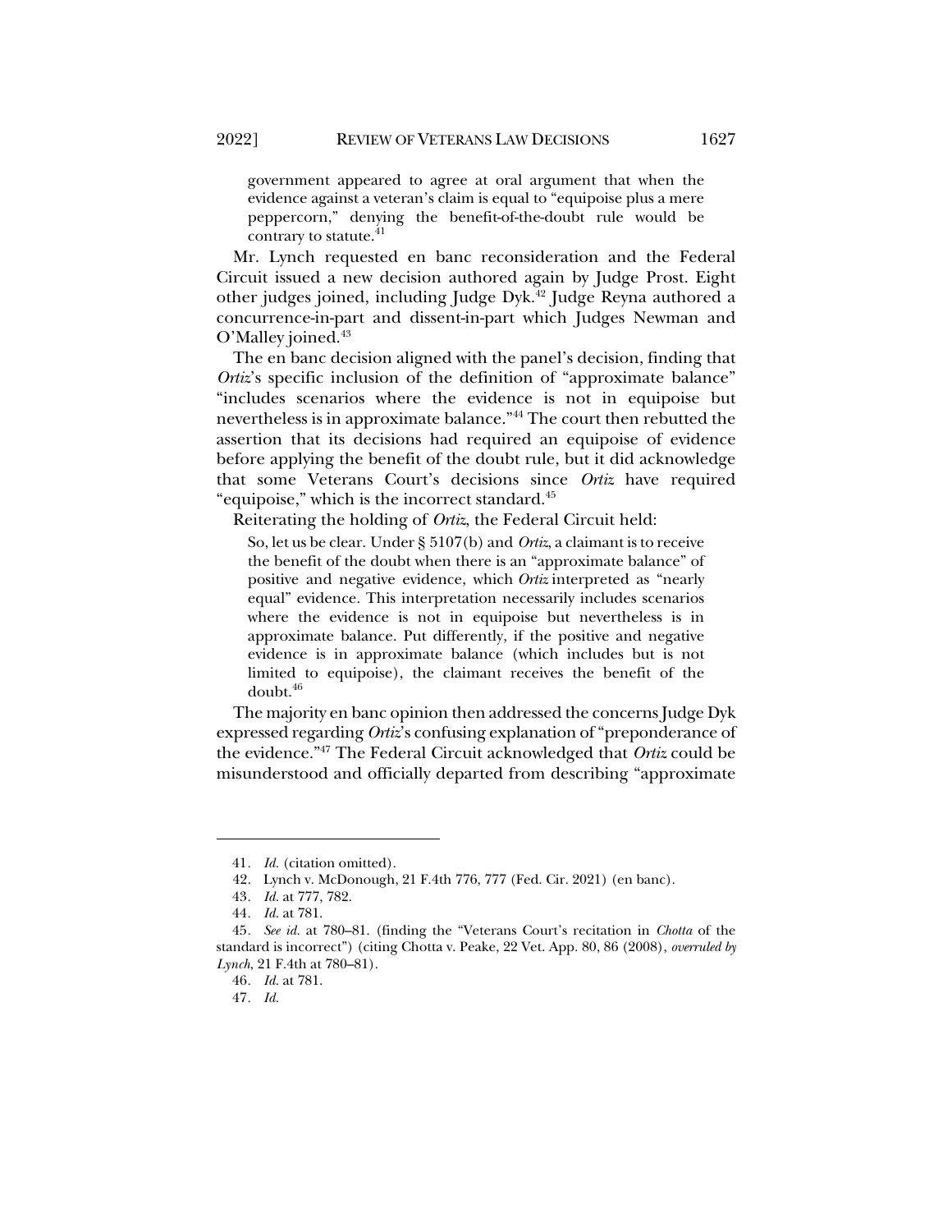> government appeared to agree at oral argument that when the evidence against a veteran's claim is equal to "equipoise plus a mere peppercorn," denying the benefit-of-the-doubt rule would be contrary to statute.[41]

Mr. Lynch requested en banc reconsideration and the Federal Circuit issued a new decision authored again by Judge Prost. Eight other judges joined, including Judge Dyk.[42] Judge Reyna authored a concurrence-in-part and dissent-in-part which Judges Newman and O'Malley joined.[43]

The en banc decision aligned with the panel's decision, finding that *Ortiz*'s specific inclusion of the definition of "approximate balance" "includes scenarios where the evidence is not in equipoise but nevertheless is in approximate balance."[44] The court then rebutted the assertion that its decisions had required an equipoise of evidence before applying the benefit of the doubt rule, but it did acknowledge that some Veterans Court's decisions since *Ortiz* have required "equipoise," which is the incorrect standard.[45]

Reiterating the holding of *Ortiz*, the Federal Circuit held:

> So, let us be clear. Under § 5107(b) and *Ortiz*, a claimant is to receive the benefit of the doubt when there is an "approximate balance" of positive and negative evidence, which *Ortiz* interpreted as "nearly equal" evidence. This interpretation necessarily includes scenarios where the evidence is not in equipoise but nevertheless is in approximate balance. Put differently, if the positive and negative evidence is in approximate balance (which includes but is not limited to equipoise), the claimant receives the benefit of the doubt.[46]

The majority en banc opinion then addressed the concerns Judge Dyk expressed regarding *Ortiz*'s confusing explanation of "preponderance of the evidence."[47] The Federal Circuit acknowledged that *Ortiz* could be misunderstood and officially departed from describing "approximate

---

41. *Id.* (citation omitted).

42. Lynch v. McDonough, 21 F.4th 776, 777 (Fed. Cir. 2021) (en banc).

43. *Id.* at 777, 782.

44. *Id.* at 781.

45. *See id.* at 780–81. (finding the "Veterans Court's recitation in *Chotta* of the standard is incorrect") (citing Chotta v. Peake, 22 Vet. App. 80, 86 (2008), *overruled by Lynch*, 21 F.4th at 780–81).

46. *Id.* at 781.

47. *Id.*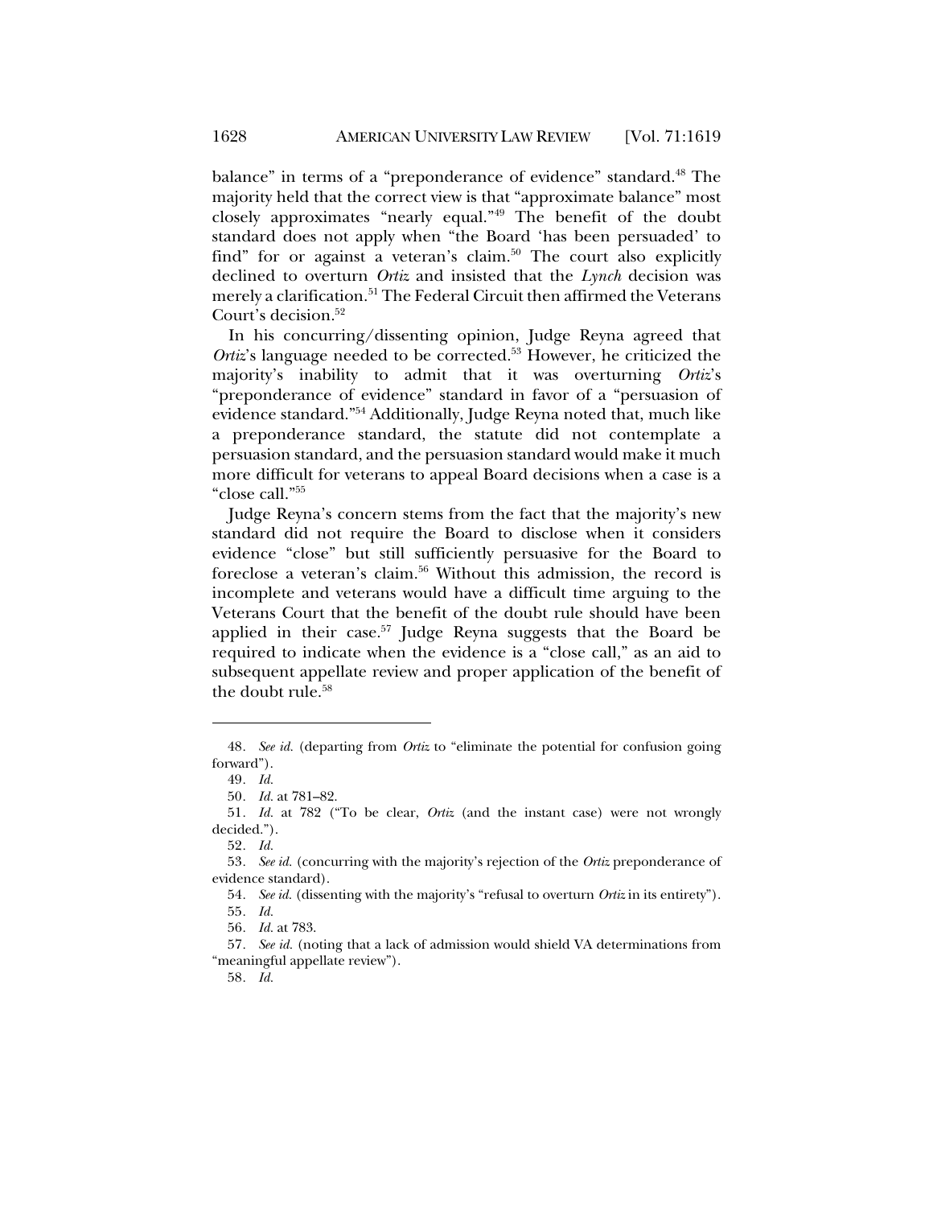balance" in terms of a "preponderance of evidence" standard.[48] The majority held that the correct view is that "approximate balance" most closely approximates "nearly equal."[49] The benefit of the doubt standard does not apply when "the Board 'has been persuaded' to find" for or against a veteran's claim.[50] The court also explicitly declined to overturn *Ortiz* and insisted that the *Lynch* decision was merely a clarification.[51] The Federal Circuit then affirmed the Veterans Court's decision.[52]

In his concurring/dissenting opinion, Judge Reyna agreed that *Ortiz*'s language needed to be corrected.[53] However, he criticized the majority's inability to admit that it was overturning *Ortiz*'s "preponderance of evidence" standard in favor of a "persuasion of evidence standard."[54] Additionally, Judge Reyna noted that, much like a preponderance standard, the statute did not contemplate a persuasion standard, and the persuasion standard would make it much more difficult for veterans to appeal Board decisions when a case is a "close call."[55]

Judge Reyna's concern stems from the fact that the majority's new standard did not require the Board to disclose when it considers evidence "close" but still sufficiently persuasive for the Board to foreclose a veteran's claim.[56] Without this admission, the record is incomplete and veterans would have a difficult time arguing to the Veterans Court that the benefit of the doubt rule should have been applied in their case.[57] Judge Reyna suggests that the Board be required to indicate when the evidence is a "close call," as an aid to subsequent appellate review and proper application of the benefit of the doubt rule.[58]

---

48. *See id.* (departing from *Ortiz* to "eliminate the potential for confusion going forward").

49. *Id.*

50. *Id.* at 781–82.

51. *Id.* at 782 ("To be clear, *Ortiz* (and the instant case) were not wrongly decided.").

52. *Id.*

53. *See id.* (concurring with the majority's rejection of the *Ortiz* preponderance of evidence standard).

54. *See id.* (dissenting with the majority's "refusal to overturn *Ortiz* in its entirety").

55. *Id.*

56. *Id.* at 783.

57. *See id.* (noting that a lack of admission would shield VA determinations from "meaningful appellate review").

58. *Id.*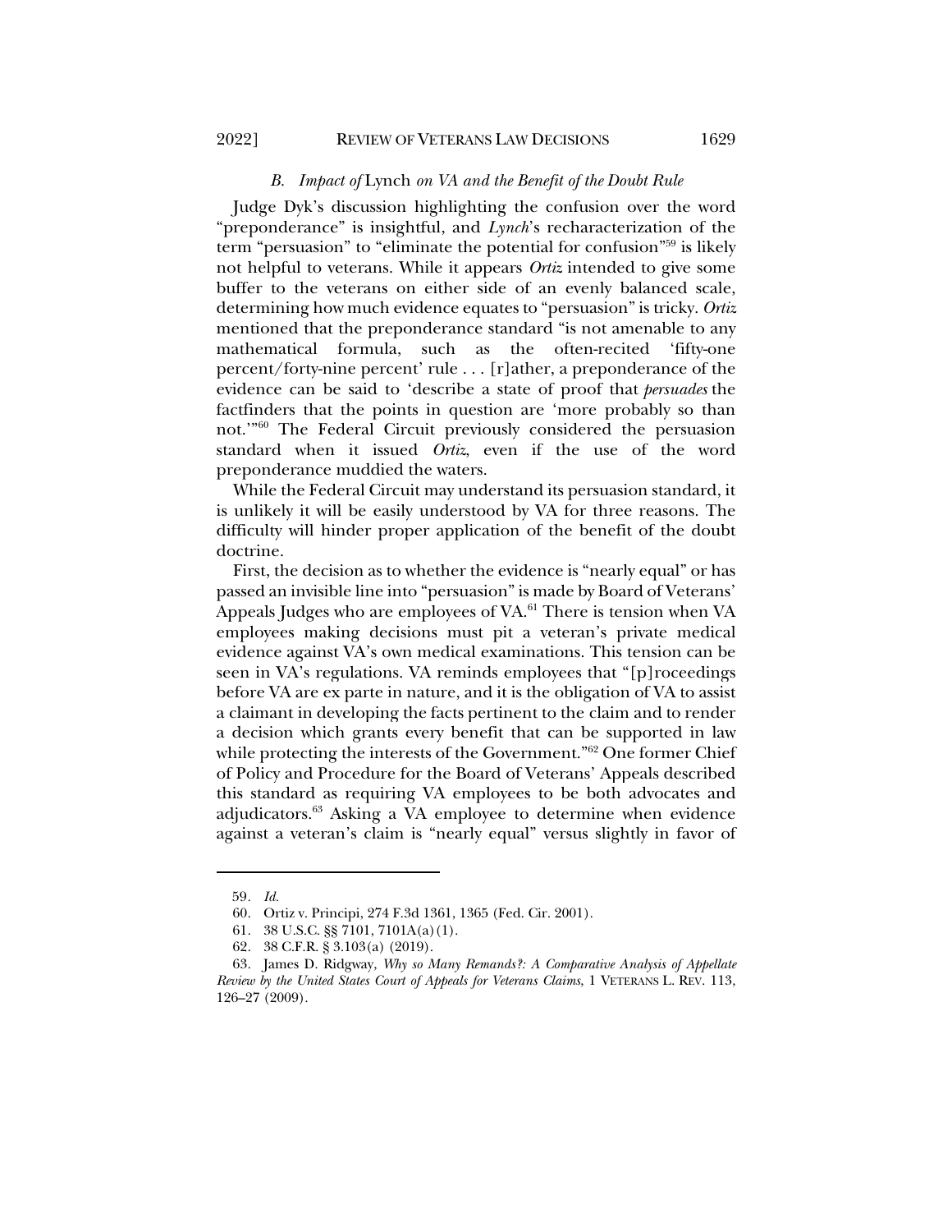### B. Impact of *Lynch* on VA and the Benefit of the Doubt Rule

Judge Dyk's discussion highlighting the confusion over the word "preponderance" is insightful, and *Lynch*'s recharacterization of the term "persuasion" to "eliminate the potential for confusion"[59] is likely not helpful to veterans. While it appears *Ortiz* intended to give some buffer to the veterans on either side of an evenly balanced scale, determining how much evidence equates to "persuasion" is tricky. *Ortiz* mentioned that the preponderance standard "is not amenable to any mathematical formula, such as the often-recited 'fifty-one percent/forty-nine percent' rule . . . [r]ather, a preponderance of the evidence can be said to 'describe a state of proof that *persuades* the factfinders that the points in question are 'more probably so than not.'"[60] The Federal Circuit previously considered the persuasion standard when it issued *Ortiz*, even if the use of the word preponderance muddied the waters.

While the Federal Circuit may understand its persuasion standard, it is unlikely it will be easily understood by VA for three reasons. The difficulty will hinder proper application of the benefit of the doubt doctrine.

First, the decision as to whether the evidence is "nearly equal" or has passed an invisible line into "persuasion" is made by Board of Veterans' Appeals Judges who are employees of VA.[61] There is tension when VA employees making decisions must pit a veteran's private medical evidence against VA's own medical examinations. This tension can be seen in VA's regulations. VA reminds employees that "[p]roceedings before VA are ex parte in nature, and it is the obligation of VA to assist a claimant in developing the facts pertinent to the claim and to render a decision which grants every benefit that can be supported in law while protecting the interests of the Government."[62] One former Chief of Policy and Procedure for the Board of Veterans' Appeals described this standard as requiring VA employees to be both advocates and adjudicators.[63] Asking a VA employee to determine when evidence against a veteran's claim is "nearly equal" versus slightly in favor of

---

59. *Id.*

60. Ortiz v. Principi, 274 F.3d 1361, 1365 (Fed. Cir. 2001).

61. 38 U.S.C. §§ 7101, 7101A(a)(1).

62. 38 C.F.R. § 3.103(a) (2019).

63. James D. Ridgway, *Why so Many Remands?: A Comparative Analysis of Appellate Review by the United States Court of Appeals for Veterans Claims*, 1 VETERANS L. REV. 113, 126–27 (2009).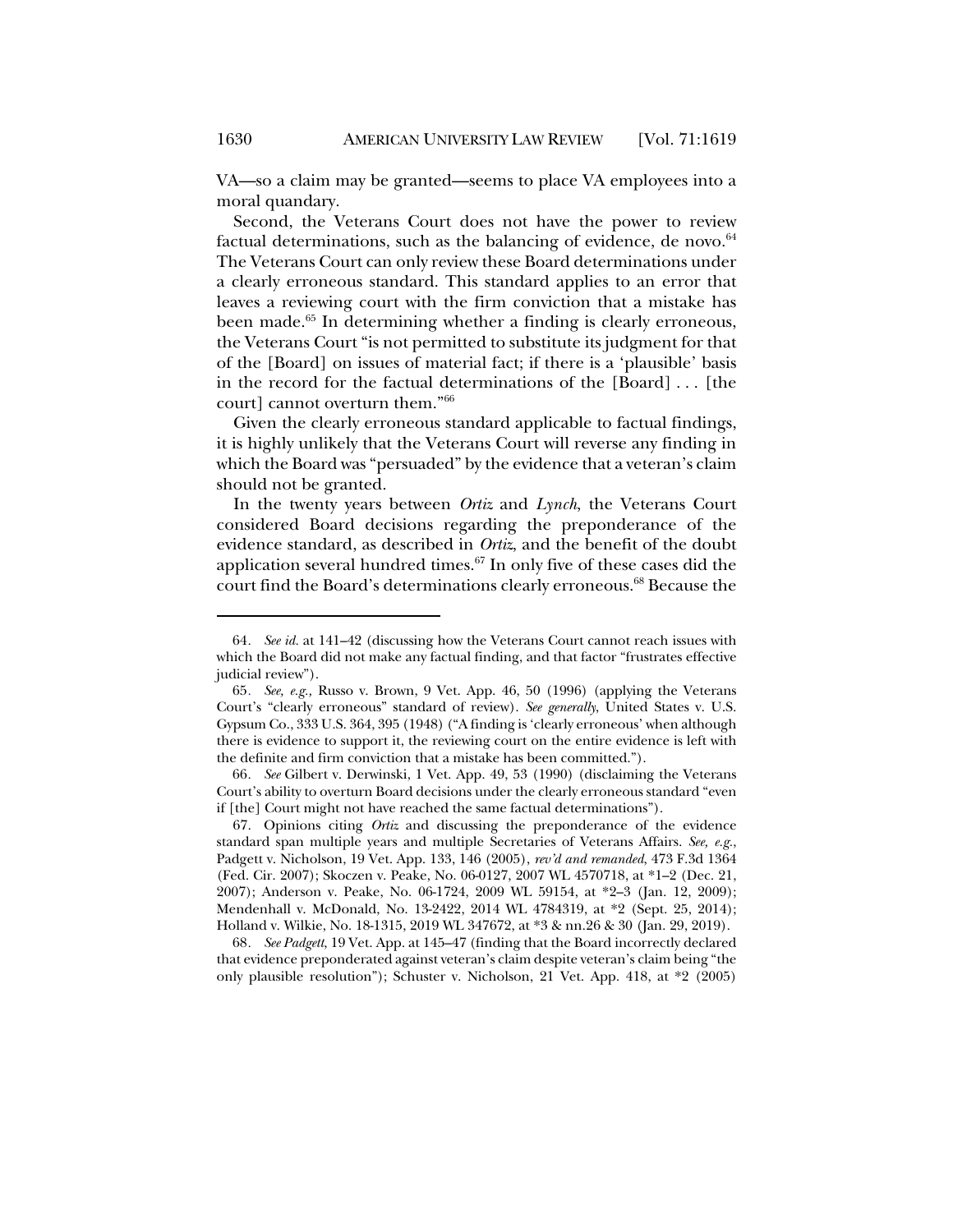VA—so a claim may be granted—seems to place VA employees into a moral quandary.

Second, the Veterans Court does not have the power to review factual determinations, such as the balancing of evidence, de novo.[64] The Veterans Court can only review these Board determinations under a clearly erroneous standard. This standard applies to an error that leaves a reviewing court with the firm conviction that a mistake has been made.[65] In determining whether a finding is clearly erroneous, the Veterans Court "is not permitted to substitute its judgment for that of the [Board] on issues of material fact; if there is a 'plausible' basis in the record for the factual determinations of the [Board] . . . [the court] cannot overturn them."[66]

Given the clearly erroneous standard applicable to factual findings, it is highly unlikely that the Veterans Court will reverse any finding in which the Board was "persuaded" by the evidence that a veteran's claim should not be granted.

In the twenty years between *Ortiz* and *Lynch*, the Veterans Court considered Board decisions regarding the preponderance of the evidence standard, as described in *Ortiz*, and the benefit of the doubt application several hundred times.[67] In only five of these cases did the court find the Board's determinations clearly erroneous.[68] Because the

---

64. *See id.* at 141–42 (discussing how the Veterans Court cannot reach issues with which the Board did not make any factual finding, and that factor "frustrates effective judicial review").

65. *See, e.g.,* Russo v. Brown, 9 Vet. App. 46, 50 (1996) (applying the Veterans Court's "clearly erroneous" standard of review). *See generally*, United States v. U.S. Gypsum Co., 333 U.S. 364, 395 (1948) ("A finding is 'clearly erroneous' when although there is evidence to support it, the reviewing court on the entire evidence is left with the definite and firm conviction that a mistake has been committed.").

66. *See* Gilbert v. Derwinski, 1 Vet. App. 49, 53 (1990) (disclaiming the Veterans Court's ability to overturn Board decisions under the clearly erroneous standard "even if [the] Court might not have reached the same factual determinations").

67. Opinions citing *Ortiz* and discussing the preponderance of the evidence standard span multiple years and multiple Secretaries of Veterans Affairs. *See, e.g.*, Padgett v. Nicholson, 19 Vet. App. 133, 146 (2005), *rev'd and remanded*, 473 F.3d 1364 (Fed. Cir. 2007); Skoczen v. Peake, No. 06-0127, 2007 WL 4570718, at *1–2 (Dec. 21, 2007); Anderson v. Peake, No. 06-1724, 2009 WL 59154, at *2–3 (Jan. 12, 2009); Mendenhall v. McDonald, No. 13-2422, 2014 WL 4784319, at *2 (Sept. 25, 2014); Holland v. Wilkie, No. 18-1315, 2019 WL 347672, at *3 & nn.26 & 30 (Jan. 29, 2019).

68. *See Padgett*, 19 Vet. App. at 145–47 (finding that the Board incorrectly declared that evidence preponderated against veteran's claim despite veteran's claim being "the only plausible resolution"); Schuster v. Nicholson, 21 Vet. App. 418, at *2 (2005)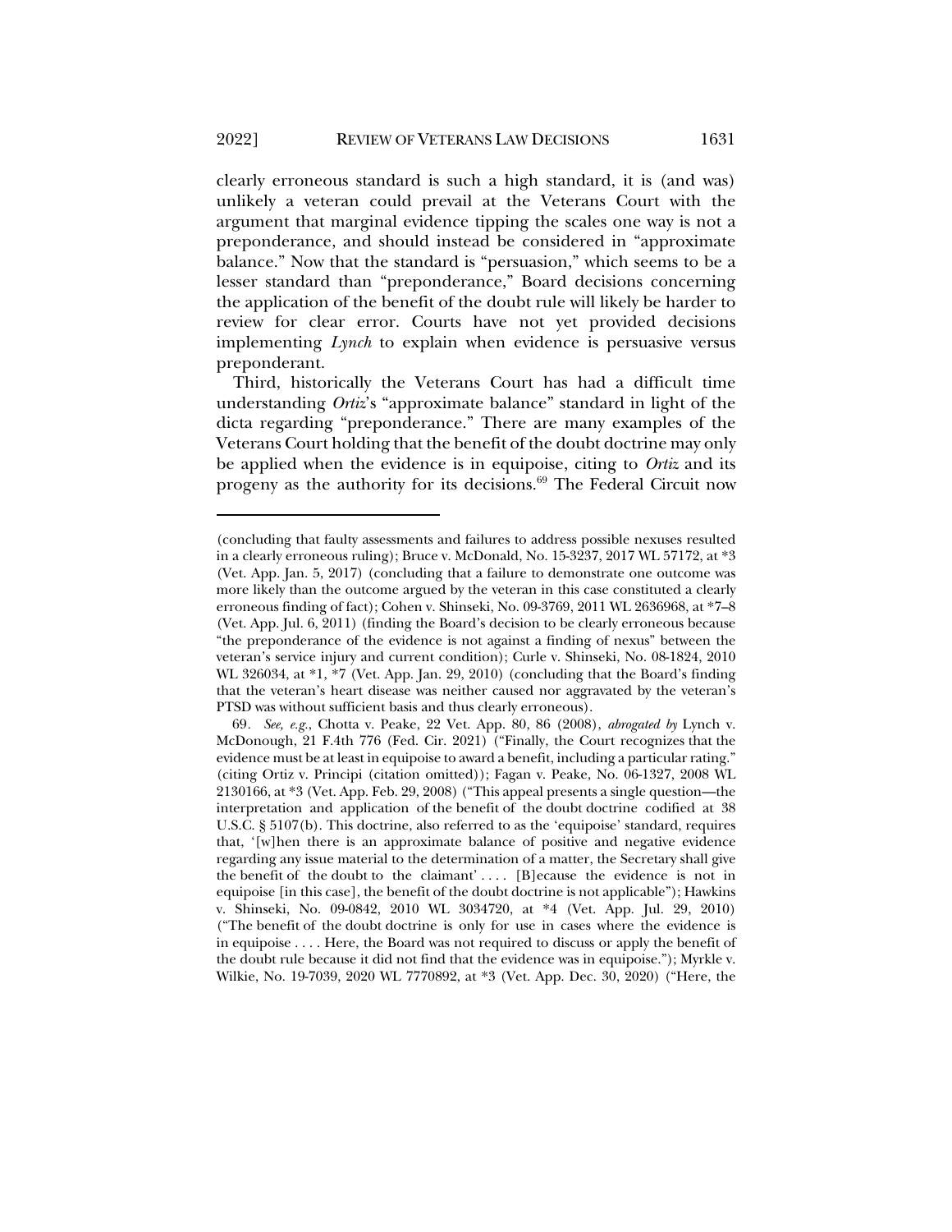clearly erroneous standard is such a high standard, it is (and was) unlikely a veteran could prevail at the Veterans Court with the argument that marginal evidence tipping the scales one way is not a preponderance, and should instead be considered in "approximate balance." Now that the standard is "persuasion," which seems to be a lesser standard than "preponderance," Board decisions concerning the application of the benefit of the doubt rule will likely be harder to review for clear error. Courts have not yet provided decisions implementing *Lynch* to explain when evidence is persuasive versus preponderant.

Third, historically the Veterans Court has had a difficult time understanding *Ortiz*'s "approximate balance" standard in light of the dicta regarding "preponderance." There are many examples of the Veterans Court holding that the benefit of the doubt doctrine may only be applied when the evidence is in equipoise, citing to *Ortiz* and its progeny as the authority for its decisions.[69] The Federal Circuit now

---

(concluding that faulty assessments and failures to address possible nexuses resulted in a clearly erroneous ruling); Bruce v. McDonald, No. 15-3237, 2017 WL 57172, at *3 (Vet. App. Jan. 5, 2017) (concluding that a failure to demonstrate one outcome was more likely than the outcome argued by the veteran in this case constituted a clearly erroneous finding of fact); Cohen v. Shinseki, No. 09-3769, 2011 WL 2636968, at *7–8 (Vet. App. Jul. 6, 2011) (finding the Board's decision to be clearly erroneous because "the preponderance of the evidence is not against a finding of nexus" between the veteran's service injury and current condition); Curle v. Shinseki, No. 08-1824, 2010 WL 326034, at *1, *7 (Vet. App. Jan. 29, 2010) (concluding that the Board's finding that the veteran's heart disease was neither caused nor aggravated by the veteran's PTSD was without sufficient basis and thus clearly erroneous).

69. *See, e.g.*, Chotta v. Peake, 22 Vet. App. 80, 86 (2008), *abrogated by* Lynch v. McDonough, 21 F.4th 776 (Fed. Cir. 2021) ("Finally, the Court recognizes that the evidence must be at least in equipoise to award a benefit, including a particular rating." (citing Ortiz v. Principi (citation omitted)); Fagan v. Peake, No. 06-1327, 2008 WL 2130166, at *3 (Vet. App. Feb. 29, 2008) ("This appeal presents a single question—the interpretation and application of the benefit of the doubt doctrine codified at 38 U.S.C. § 5107(b). This doctrine, also referred to as the 'equipoise' standard, requires that, '[w]hen there is an approximate balance of positive and negative evidence regarding any issue material to the determination of a matter, the Secretary shall give the benefit of the doubt to the claimant' . . . . [B]ecause the evidence is not in equipoise [in this case], the benefit of the doubt doctrine is not applicable"); Hawkins v. Shinseki, No. 09-0842, 2010 WL 3034720, at *4 (Vet. App. Jul. 29, 2010) ("The benefit of the doubt doctrine is only for use in cases where the evidence is in equipoise . . . . Here, the Board was not required to discuss or apply the benefit of the doubt rule because it did not find that the evidence was in equipoise."); Myrkle v. Wilkie, No. 19-7039, 2020 WL 7770892, at *3 (Vet. App. Dec. 30, 2020) ("Here, the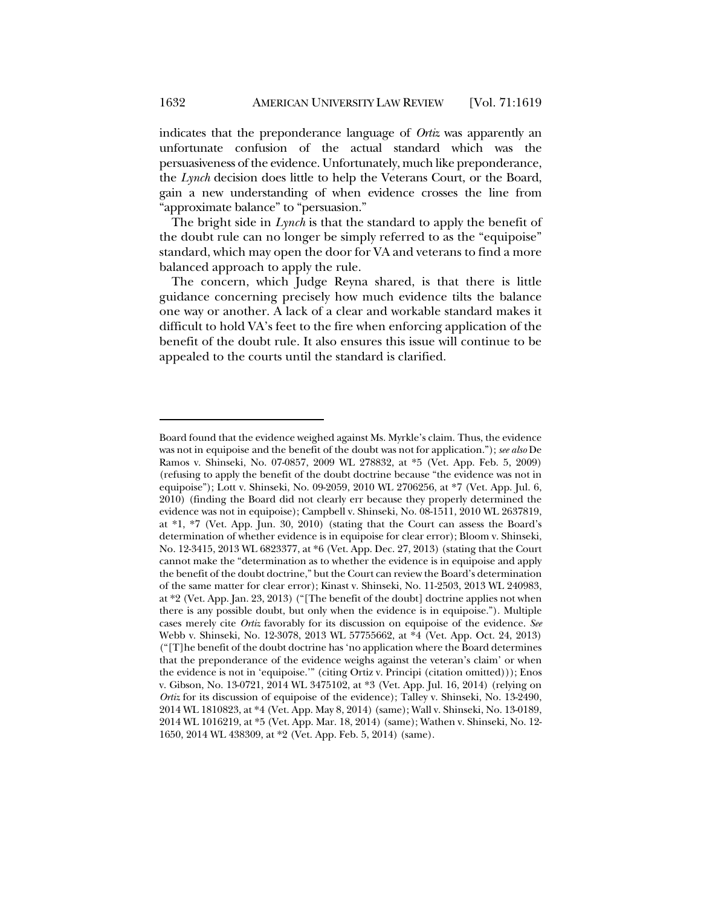indicates that the preponderance language of *Ortiz* was apparently an unfortunate confusion of the actual standard which was the persuasiveness of the evidence. Unfortunately, much like preponderance, the *Lynch* decision does little to help the Veterans Court, or the Board, gain a new understanding of when evidence crosses the line from "approximate balance" to "persuasion."

The bright side in *Lynch* is that the standard to apply the benefit of the doubt rule can no longer be simply referred to as the "equipoise" standard, which may open the door for VA and veterans to find a more balanced approach to apply the rule.

The concern, which Judge Reyna shared, is that there is little guidance concerning precisely how much evidence tilts the balance one way or another. A lack of a clear and workable standard makes it difficult to hold VA's feet to the fire when enforcing application of the benefit of the doubt rule. It also ensures this issue will continue to be appealed to the courts until the standard is clarified.

---

Board found that the evidence weighed against Ms. Myrkle's claim. Thus, the evidence was not in equipoise and the benefit of the doubt was not for application."); *see also* De Ramos v. Shinseki, No. 07-0857, 2009 WL 278832, at *5 (Vet. App. Feb. 5, 2009) (refusing to apply the benefit of the doubt doctrine because "the evidence was not in equipoise"); Lott v. Shinseki, No. 09-2059, 2010 WL 2706256, at *7 (Vet. App. Jul. 6, 2010) (finding the Board did not clearly err because they properly determined the evidence was not in equipoise); Campbell v. Shinseki, No. 08-1511, 2010 WL 2637819, at *1, *7 (Vet. App. Jun. 30, 2010) (stating that the Court can assess the Board's determination of whether evidence is in equipoise for clear error); Bloom v. Shinseki, No. 12-3415, 2013 WL 6823377, at *6 (Vet. App. Dec. 27, 2013) (stating that the Court cannot make the "determination as to whether the evidence is in equipoise and apply the benefit of the doubt doctrine," but the Court can review the Board's determination of the same matter for clear error); Kinast v. Shinseki, No. 11-2503, 2013 WL 240983, at *2 (Vet. App. Jan. 23, 2013) ("[The benefit of the doubt] doctrine applies not when there is any possible doubt, but only when the evidence is in equipoise."). Multiple cases merely cite *Ortiz* favorably for its discussion on equipoise of the evidence. *See* Webb v. Shinseki, No. 12-3078, 2013 WL 57755662, at *4 (Vet. App. Oct. 24, 2013) ("[T]he benefit of the doubt doctrine has 'no application where the Board determines that the preponderance of the evidence weighs against the veteran's claim' or when the evidence is not in 'equipoise.'" (citing Ortiz v. Principi (citation omitted))); Enos v. Gibson, No. 13-0721, 2014 WL 3475102, at *3 (Vet. App. Jul. 16, 2014) (relying on *Ortiz* for its discussion of equipoise of the evidence); Talley v. Shinseki, No. 13-2490, 2014 WL 1810823, at *4 (Vet. App. May 8, 2014) (same); Wall v. Shinseki, No. 13-0189, 2014 WL 1016219, at *5 (Vet. App. Mar. 18, 2014) (same); Wathen v. Shinseki, No. 12-1650, 2014 WL 438309, at *2 (Vet. App. Feb. 5, 2014) (same).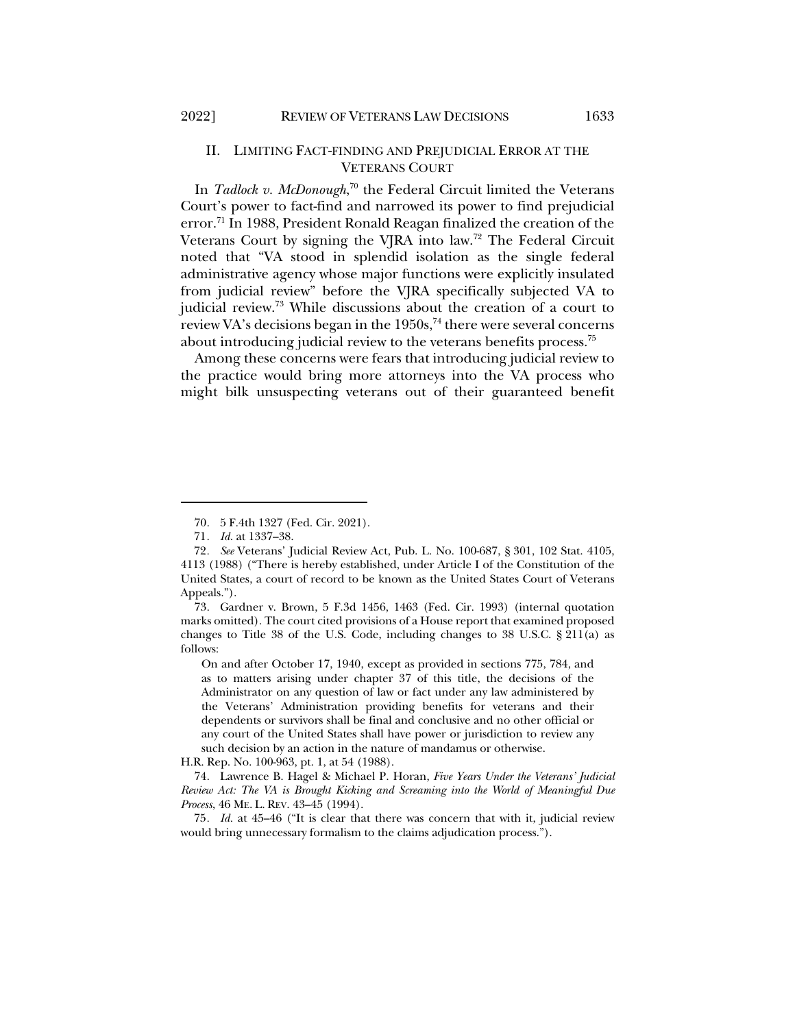## II. LIMITING FACT-FINDING AND PREJUDICIAL ERROR AT THE VETERANS COURT

In *Tadlock v. McDonough*,[70] the Federal Circuit limited the Veterans Court's power to fact-find and narrowed its power to find prejudicial error.[71] In 1988, President Ronald Reagan finalized the creation of the Veterans Court by signing the VJRA into law.[72] The Federal Circuit noted that "VA stood in splendid isolation as the single federal administrative agency whose major functions were explicitly insulated from judicial review" before the VJRA specifically subjected VA to judicial review.[73] While discussions about the creation of a court to review VA's decisions began in the 1950s,[74] there were several concerns about introducing judicial review to the veterans benefits process.[75]

Among these concerns were fears that introducing judicial review to the practice would bring more attorneys into the VA process who might bilk unsuspecting veterans out of their guaranteed benefit

---

70. 5 F.4th 1327 (Fed. Cir. 2021).

71. *Id.* at 1337–38.

72. *See* Veterans' Judicial Review Act, Pub. L. No. 100-687, § 301, 102 Stat. 4105, 4113 (1988) ("There is hereby established, under Article I of the Constitution of the United States, a court of record to be known as the United States Court of Veterans Appeals.").

73. Gardner v. Brown, 5 F.3d 1456, 1463 (Fed. Cir. 1993) (internal quotation marks omitted). The court cited provisions of a House report that examined proposed changes to Title 38 of the U.S. Code, including changes to 38 U.S.C. § 211(a) as follows:

> On and after October 17, 1940, except as provided in sections 775, 784, and as to matters arising under chapter 37 of this title, the decisions of the Administrator on any question of law or fact under any law administered by the Veterans' Administration providing benefits for veterans and their dependents or survivors shall be final and conclusive and no other official or any court of the United States shall have power or jurisdiction to review any such decision by an action in the nature of mandamus or otherwise.

H.R. Rep. No. 100-963, pt. 1, at 54 (1988).

74. Lawrence B. Hagel & Michael P. Horan, *Five Years Under the Veterans' Judicial Review Act: The VA is Brought Kicking and Screaming into the World of Meaningful Due Process*, 46 ME. L. REV. 43–45 (1994).

75. *Id.* at 45–46 ("It is clear that there was concern that with it, judicial review would bring unnecessary formalism to the claims adjudication process.").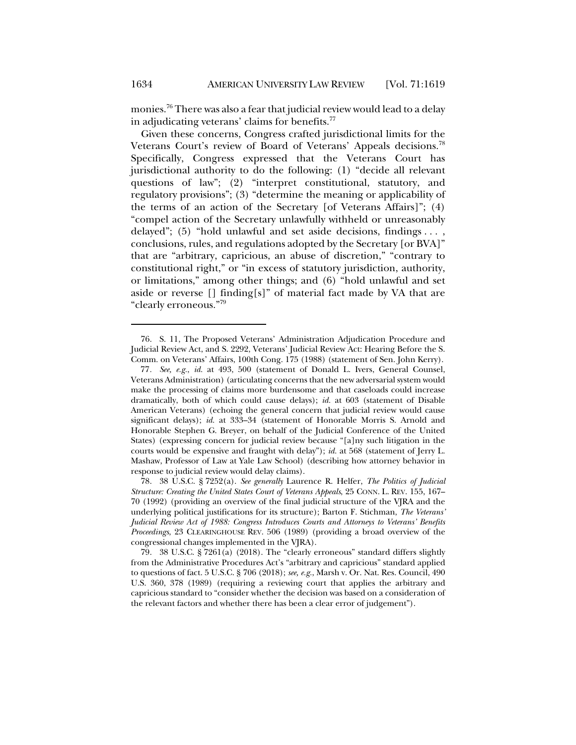monies.[76] There was also a fear that judicial review would lead to a delay in adjudicating veterans' claims for benefits.[77]

Given these concerns, Congress crafted jurisdictional limits for the Veterans Court's review of Board of Veterans' Appeals decisions.[78] Specifically, Congress expressed that the Veterans Court has jurisdictional authority to do the following: (1) "decide all relevant questions of law"; (2) "interpret constitutional, statutory, and regulatory provisions"; (3) "determine the meaning or applicability of the terms of an action of the Secretary [of Veterans Affairs]"; (4) "compel action of the Secretary unlawfully withheld or unreasonably delayed"; (5) "hold unlawful and set aside decisions, findings . . . , conclusions, rules, and regulations adopted by the Secretary [or BVA]" that are "arbitrary, capricious, an abuse of discretion," "contrary to constitutional right," or "in excess of statutory jurisdiction, authority, or limitations," among other things; and (6) "hold unlawful and set aside or reverse [] finding[s]" of material fact made by VA that are "clearly erroneous."[79]

---

76. S. 11, The Proposed Veterans' Administration Adjudication Procedure and Judicial Review Act, and S. 2292, Veterans' Judicial Review Act: Hearing Before the S. Comm. on Veterans' Affairs, 100th Cong. 175 (1988) (statement of Sen. John Kerry).

77. *See, e.g.*, *id.* at 493, 500 (statement of Donald L. Ivers, General Counsel, Veterans Administration) (articulating concerns that the new adversarial system would make the processing of claims more burdensome and that caseloads could increase dramatically, both of which could cause delays); *id.* at 603 (statement of Disable American Veterans) (echoing the general concern that judicial review would cause significant delays); *id.* at 333–34 (statement of Honorable Morris S. Arnold and Honorable Stephen G. Breyer, on behalf of the Judicial Conference of the United States) (expressing concern for judicial review because "[a]ny such litigation in the courts would be expensive and fraught with delay"); *id.* at 568 (statement of Jerry L. Mashaw, Professor of Law at Yale Law School) (describing how attorney behavior in response to judicial review would delay claims).

78. 38 U.S.C. § 7252(a). *See generally* Laurence R. Helfer, *The Politics of Judicial Structure: Creating the United States Court of Veterans Appeals*, 25 CONN. L. REV. 155, 167–70 (1992) (providing an overview of the final judicial structure of the VJRA and the underlying political justifications for its structure); Barton F. Stichman, *The Veterans' Judicial Review Act of 1988: Congress Introduces Courts and Attorneys to Veterans' Benefits Proceedings*, 23 CLEARINGHOUSE REV. 506 (1989) (providing a broad overview of the congressional changes implemented in the VJRA).

79. 38 U.S.C. § 7261(a) (2018). The "clearly erroneous" standard differs slightly from the Administrative Procedures Act's "arbitrary and capricious" standard applied to questions of fact. 5 U.S.C. § 706 (2018); *see, e.g.*, Marsh v. Or. Nat. Res. Council, 490 U.S. 360, 378 (1989) (requiring a reviewing court that applies the arbitrary and capricious standard to "consider whether the decision was based on a consideration of the relevant factors and whether there has been a clear error of judgement").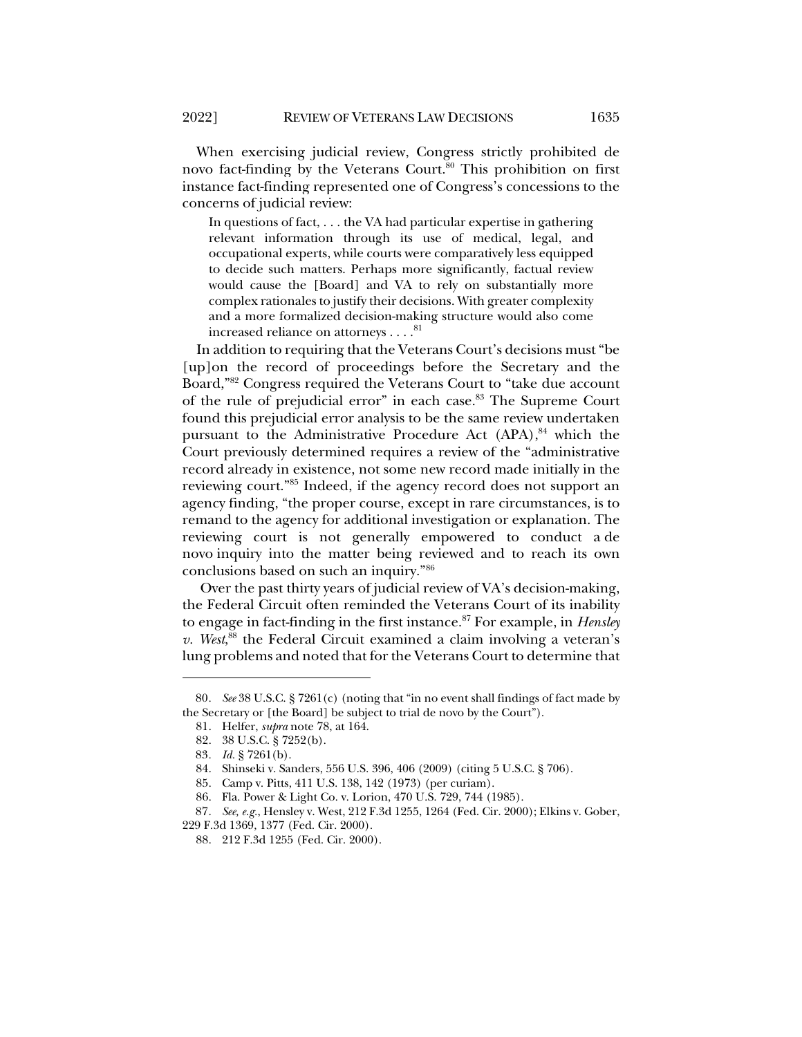When exercising judicial review, Congress strictly prohibited de novo fact-finding by the Veterans Court.[80] This prohibition on first instance fact-finding represented one of Congress's concessions to the concerns of judicial review:

> In questions of fact, . . . the VA had particular expertise in gathering relevant information through its use of medical, legal, and occupational experts, while courts were comparatively less equipped to decide such matters. Perhaps more significantly, factual review would cause the [Board] and VA to rely on substantially more complex rationales to justify their decisions. With greater complexity and a more formalized decision-making structure would also come increased reliance on attorneys . . . .[81]

In addition to requiring that the Veterans Court's decisions must "be [up]on the record of proceedings before the Secretary and the Board,"[82] Congress required the Veterans Court to "take due account of the rule of prejudicial error" in each case.[83] The Supreme Court found this prejudicial error analysis to be the same review undertaken pursuant to the Administrative Procedure Act (APA),[84] which the Court previously determined requires a review of the "administrative record already in existence, not some new record made initially in the reviewing court."[85] Indeed, if the agency record does not support an agency finding, "the proper course, except in rare circumstances, is to remand to the agency for additional investigation or explanation. The reviewing court is not generally empowered to conduct a de novo inquiry into the matter being reviewed and to reach its own conclusions based on such an inquiry."[86]

Over the past thirty years of judicial review of VA's decision-making, the Federal Circuit often reminded the Veterans Court of its inability to engage in fact-finding in the first instance.[87] For example, in *Hensley v. West*,[88] the Federal Circuit examined a claim involving a veteran's lung problems and noted that for the Veterans Court to determine that

---

80. *See* 38 U.S.C. § 7261(c) (noting that "in no event shall findings of fact made by the Secretary or [the Board] be subject to trial de novo by the Court").

81. Helfer, *supra* note 78, at 164.

82. 38 U.S.C. § 7252(b).

83. *Id.* § 7261(b).

84. Shinseki v. Sanders, 556 U.S. 396, 406 (2009) (citing 5 U.S.C. § 706).

85. Camp v. Pitts, 411 U.S. 138, 142 (1973) (per curiam).

86. Fla. Power & Light Co. v. Lorion, 470 U.S. 729, 744 (1985).

87. *See, e.g.*, Hensley v. West, 212 F.3d 1255, 1264 (Fed. Cir. 2000); Elkins v. Gober, 229 F.3d 1369, 1377 (Fed. Cir. 2000).

88. 212 F.3d 1255 (Fed. Cir. 2000).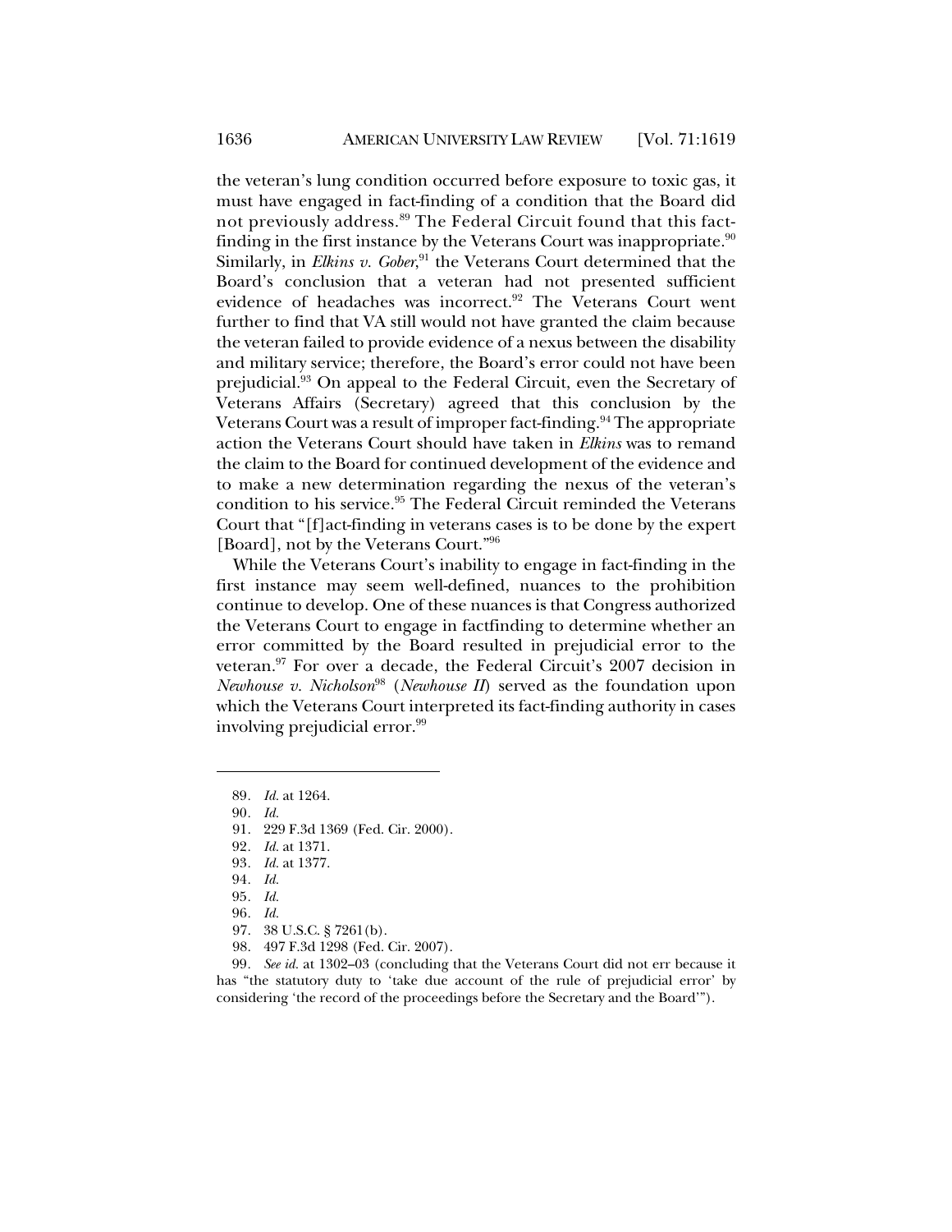the veteran's lung condition occurred before exposure to toxic gas, it must have engaged in fact-finding of a condition that the Board did not previously address.[89] The Federal Circuit found that this fact-finding in the first instance by the Veterans Court was inappropriate.[90] Similarly, in *Elkins v. Gober*,[91] the Veterans Court determined that the Board's conclusion that a veteran had not presented sufficient evidence of headaches was incorrect.[92] The Veterans Court went further to find that VA still would not have granted the claim because the veteran failed to provide evidence of a nexus between the disability and military service; therefore, the Board's error could not have been prejudicial.[93] On appeal to the Federal Circuit, even the Secretary of Veterans Affairs (Secretary) agreed that this conclusion by the Veterans Court was a result of improper fact-finding.[94] The appropriate action the Veterans Court should have taken in *Elkins* was to remand the claim to the Board for continued development of the evidence and to make a new determination regarding the nexus of the veteran's condition to his service.[95] The Federal Circuit reminded the Veterans Court that "[f]act-finding in veterans cases is to be done by the expert [Board], not by the Veterans Court."[96]

While the Veterans Court's inability to engage in fact-finding in the first instance may seem well-defined, nuances to the prohibition continue to develop. One of these nuances is that Congress authorized the Veterans Court to engage in factfinding to determine whether an error committed by the Board resulted in prejudicial error to the veteran.[97] For over a decade, the Federal Circuit's 2007 decision in *Newhouse v. Nicholson*[98] (*Newhouse II*) served as the foundation upon which the Veterans Court interpreted its fact-finding authority in cases involving prejudicial error.[99]

---

89. *Id.* at 1264.

90. *Id.*

91. 229 F.3d 1369 (Fed. Cir. 2000).

92. *Id.* at 1371.

93. *Id.* at 1377.

94. *Id.*

95. *Id.*

96. *Id.*

97. 38 U.S.C. § 7261(b).

98. 497 F.3d 1298 (Fed. Cir. 2007).

99. *See id.* at 1302–03 (concluding that the Veterans Court did not err because it has "the statutory duty to 'take due account of the rule of prejudicial error' by considering 'the record of the proceedings before the Secretary and the Board'").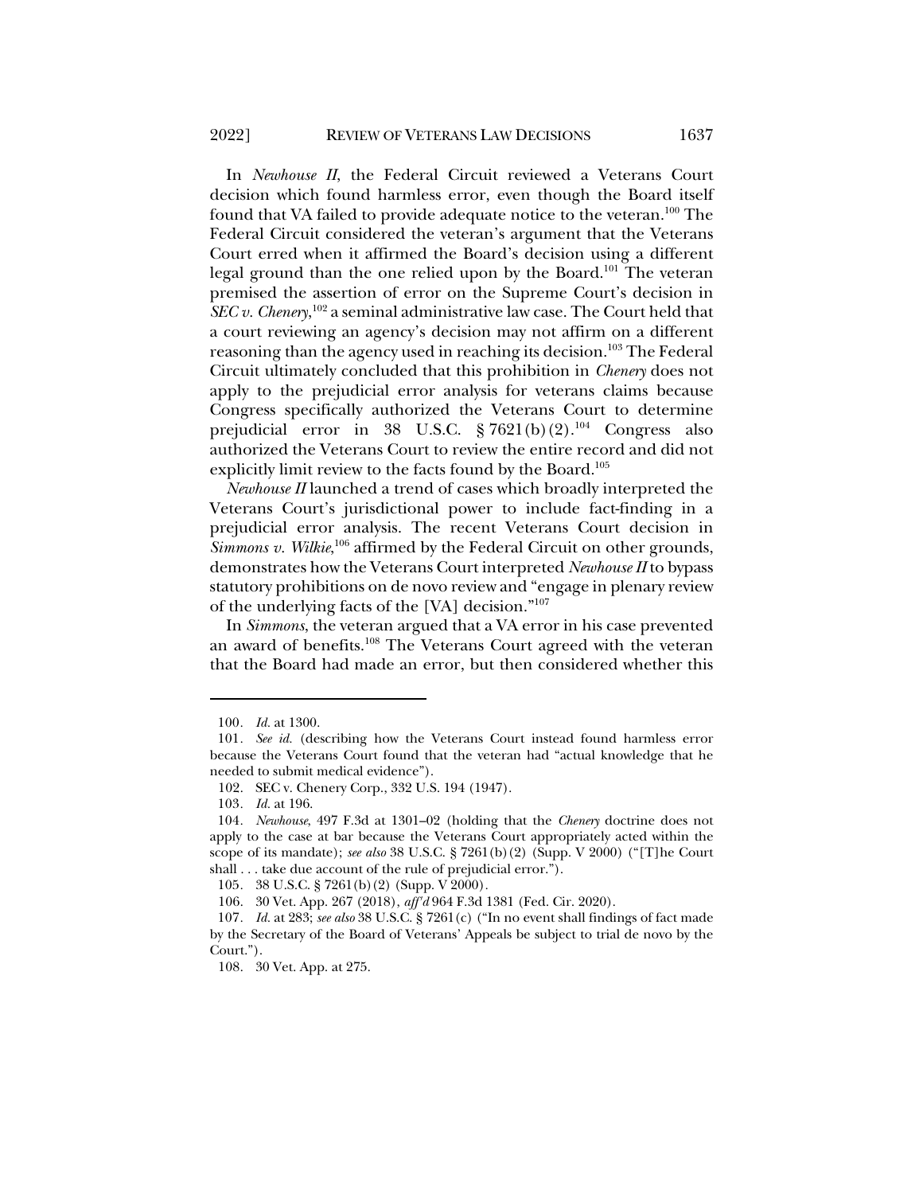In *Newhouse II*, the Federal Circuit reviewed a Veterans Court decision which found harmless error, even though the Board itself found that VA failed to provide adequate notice to the veteran.[100] The Federal Circuit considered the veteran's argument that the Veterans Court erred when it affirmed the Board's decision using a different legal ground than the one relied upon by the Board.[101] The veteran premised the assertion of error on the Supreme Court's decision in *SEC v. Chenery*,[102] a seminal administrative law case. The Court held that a court reviewing an agency's decision may not affirm on a different reasoning than the agency used in reaching its decision.[103] The Federal Circuit ultimately concluded that this prohibition in *Chenery* does not apply to the prejudicial error analysis for veterans claims because Congress specifically authorized the Veterans Court to determine prejudicial error in 38 U.S.C. § 7621(b)(2).[104] Congress also authorized the Veterans Court to review the entire record and did not explicitly limit review to the facts found by the Board.[105]

*Newhouse II* launched a trend of cases which broadly interpreted the Veterans Court's jurisdictional power to include fact-finding in a prejudicial error analysis. The recent Veterans Court decision in *Simmons v. Wilkie*,[106] affirmed by the Federal Circuit on other grounds, demonstrates how the Veterans Court interpreted *Newhouse II* to bypass statutory prohibitions on de novo review and "engage in plenary review of the underlying facts of the [VA] decision."[107]

In *Simmons*, the veteran argued that a VA error in his case prevented an award of benefits.[108] The Veterans Court agreed with the veteran that the Board had made an error, but then considered whether this

---

100. *Id.* at 1300.

101. *See id.* (describing how the Veterans Court instead found harmless error because the Veterans Court found that the veteran had "actual knowledge that he needed to submit medical evidence").

102. SEC v. Chenery Corp., 332 U.S. 194 (1947).

103. *Id.* at 196.

104. *Newhouse*, 497 F.3d at 1301–02 (holding that the *Chenery* doctrine does not apply to the case at bar because the Veterans Court appropriately acted within the scope of its mandate); *see also* 38 U.S.C. § 7261(b)(2) (Supp. V 2000) ("[T]he Court shall . . . take due account of the rule of prejudicial error.").

105. 38 U.S.C. § 7261(b)(2) (Supp. V 2000).

106. 30 Vet. App. 267 (2018), *aff'd* 964 F.3d 1381 (Fed. Cir. 2020).

107. *Id.* at 283; *see also* 38 U.S.C. § 7261(c) ("In no event shall findings of fact made by the Secretary of the Board of Veterans' Appeals be subject to trial de novo by the Court.").

108. 30 Vet. App. at 275.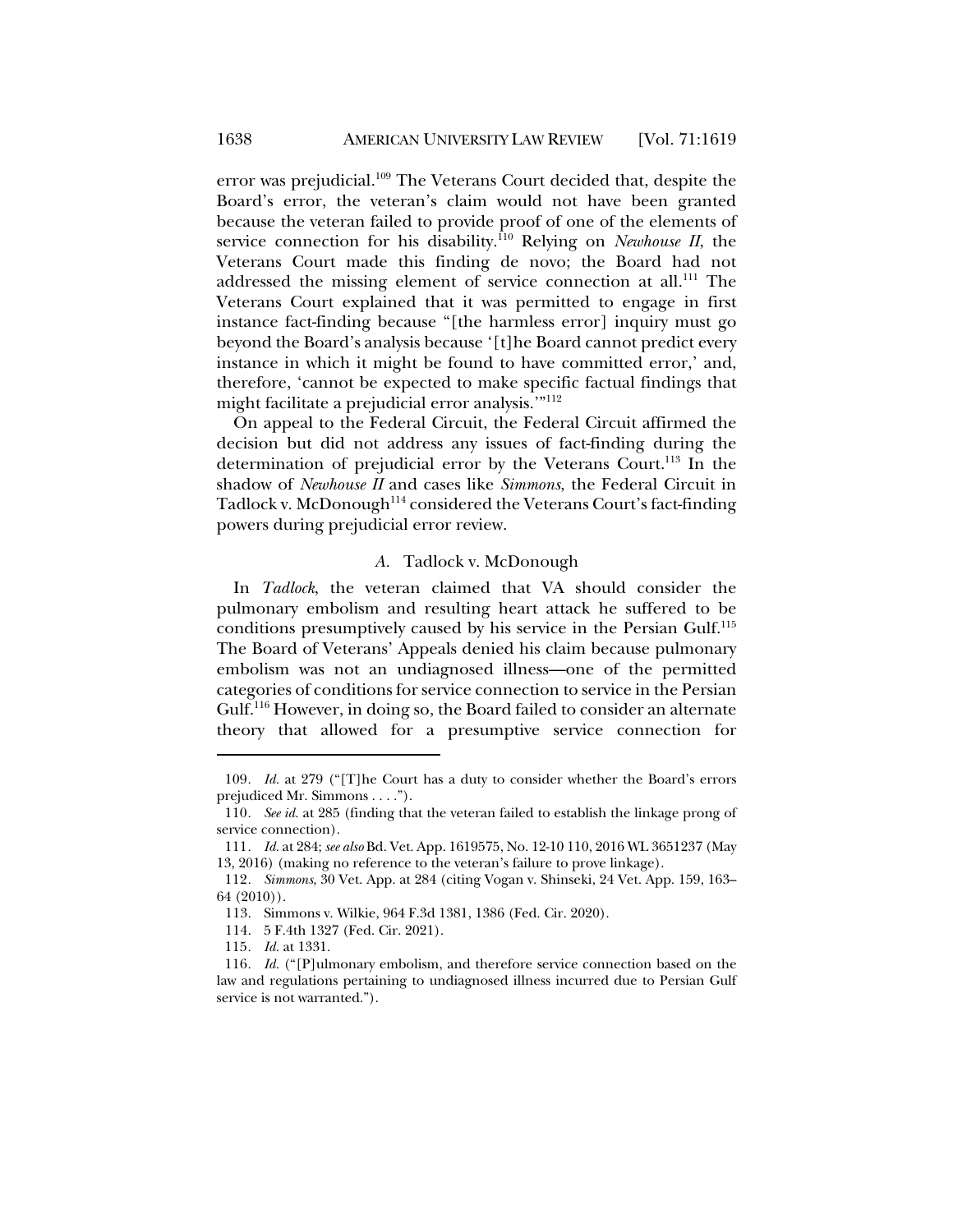error was prejudicial.[109] The Veterans Court decided that, despite the Board's error, the veteran's claim would not have been granted because the veteran failed to provide proof of one of the elements of service connection for his disability.[110] Relying on *Newhouse II*, the Veterans Court made this finding de novo; the Board had not addressed the missing element of service connection at all.[111] The Veterans Court explained that it was permitted to engage in first instance fact-finding because "[the harmless error] inquiry must go beyond the Board's analysis because '[t]he Board cannot predict every instance in which it might be found to have committed error,' and, therefore, 'cannot be expected to make specific factual findings that might facilitate a prejudicial error analysis.'"[112]

On appeal to the Federal Circuit, the Federal Circuit affirmed the decision but did not address any issues of fact-finding during the determination of prejudicial error by the Veterans Court.[113] In the shadow of *Newhouse II* and cases like *Simmons*, the Federal Circuit in Tadlock v. McDonough[114] considered the Veterans Court's fact-finding powers during prejudicial error review.

### *A.* Tadlock v. McDonough

In *Tadlock*, the veteran claimed that VA should consider the pulmonary embolism and resulting heart attack he suffered to be conditions presumptively caused by his service in the Persian Gulf.[115] The Board of Veterans' Appeals denied his claim because pulmonary embolism was not an undiagnosed illness—one of the permitted categories of conditions for service connection to service in the Persian Gulf.[116] However, in doing so, the Board failed to consider an alternate theory that allowed for a presumptive service connection for

---

109. *Id.* at 279 ("[T]he Court has a duty to consider whether the Board's errors prejudiced Mr. Simmons . . . .").

110. *See id.* at 285 (finding that the veteran failed to establish the linkage prong of service connection).

111. *Id.* at 284; *see also* Bd. Vet. App. 1619575, No. 12-10 110, 2016 WL 3651237 (May 13, 2016) (making no reference to the veteran's failure to prove linkage).

112. *Simmons*, 30 Vet. App. at 284 (citing Vogan v. Shinseki, 24 Vet. App. 159, 163–64 (2010)).

113. Simmons v. Wilkie, 964 F.3d 1381, 1386 (Fed. Cir. 2020).

114. 5 F.4th 1327 (Fed. Cir. 2021).

115. *Id.* at 1331.

116. *Id.* ("[P]ulmonary embolism, and therefore service connection based on the law and regulations pertaining to undiagnosed illness incurred due to Persian Gulf service is not warranted.").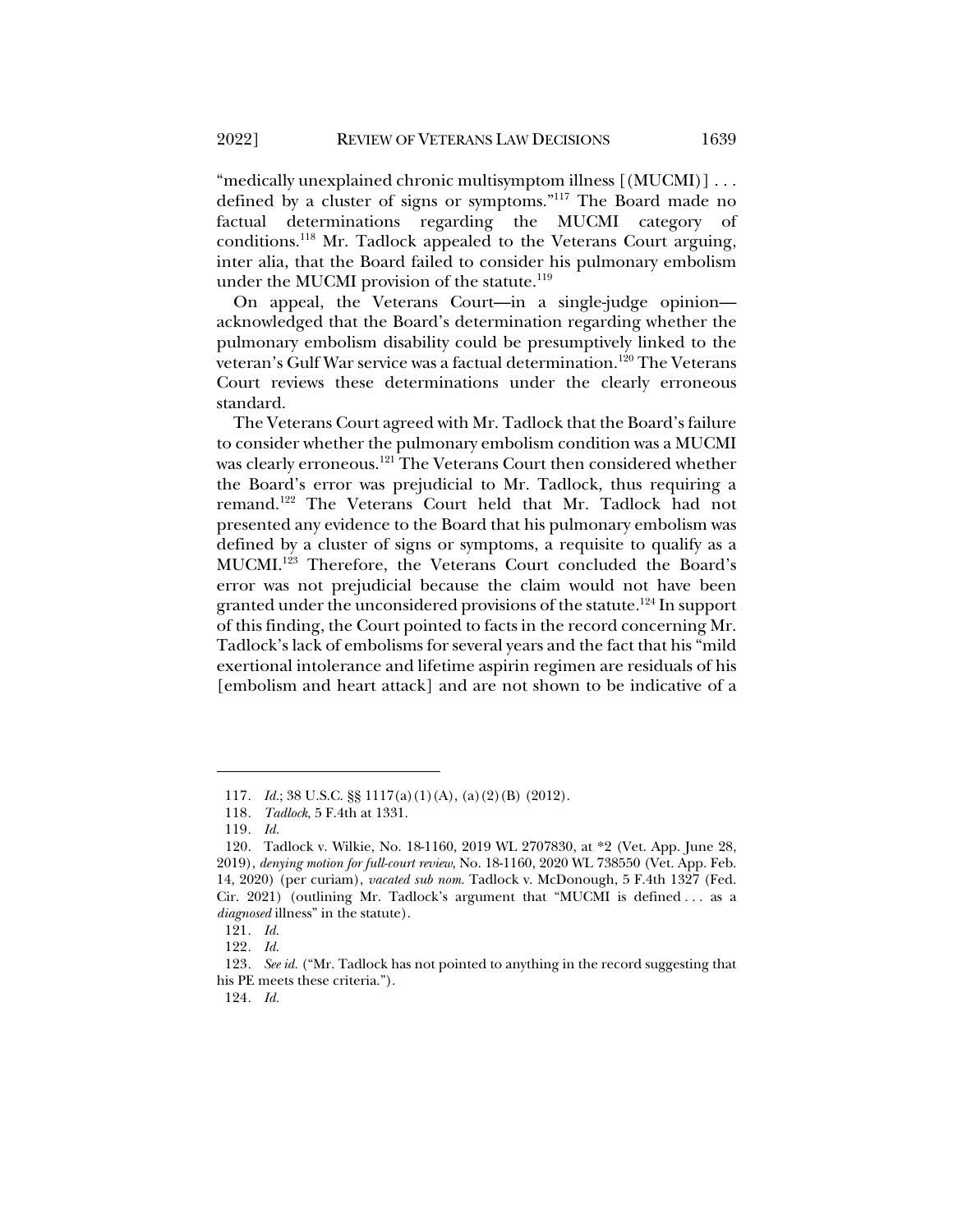"medically unexplained chronic multisymptom illness [(MUCMI)] . . . defined by a cluster of signs or symptoms."[117] The Board made no factual determinations regarding the MUCMI category of conditions.[118] Mr. Tadlock appealed to the Veterans Court arguing, inter alia, that the Board failed to consider his pulmonary embolism under the MUCMI provision of the statute.[119]

On appeal, the Veterans Court—in a single-judge opinion—acknowledged that the Board's determination regarding whether the pulmonary embolism disability could be presumptively linked to the veteran's Gulf War service was a factual determination.[120] The Veterans Court reviews these determinations under the clearly erroneous standard.

The Veterans Court agreed with Mr. Tadlock that the Board's failure to consider whether the pulmonary embolism condition was a MUCMI was clearly erroneous.[121] The Veterans Court then considered whether the Board's error was prejudicial to Mr. Tadlock, thus requiring a remand.[122] The Veterans Court held that Mr. Tadlock had not presented any evidence to the Board that his pulmonary embolism was defined by a cluster of signs or symptoms, a requisite to qualify as a MUCMI.[123] Therefore, the Veterans Court concluded the Board's error was not prejudicial because the claim would not have been granted under the unconsidered provisions of the statute.[124] In support of this finding, the Court pointed to facts in the record concerning Mr. Tadlock's lack of embolisms for several years and the fact that his "mild exertional intolerance and lifetime aspirin regimen are residuals of his [embolism and heart attack] and are not shown to be indicative of a

---

117. *Id.*; 38 U.S.C. §§ 1117(a)(1)(A), (a)(2)(B) (2012).

118. *Tadlock*, 5 F.4th at 1331.

119. *Id.*

120. Tadlock v. Wilkie, No. 18-1160, 2019 WL 2707830, at *2 (Vet. App. June 28, 2019), *denying motion for full-court review*, No. 18-1160, 2020 WL 738550 (Vet. App. Feb. 14, 2020) (per curiam), *vacated sub nom.* Tadlock v. McDonough, 5 F.4th 1327 (Fed. Cir. 2021) (outlining Mr. Tadlock's argument that "MUCMI is defined . . . as a *diagnosed* illness" in the statute).

121. *Id.*

122. *Id.*

123. *See id.* ("Mr. Tadlock has not pointed to anything in the record suggesting that his PE meets these criteria.").

124. *Id.*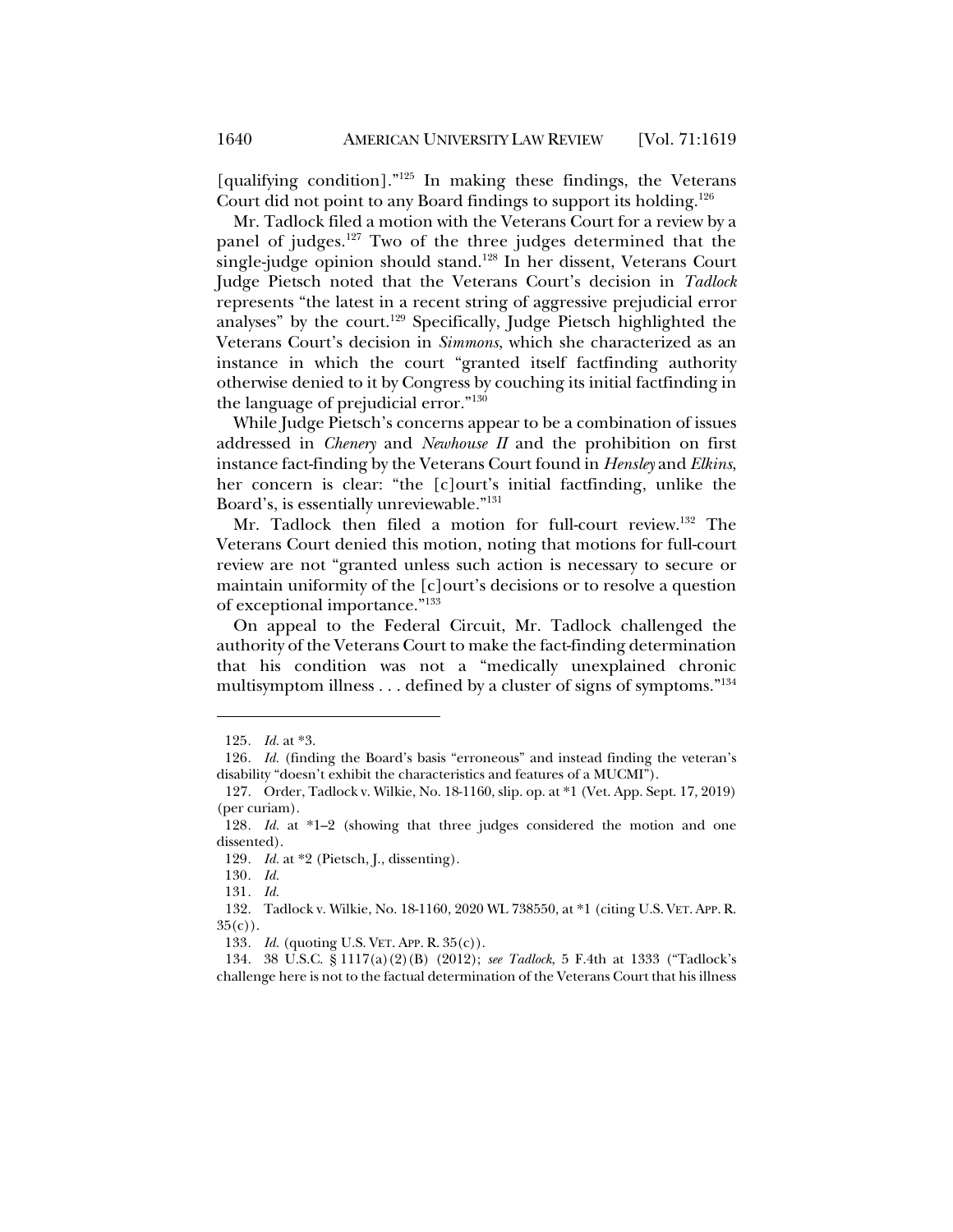[qualifying condition]."[125] In making these findings, the Veterans Court did not point to any Board findings to support its holding.[126]

Mr. Tadlock filed a motion with the Veterans Court for a review by a panel of judges.[127] Two of the three judges determined that the single-judge opinion should stand.[128] In her dissent, Veterans Court Judge Pietsch noted that the Veterans Court's decision in *Tadlock* represents "the latest in a recent string of aggressive prejudicial error analyses" by the court.[129] Specifically, Judge Pietsch highlighted the Veterans Court's decision in *Simmons*, which she characterized as an instance in which the court "granted itself factfinding authority otherwise denied to it by Congress by couching its initial factfinding in the language of prejudicial error."[130]

While Judge Pietsch's concerns appear to be a combination of issues addressed in *Chenery* and *Newhouse II* and the prohibition on first instance fact-finding by the Veterans Court found in *Hensley* and *Elkins*, her concern is clear: "the [c]ourt's initial factfinding, unlike the Board's, is essentially unreviewable."[131]

Mr. Tadlock then filed a motion for full-court review.[132] The Veterans Court denied this motion, noting that motions for full-court review are not "granted unless such action is necessary to secure or maintain uniformity of the [c]ourt's decisions or to resolve a question of exceptional importance."[133]

On appeal to the Federal Circuit, Mr. Tadlock challenged the authority of the Veterans Court to make the fact-finding determination that his condition was not a "medically unexplained chronic multisymptom illness . . . defined by a cluster of signs of symptoms."[134]

---

125. *Id.* at *3.

126. *Id.* (finding the Board's basis "erroneous" and instead finding the veteran's disability "doesn't exhibit the characteristics and features of a MUCMI").

127. Order, Tadlock v. Wilkie, No. 18-1160, slip. op. at *1 (Vet. App. Sept. 17, 2019) (per curiam).

128. *Id.* at *1–2 (showing that three judges considered the motion and one dissented).

129. *Id.* at *2 (Pietsch, J., dissenting).

130. *Id.*

131. *Id.*

132. Tadlock v. Wilkie, No. 18-1160, 2020 WL 738550, at *1 (citing U.S. VET. APP. R. 35(c)).

133. *Id.* (quoting U.S. VET. APP. R. 35(c)).

134. 38 U.S.C. § 1117(a)(2)(B) (2012); *see Tadlock*, 5 F.4th at 1333 ("Tadlock's challenge here is not to the factual determination of the Veterans Court that his illness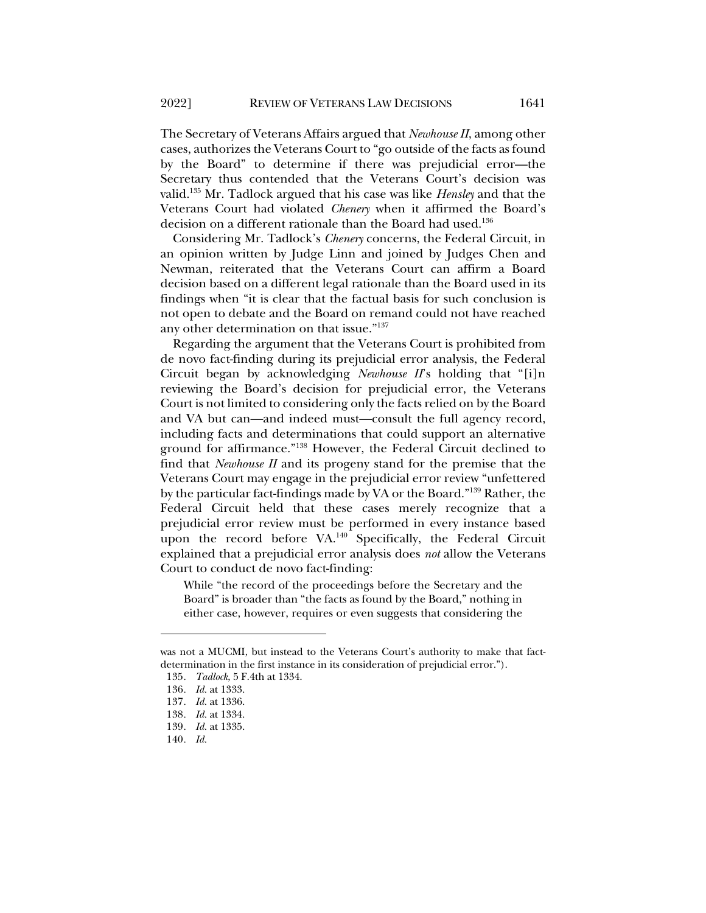The Secretary of Veterans Affairs argued that *Newhouse II*, among other cases, authorizes the Veterans Court to "go outside of the facts as found by the Board" to determine if there was prejudicial error—the Secretary thus contended that the Veterans Court's decision was valid.[135] Mr. Tadlock argued that his case was like *Hensley* and that the Veterans Court had violated *Chenery* when it affirmed the Board's decision on a different rationale than the Board had used.[136]

Considering Mr. Tadlock's *Chenery* concerns, the Federal Circuit, in an opinion written by Judge Linn and joined by Judges Chen and Newman, reiterated that the Veterans Court can affirm a Board decision based on a different legal rationale than the Board used in its findings when "it is clear that the factual basis for such conclusion is not open to debate and the Board on remand could not have reached any other determination on that issue."[137]

Regarding the argument that the Veterans Court is prohibited from de novo fact-finding during its prejudicial error analysis, the Federal Circuit began by acknowledging *Newhouse II*'s holding that "[i]n reviewing the Board's decision for prejudicial error, the Veterans Court is not limited to considering only the facts relied on by the Board and VA but can—and indeed must—consult the full agency record, including facts and determinations that could support an alternative ground for affirmance."[138] However, the Federal Circuit declined to find that *Newhouse II* and its progeny stand for the premise that the Veterans Court may engage in the prejudicial error review "unfettered by the particular fact-findings made by VA or the Board."[139] Rather, the Federal Circuit held that these cases merely recognize that a prejudicial error review must be performed in every instance based upon the record before VA.[140] Specifically, the Federal Circuit explained that a prejudicial error analysis does *not* allow the Veterans Court to conduct de novo fact-finding:

> While "the record of the proceedings before the Secretary and the Board" is broader than "the facts as found by the Board," nothing in either case, however, requires or even suggests that considering the

---

was not a MUCMI, but instead to the Veterans Court's authority to make that fact-determination in the first instance in its consideration of prejudicial error.").

135. *Tadlock*, 5 F.4th at 1334.

136. *Id.* at 1333.

137. *Id.* at 1336.

138. *Id.* at 1334.

139. *Id.* at 1335.

140. *Id.*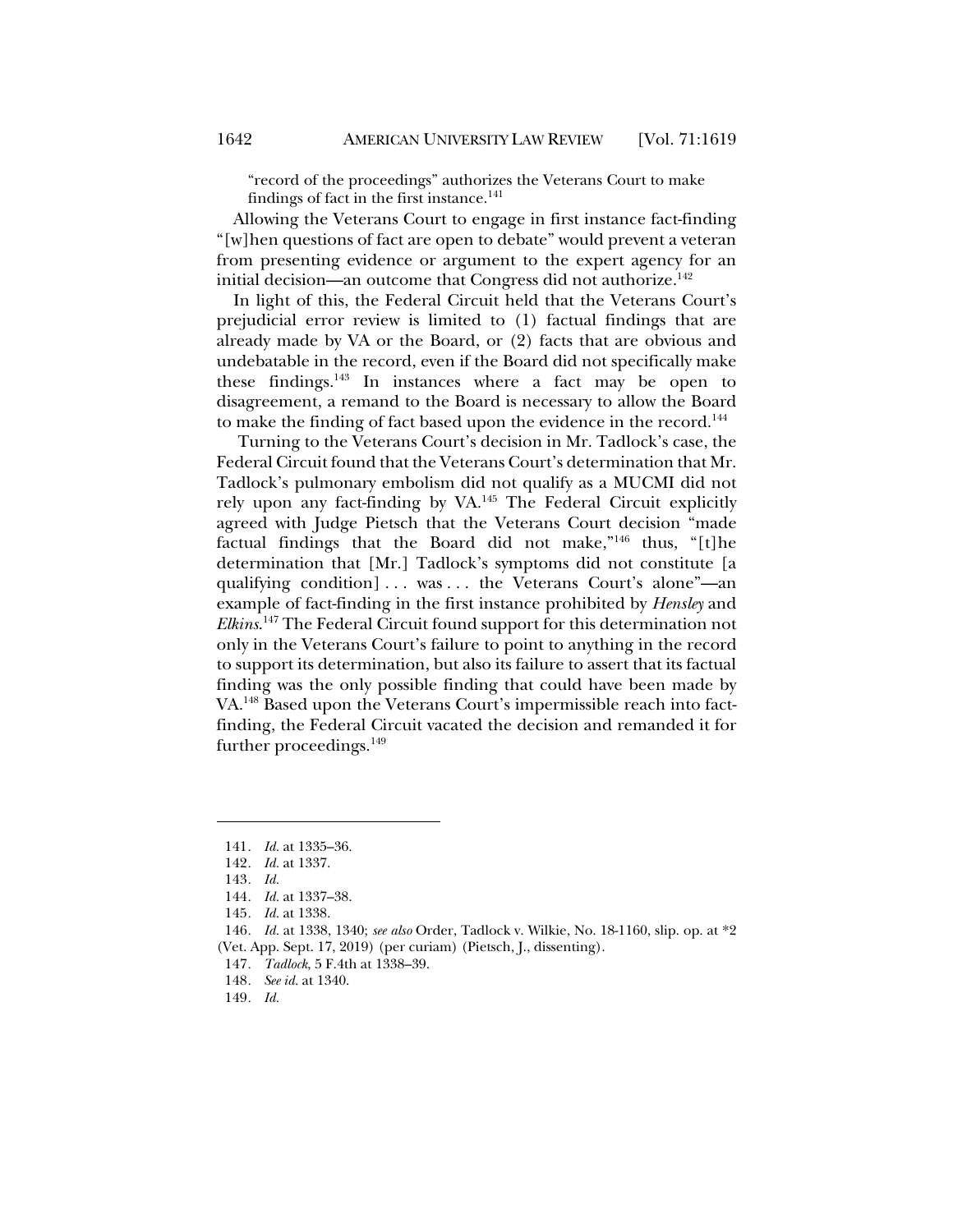"record of the proceedings" authorizes the Veterans Court to make findings of fact in the first instance.[141]

Allowing the Veterans Court to engage in first instance fact-finding "[w]hen questions of fact are open to debate" would prevent a veteran from presenting evidence or argument to the expert agency for an initial decision—an outcome that Congress did not authorize.[142]

In light of this, the Federal Circuit held that the Veterans Court's prejudicial error review is limited to (1) factual findings that are already made by VA or the Board, or (2) facts that are obvious and undebatable in the record, even if the Board did not specifically make these findings.[143] In instances where a fact may be open to disagreement, a remand to the Board is necessary to allow the Board to make the finding of fact based upon the evidence in the record.[144]

Turning to the Veterans Court's decision in Mr. Tadlock's case, the Federal Circuit found that the Veterans Court's determination that Mr. Tadlock's pulmonary embolism did not qualify as a MUCMI did not rely upon any fact-finding by VA.[145] The Federal Circuit explicitly agreed with Judge Pietsch that the Veterans Court decision "made factual findings that the Board did not make,"[146] thus, "[t]he determination that [Mr.] Tadlock's symptoms did not constitute [a qualifying condition] . . . was . . . the Veterans Court's alone"—an example of fact-finding in the first instance prohibited by *Hensley* and *Elkins*.[147] The Federal Circuit found support for this determination not only in the Veterans Court's failure to point to anything in the record to support its determination, but also its failure to assert that its factual finding was the only possible finding that could have been made by VA.[148] Based upon the Veterans Court's impermissible reach into fact-finding, the Federal Circuit vacated the decision and remanded it for further proceedings.[149]

---

141. *Id.* at 1335–36.

142. *Id.* at 1337.

143. *Id.*

144. *Id.* at 1337–38.

145. *Id.* at 1338.

146. *Id.* at 1338, 1340; *see also* Order, Tadlock v. Wilkie, No. 18-1160, slip. op. at *2 (Vet. App. Sept. 17, 2019) (per curiam) (Pietsch, J., dissenting).

147. *Tadlock*, 5 F.4th at 1338–39.

148. *See id.* at 1340.

149. *Id.*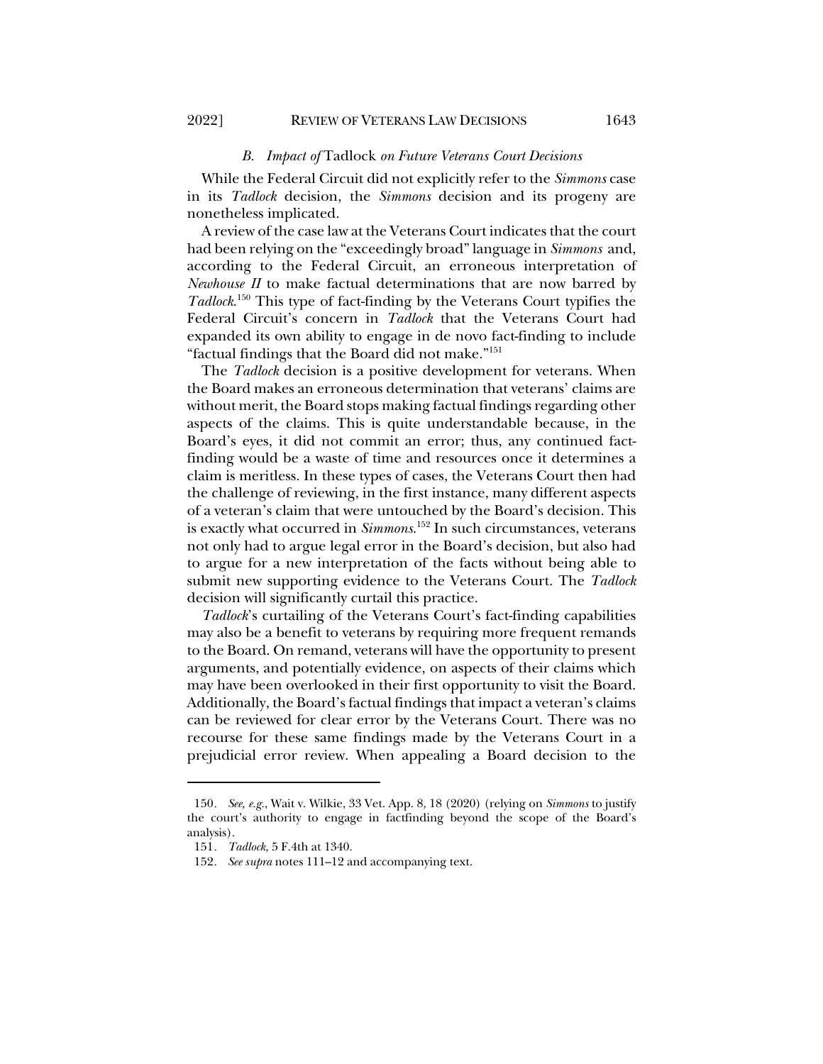### B. *Impact of* Tadlock *on Future Veterans Court Decisions*

While the Federal Circuit did not explicitly refer to the *Simmons* case in its *Tadlock* decision, the *Simmons* decision and its progeny are nonetheless implicated.

A review of the case law at the Veterans Court indicates that the court had been relying on the "exceedingly broad" language in *Simmons* and, according to the Federal Circuit, an erroneous interpretation of *Newhouse II* to make factual determinations that are now barred by *Tadlock*.[150] This type of fact-finding by the Veterans Court typifies the Federal Circuit's concern in *Tadlock* that the Veterans Court had expanded its own ability to engage in de novo fact-finding to include "factual findings that the Board did not make."[151]

The *Tadlock* decision is a positive development for veterans. When the Board makes an erroneous determination that veterans' claims are without merit, the Board stops making factual findings regarding other aspects of the claims. This is quite understandable because, in the Board's eyes, it did not commit an error; thus, any continued fact-finding would be a waste of time and resources once it determines a claim is meritless. In these types of cases, the Veterans Court then had the challenge of reviewing, in the first instance, many different aspects of a veteran's claim that were untouched by the Board's decision. This is exactly what occurred in *Simmons*.[152] In such circumstances, veterans not only had to argue legal error in the Board's decision, but also had to argue for a new interpretation of the facts without being able to submit new supporting evidence to the Veterans Court. The *Tadlock* decision will significantly curtail this practice.

*Tadlock*'s curtailing of the Veterans Court's fact-finding capabilities may also be a benefit to veterans by requiring more frequent remands to the Board. On remand, veterans will have the opportunity to present arguments, and potentially evidence, on aspects of their claims which may have been overlooked in their first opportunity to visit the Board. Additionally, the Board's factual findings that impact a veteran's claims can be reviewed for clear error by the Veterans Court. There was no recourse for these same findings made by the Veterans Court in a prejudicial error review. When appealing a Board decision to the

---

150. *See, e.g.*, Wait v. Wilkie, 33 Vet. App. 8, 18 (2020) (relying on *Simmons* to justify the court's authority to engage in factfinding beyond the scope of the Board's analysis).

151. *Tadlock*, 5 F.4th at 1340.

152. *See supra* notes 111–12 and accompanying text.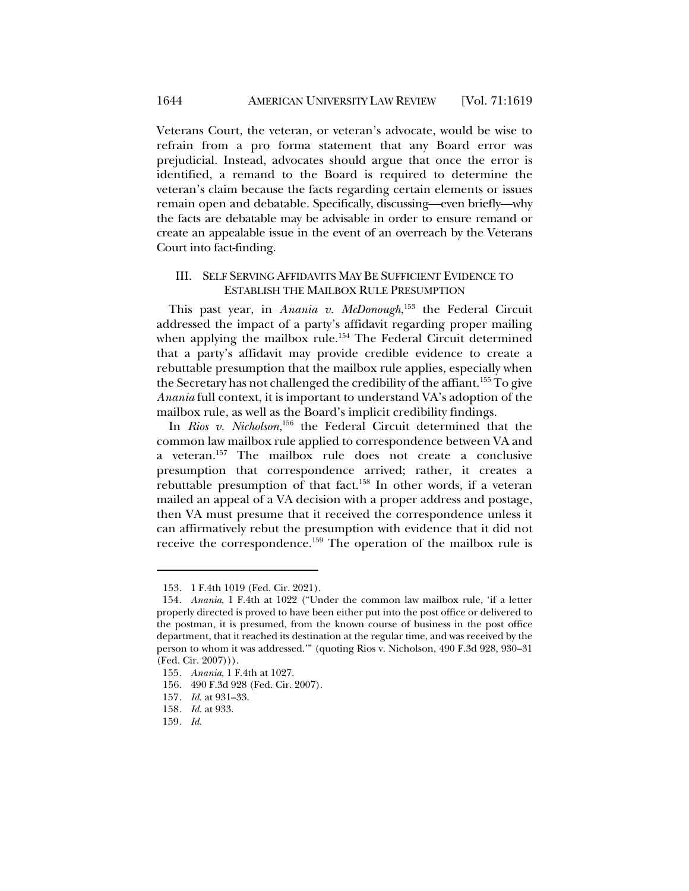Veterans Court, the veteran, or veteran's advocate, would be wise to refrain from a pro forma statement that any Board error was prejudicial. Instead, advocates should argue that once the error is identified, a remand to the Board is required to determine the veteran's claim because the facts regarding certain elements or issues remain open and debatable. Specifically, discussing—even briefly—why the facts are debatable may be advisable in order to ensure remand or create an appealable issue in the event of an overreach by the Veterans Court into fact-finding.

## III. SELF SERVING AFFIDAVITS MAY BE SUFFICIENT EVIDENCE TO ESTABLISH THE MAILBOX RULE PRESUMPTION

This past year, in *Anania v. McDonough*,[153] the Federal Circuit addressed the impact of a party's affidavit regarding proper mailing when applying the mailbox rule.[154] The Federal Circuit determined that a party's affidavit may provide credible evidence to create a rebuttable presumption that the mailbox rule applies, especially when the Secretary has not challenged the credibility of the affiant.[155] To give *Anania* full context, it is important to understand VA's adoption of the mailbox rule, as well as the Board's implicit credibility findings.

In *Rios v. Nicholson*,[156] the Federal Circuit determined that the common law mailbox rule applied to correspondence between VA and a veteran.[157] The mailbox rule does not create a conclusive presumption that correspondence arrived; rather, it creates a rebuttable presumption of that fact.[158] In other words, if a veteran mailed an appeal of a VA decision with a proper address and postage, then VA must presume that it received the correspondence unless it can affirmatively rebut the presumption with evidence that it did not receive the correspondence.[159] The operation of the mailbox rule is

---

153. 1 F.4th 1019 (Fed. Cir. 2021).

154. *Anania*, 1 F.4th at 1022 ("Under the common law mailbox rule, 'if a letter properly directed is proved to have been either put into the post office or delivered to the postman, it is presumed, from the known course of business in the post office department, that it reached its destination at the regular time, and was received by the person to whom it was addressed.'" (quoting Rios v. Nicholson, 490 F.3d 928, 930–31 (Fed. Cir. 2007))).

155. *Anania*, 1 F.4th at 1027.

156. 490 F.3d 928 (Fed. Cir. 2007).

157. *Id.* at 931–33.

158. *Id.* at 933.

159. *Id.*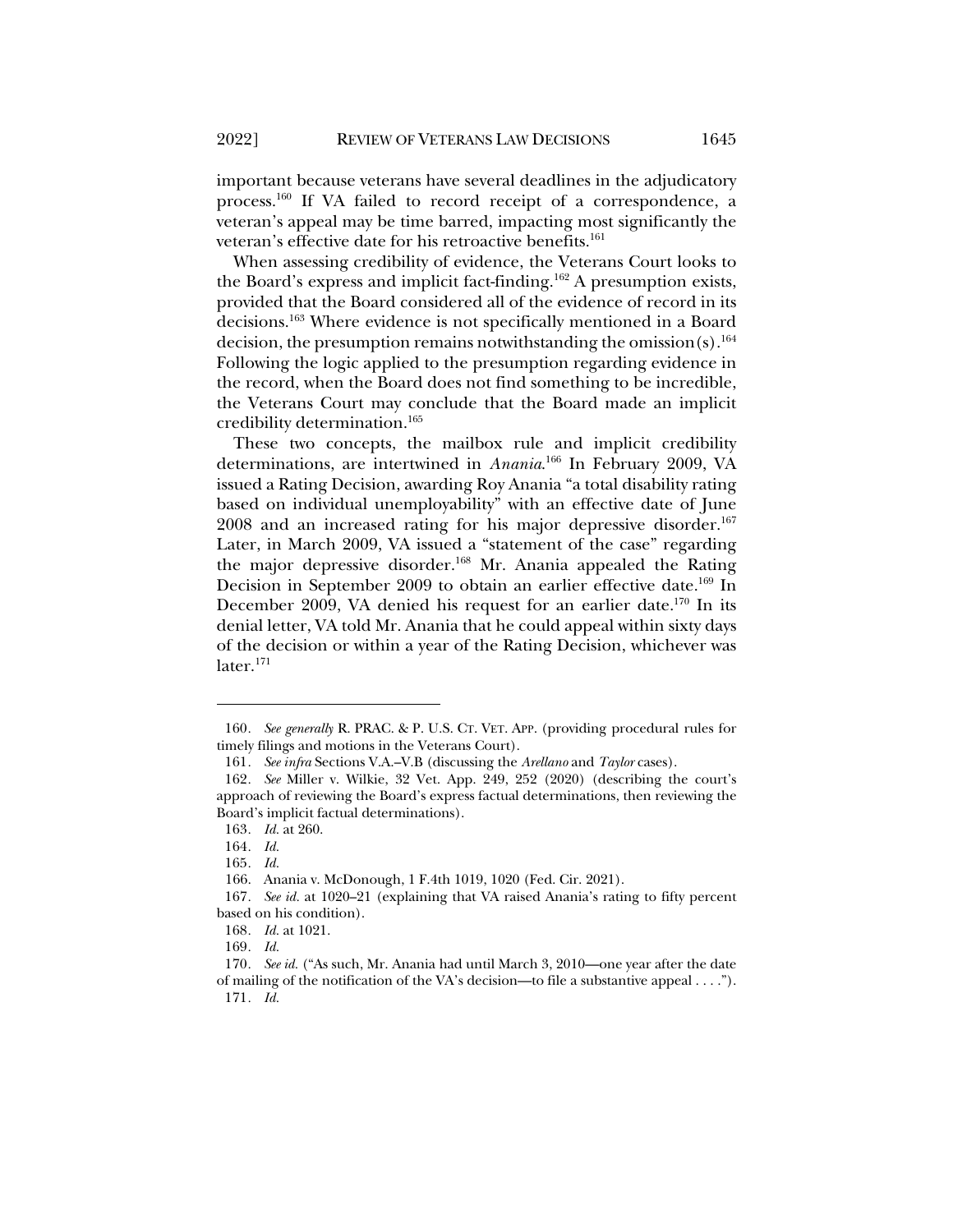important because veterans have several deadlines in the adjudicatory process.[160] If VA failed to record receipt of a correspondence, a veteran's appeal may be time barred, impacting most significantly the veteran's effective date for his retroactive benefits.[161]

When assessing credibility of evidence, the Veterans Court looks to the Board's express and implicit fact-finding.[162] A presumption exists, provided that the Board considered all of the evidence of record in its decisions.[163] Where evidence is not specifically mentioned in a Board decision, the presumption remains notwithstanding the omission(s).[164] Following the logic applied to the presumption regarding evidence in the record, when the Board does not find something to be incredible, the Veterans Court may conclude that the Board made an implicit credibility determination.[165]

These two concepts, the mailbox rule and implicit credibility determinations, are intertwined in *Anania*.[166] In February 2009, VA issued a Rating Decision, awarding Roy Anania "a total disability rating based on individual unemployability" with an effective date of June 2008 and an increased rating for his major depressive disorder.[167] Later, in March 2009, VA issued a "statement of the case" regarding the major depressive disorder.[168] Mr. Anania appealed the Rating Decision in September 2009 to obtain an earlier effective date.[169] In December 2009, VA denied his request for an earlier date.[170] In its denial letter, VA told Mr. Anania that he could appeal within sixty days of the decision or within a year of the Rating Decision, whichever was later.[171]

---

160. *See generally* R. PRAC. & P. U.S. CT. VET. APP. (providing procedural rules for timely filings and motions in the Veterans Court).

161. *See infra* Sections V.A–V.B (discussing the *Arellano* and *Taylor* cases).

162. *See* Miller v. Wilkie, 32 Vet. App. 249, 252 (2020) (describing the court's approach of reviewing the Board's express factual determinations, then reviewing the Board's implicit factual determinations).

163. *Id.* at 260.

164. *Id.*

165. *Id.*

166. Anania v. McDonough, 1 F.4th 1019, 1020 (Fed. Cir. 2021).

167. *See id.* at 1020–21 (explaining that VA raised Anania's rating to fifty percent based on his condition).

168. *Id.* at 1021.

169. *Id.*

170. *See id.* ("As such, Mr. Anania had until March 3, 2010—one year after the date of mailing of the notification of the VA's decision—to file a substantive appeal . . . .").

171. *Id.*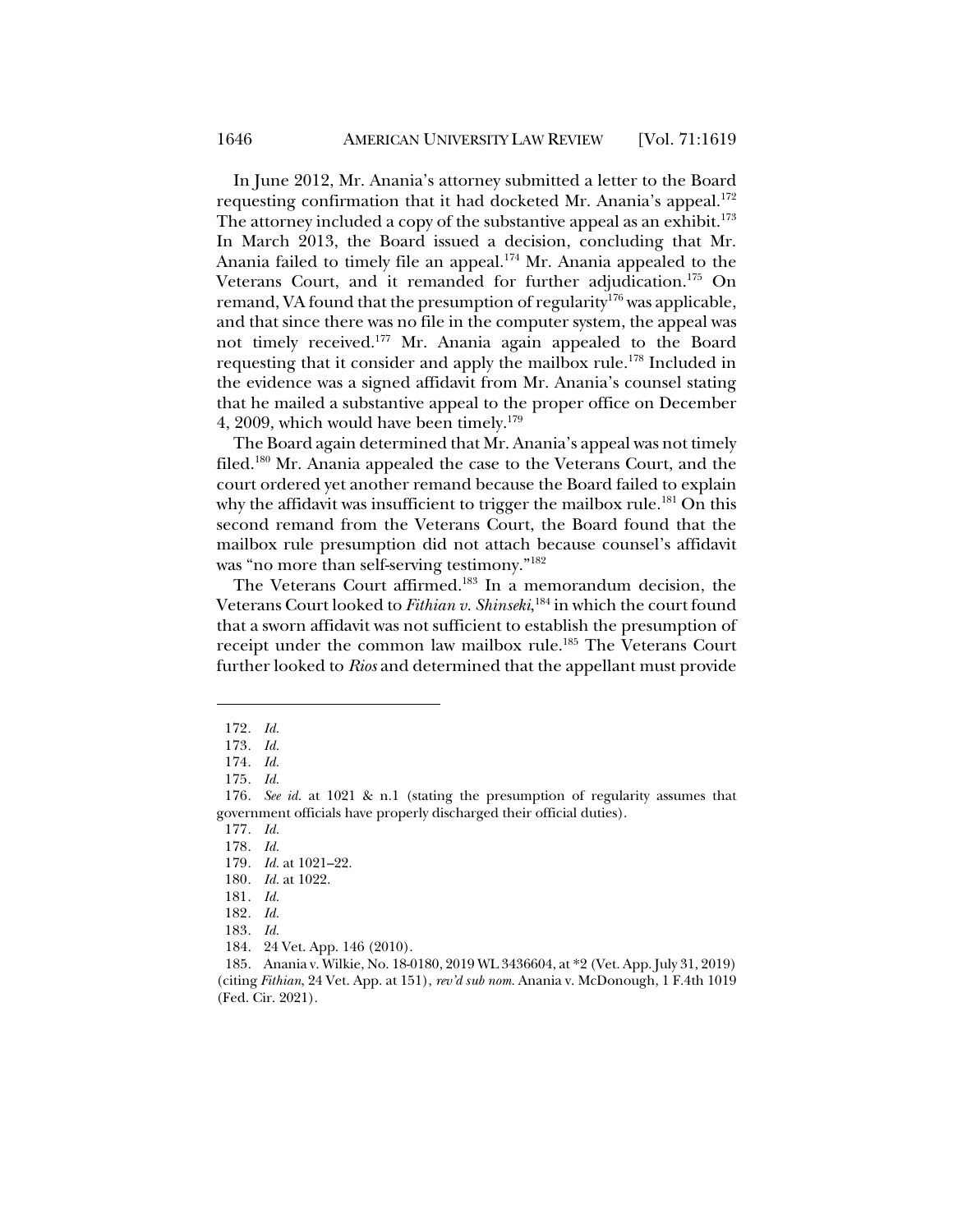In June 2012, Mr. Anania's attorney submitted a letter to the Board requesting confirmation that it had docketed Mr. Anania's appeal.[172] The attorney included a copy of the substantive appeal as an exhibit.[173] In March 2013, the Board issued a decision, concluding that Mr. Anania failed to timely file an appeal.[174] Mr. Anania appealed to the Veterans Court, and it remanded for further adjudication.[175] On remand, VA found that the presumption of regularity[176] was applicable, and that since there was no file in the computer system, the appeal was not timely received.[177] Mr. Anania again appealed to the Board requesting that it consider and apply the mailbox rule.[178] Included in the evidence was a signed affidavit from Mr. Anania's counsel stating that he mailed a substantive appeal to the proper office on December 4, 2009, which would have been timely.[179]

The Board again determined that Mr. Anania's appeal was not timely filed.[180] Mr. Anania appealed the case to the Veterans Court, and the court ordered yet another remand because the Board failed to explain why the affidavit was insufficient to trigger the mailbox rule.[181] On this second remand from the Veterans Court, the Board found that the mailbox rule presumption did not attach because counsel's affidavit was "no more than self-serving testimony."[182]

The Veterans Court affirmed.[183] In a memorandum decision, the Veterans Court looked to *Fithian v. Shinseki*,[184] in which the court found that a sworn affidavit was not sufficient to establish the presumption of receipt under the common law mailbox rule.[185] The Veterans Court further looked to *Rios* and determined that the appellant must provide

---

172. *Id.*

173. *Id.*

174. *Id.*

175. *Id.*

176. *See id.* at 1021 & n.1 (stating the presumption of regularity assumes that government officials have properly discharged their official duties).

177. *Id.*

178. *Id.*

179. *Id.* at 1021–22.

180. *Id.* at 1022.

181. *Id.*

182. *Id.*

183. *Id.*

184. 24 Vet. App. 146 (2010).

185. Anania v. Wilkie, No. 18-0180, 2019 WL 3436604, at *2 (Vet. App. July 31, 2019) (citing *Fithian*, 24 Vet. App. at 151), *rev'd sub nom.* Anania v. McDonough, 1 F.4th 1019 (Fed. Cir. 2021).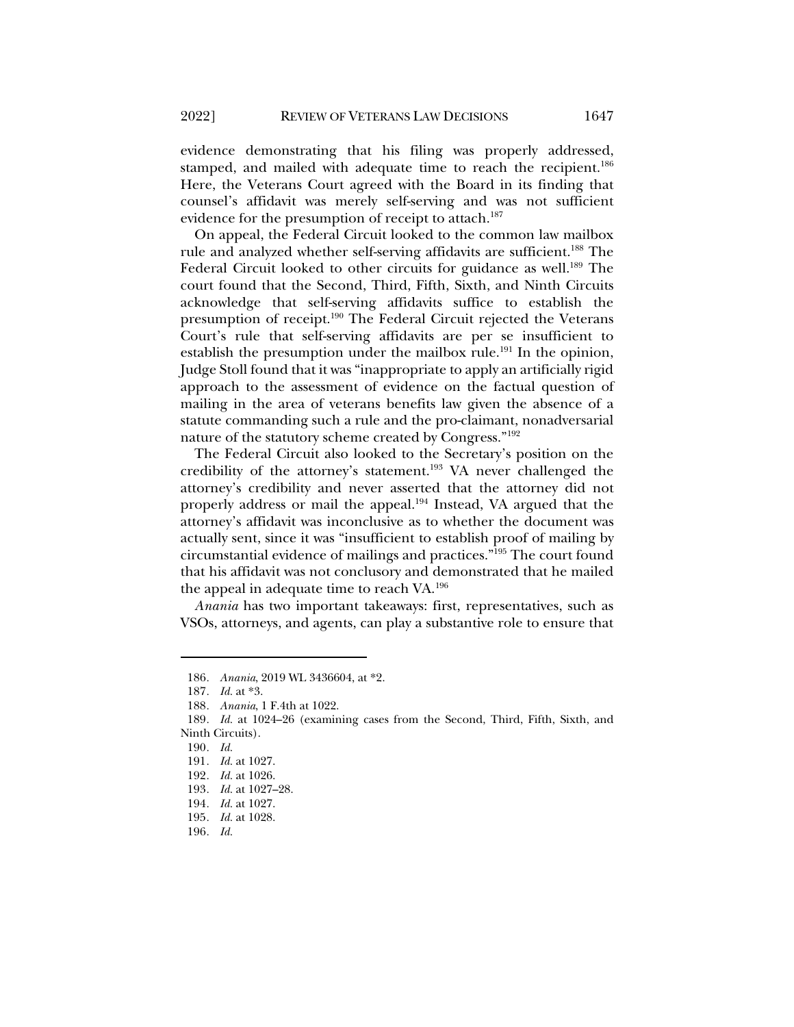evidence demonstrating that his filing was properly addressed, stamped, and mailed with adequate time to reach the recipient.[186] Here, the Veterans Court agreed with the Board in its finding that counsel's affidavit was merely self-serving and was not sufficient evidence for the presumption of receipt to attach.[187]

On appeal, the Federal Circuit looked to the common law mailbox rule and analyzed whether self-serving affidavits are sufficient.[188] The Federal Circuit looked to other circuits for guidance as well.[189] The court found that the Second, Third, Fifth, Sixth, and Ninth Circuits acknowledge that self-serving affidavits suffice to establish the presumption of receipt.[190] The Federal Circuit rejected the Veterans Court's rule that self-serving affidavits are per se insufficient to establish the presumption under the mailbox rule.[191] In the opinion, Judge Stoll found that it was "inappropriate to apply an artificially rigid approach to the assessment of evidence on the factual question of mailing in the area of veterans benefits law given the absence of a statute commanding such a rule and the pro-claimant, nonadversarial nature of the statutory scheme created by Congress."[192]

The Federal Circuit also looked to the Secretary's position on the credibility of the attorney's statement.[193] VA never challenged the attorney's credibility and never asserted that the attorney did not properly address or mail the appeal.[194] Instead, VA argued that the attorney's affidavit was inconclusive as to whether the document was actually sent, since it was "insufficient to establish proof of mailing by circumstantial evidence of mailings and practices."[195] The court found that his affidavit was not conclusory and demonstrated that he mailed the appeal in adequate time to reach VA.[196]

*Anania* has two important takeaways: first, representatives, such as VSOs, attorneys, and agents, can play a substantive role to ensure that

---

186. *Anania*, 2019 WL 3436604, at *2.
187. *Id.* at *3.
188. *Anania*, 1 F.4th at 1022.
189. *Id.* at 1024–26 (examining cases from the Second, Third, Fifth, Sixth, and Ninth Circuits).
190. *Id.*
191. *Id.* at 1027.
192. *Id.* at 1026.
193. *Id.* at 1027–28.
194. *Id.* at 1027.
195. *Id.* at 1028.
196. *Id.*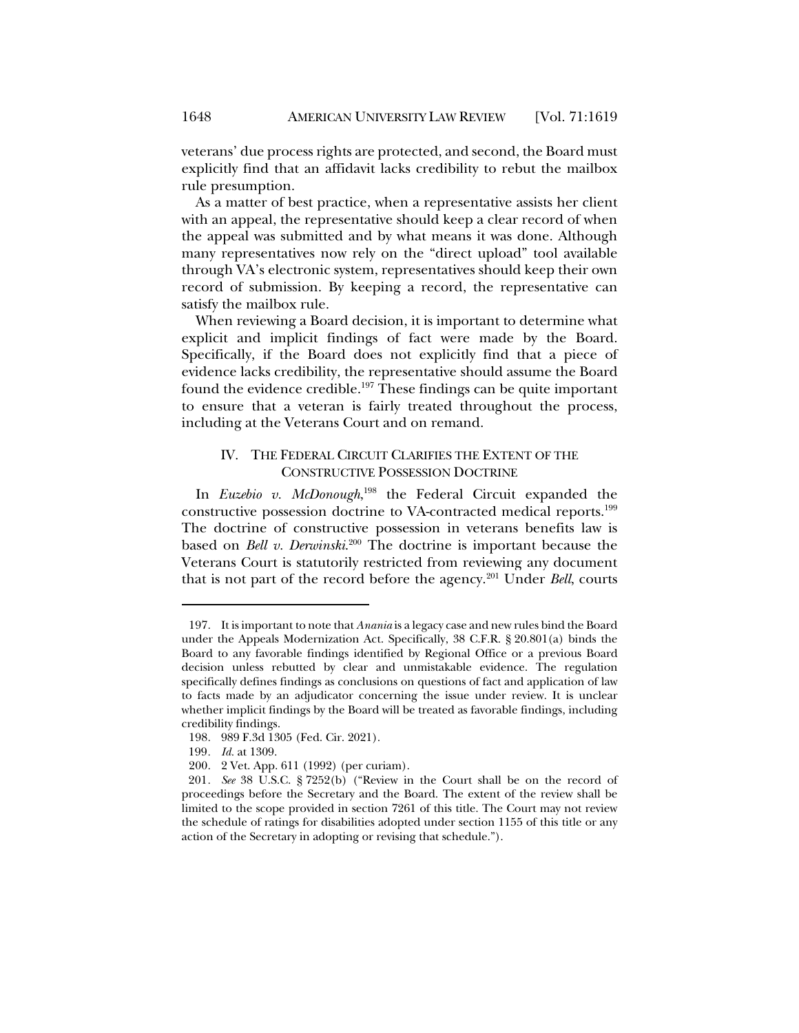veterans' due process rights are protected, and second, the Board must explicitly find that an affidavit lacks credibility to rebut the mailbox rule presumption.

As a matter of best practice, when a representative assists her client with an appeal, the representative should keep a clear record of when the appeal was submitted and by what means it was done. Although many representatives now rely on the "direct upload" tool available through VA's electronic system, representatives should keep their own record of submission. By keeping a record, the representative can satisfy the mailbox rule.

When reviewing a Board decision, it is important to determine what explicit and implicit findings of fact were made by the Board. Specifically, if the Board does not explicitly find that a piece of evidence lacks credibility, the representative should assume the Board found the evidence credible.[197] These findings can be quite important to ensure that a veteran is fairly treated throughout the process, including at the Veterans Court and on remand.

## IV. THE FEDERAL CIRCUIT CLARIFIES THE EXTENT OF THE CONSTRUCTIVE POSSESSION DOCTRINE

In *Euzebio v. McDonough*,[198] the Federal Circuit expanded the constructive possession doctrine to VA-contracted medical reports.[199] The doctrine of constructive possession in veterans benefits law is based on *Bell v. Derwinski*.[200] The doctrine is important because the Veterans Court is statutorily restricted from reviewing any document that is not part of the record before the agency.[201] Under *Bell*, courts

---

197. It is important to note that *Anania* is a legacy case and new rules bind the Board under the Appeals Modernization Act. Specifically, 38 C.F.R. § 20.801(a) binds the Board to any favorable findings identified by Regional Office or a previous Board decision unless rebutted by clear and unmistakable evidence. The regulation specifically defines findings as conclusions on questions of fact and application of law to facts made by an adjudicator concerning the issue under review. It is unclear whether implicit findings by the Board will be treated as favorable findings, including credibility findings.

198. 989 F.3d 1305 (Fed. Cir. 2021).

199. *Id.* at 1309.

200. 2 Vet. App. 611 (1992) (per curiam).

201. *See* 38 U.S.C. § 7252(b) ("Review in the Court shall be on the record of proceedings before the Secretary and the Board. The extent of the review shall be limited to the scope provided in section 7261 of this title. The Court may not review the schedule of ratings for disabilities adopted under section 1155 of this title or any action of the Secretary in adopting or revising that schedule.").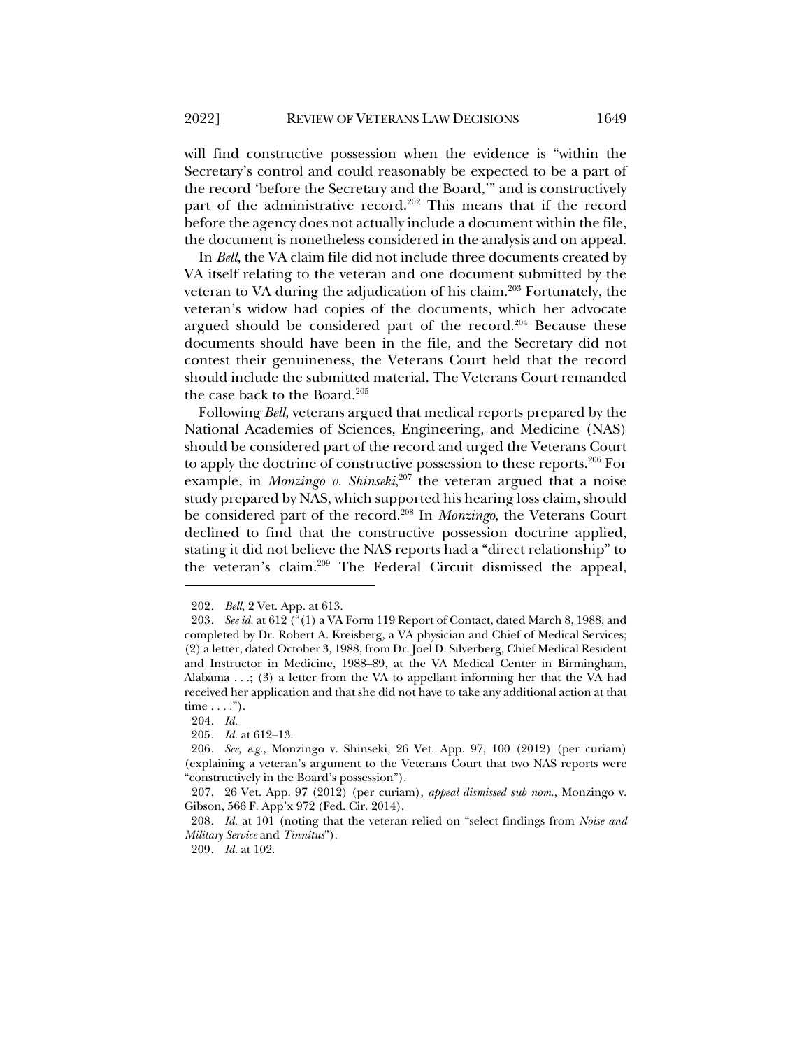will find constructive possession when the evidence is "within the Secretary's control and could reasonably be expected to be a part of the record 'before the Secretary and the Board,'" and is constructively part of the administrative record.[202] This means that if the record before the agency does not actually include a document within the file, the document is nonetheless considered in the analysis and on appeal.

In *Bell*, the VA claim file did not include three documents created by VA itself relating to the veteran and one document submitted by the veteran to VA during the adjudication of his claim.[203] Fortunately, the veteran's widow had copies of the documents, which her advocate argued should be considered part of the record.[204] Because these documents should have been in the file, and the Secretary did not contest their genuineness, the Veterans Court held that the record should include the submitted material. The Veterans Court remanded the case back to the Board.[205]

Following *Bell*, veterans argued that medical reports prepared by the National Academies of Sciences, Engineering, and Medicine (NAS) should be considered part of the record and urged the Veterans Court to apply the doctrine of constructive possession to these reports.[206] For example, in *Monzingo v. Shinseki*,[207] the veteran argued that a noise study prepared by NAS, which supported his hearing loss claim, should be considered part of the record.[208] In *Monzingo*, the Veterans Court declined to find that the constructive possession doctrine applied, stating it did not believe the NAS reports had a "direct relationship" to the veteran's claim.[209] The Federal Circuit dismissed the appeal,

---

202. *Bell*, 2 Vet. App. at 613.

203. *See id.* at 612 ("(1) a VA Form 119 Report of Contact, dated March 8, 1988, and completed by Dr. Robert A. Kreisberg, a VA physician and Chief of Medical Services; (2) a letter, dated October 3, 1988, from Dr. Joel D. Silverberg, Chief Medical Resident and Instructor in Medicine, 1988–89, at the VA Medical Center in Birmingham, Alabama . . .; (3) a letter from the VA to appellant informing her that the VA had received her application and that she did not have to take any additional action at that time . . . .").

204. *Id.*

205. *Id.* at 612–13.

206. *See, e.g.*, Monzingo v. Shinseki, 26 Vet. App. 97, 100 (2012) (per curiam) (explaining a veteran's argument to the Veterans Court that two NAS reports were "constructively in the Board's possession").

207. 26 Vet. App. 97 (2012) (per curiam), *appeal dismissed sub nom.*, Monzingo v. Gibson, 566 F. App'x 972 (Fed. Cir. 2014).

208. *Id.* at 101 (noting that the veteran relied on "select findings from *Noise and Military Service* and *Tinnitus*").

209. *Id.* at 102.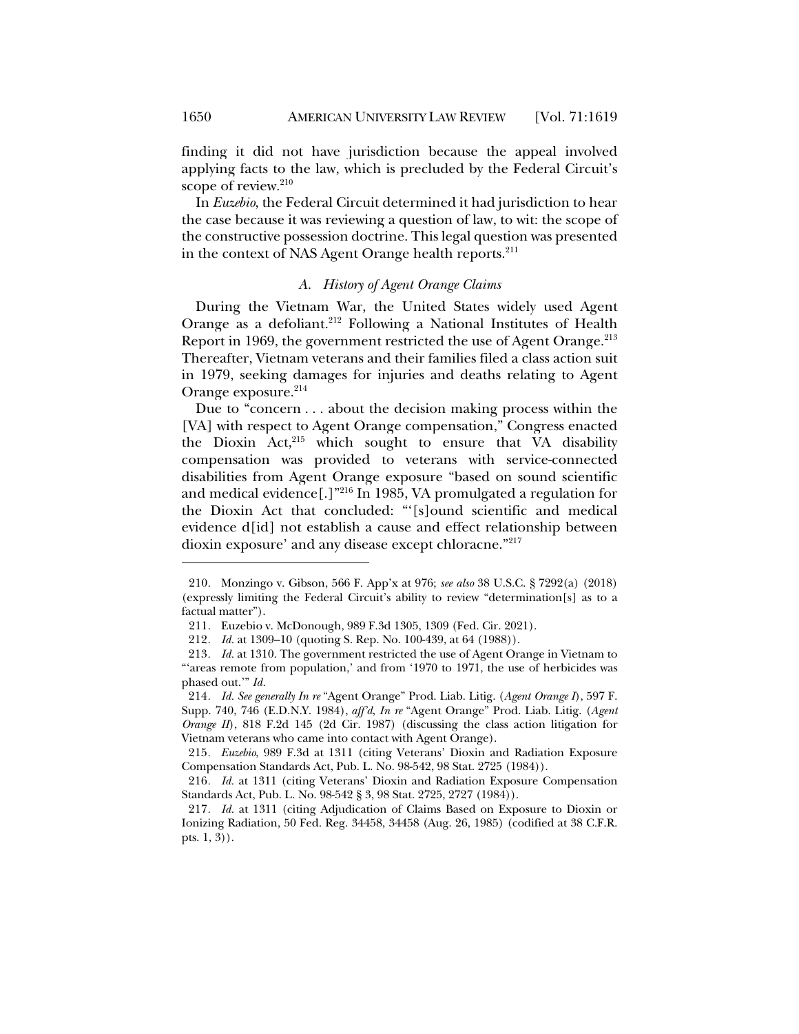finding it did not have jurisdiction because the appeal involved applying facts to the law, which is precluded by the Federal Circuit's scope of review.[210]

In *Euzebio*, the Federal Circuit determined it had jurisdiction to hear the case because it was reviewing a question of law, to wit: the scope of the constructive possession doctrine. This legal question was presented in the context of NAS Agent Orange health reports.[211]

### *A. History of Agent Orange Claims*

During the Vietnam War, the United States widely used Agent Orange as a defoliant.[212] Following a National Institutes of Health Report in 1969, the government restricted the use of Agent Orange.[213] Thereafter, Vietnam veterans and their families filed a class action suit in 1979, seeking damages for injuries and deaths relating to Agent Orange exposure.[214]

Due to "concern . . . about the decision making process within the [VA] with respect to Agent Orange compensation," Congress enacted the Dioxin Act,[215] which sought to ensure that VA disability compensation was provided to veterans with service-connected disabilities from Agent Orange exposure "based on sound scientific and medical evidence[.]"[216] In 1985, VA promulgated a regulation for the Dioxin Act that concluded: "'[s]ound scientific and medical evidence d[id] not establish a cause and effect relationship between dioxin exposure' and any disease except chloracne."[217]

---

210. Monzingo v. Gibson, 566 F. App'x at 976; *see also* 38 U.S.C. § 7292(a) (2018) (expressly limiting the Federal Circuit's ability to review "determination[s] as to a factual matter").

211. Euzebio v. McDonough, 989 F.3d 1305, 1309 (Fed. Cir. 2021).

212. *Id.* at 1309–10 (quoting S. Rep. No. 100-439, at 64 (1988)).

213. *Id.* at 1310. The government restricted the use of Agent Orange in Vietnam to "'areas remote from population,' and from '1970 to 1971, the use of herbicides was phased out.'" *Id.*

214. *Id. See generally In re* "Agent Orange" Prod. Liab. Litig. (*Agent Orange I*), 597 F. Supp. 740, 746 (E.D.N.Y. 1984), *aff'd*, *In re* "Agent Orange" Prod. Liab. Litig. (*Agent Orange II*), 818 F.2d 145 (2d Cir. 1987) (discussing the class action litigation for Vietnam veterans who came into contact with Agent Orange).

215. *Euzebio*, 989 F.3d at 1311 (citing Veterans' Dioxin and Radiation Exposure Compensation Standards Act, Pub. L. No. 98-542, 98 Stat. 2725 (1984)).

216. *Id.* at 1311 (citing Veterans' Dioxin and Radiation Exposure Compensation Standards Act, Pub. L. No. 98-542 § 3, 98 Stat. 2725, 2727 (1984)).

217. *Id.* at 1311 (citing Adjudication of Claims Based on Exposure to Dioxin or Ionizing Radiation, 50 Fed. Reg. 34458, 34458 (Aug. 26, 1985) (codified at 38 C.F.R. pts. 1, 3)).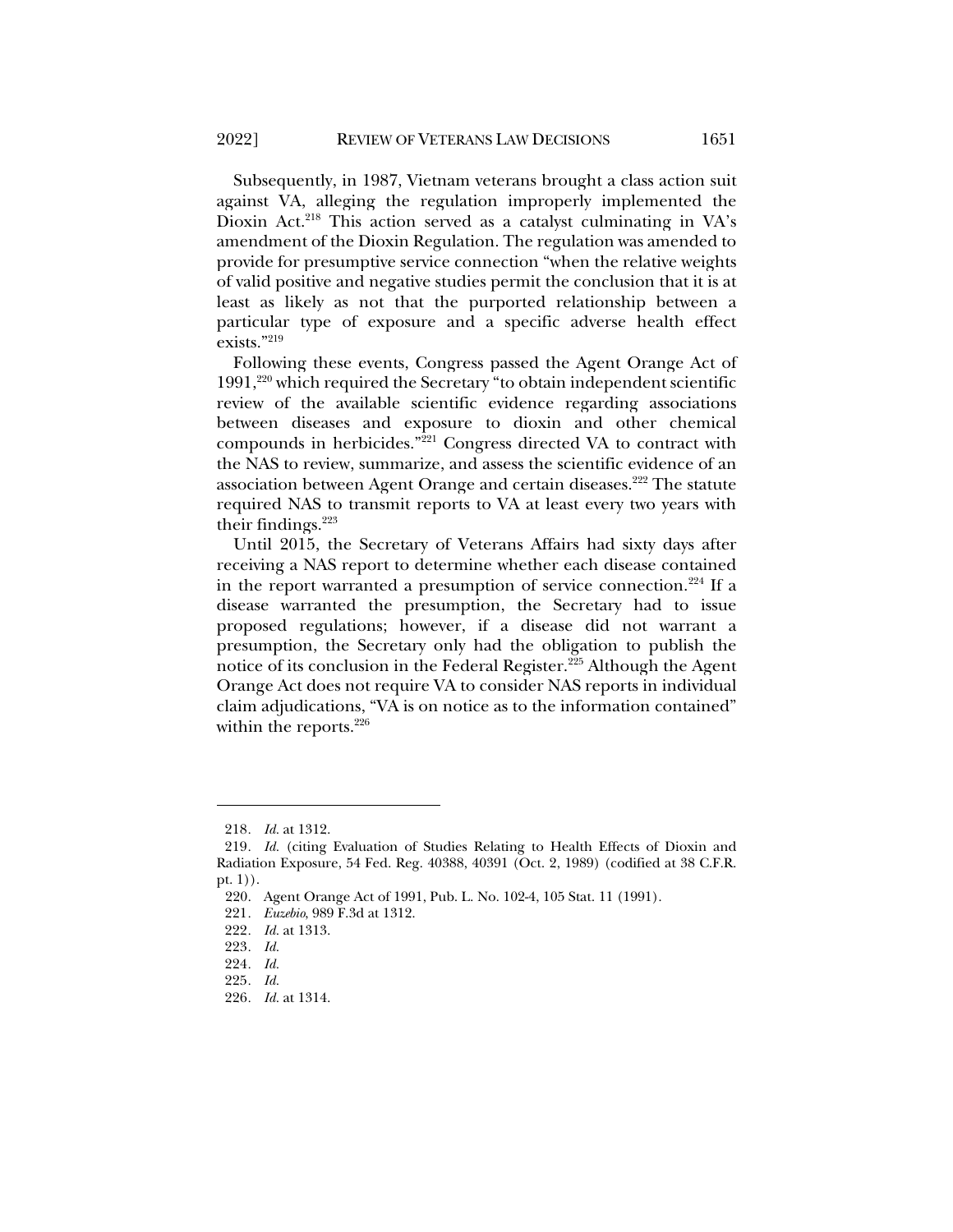Subsequently, in 1987, Vietnam veterans brought a class action suit against VA, alleging the regulation improperly implemented the Dioxin Act.[218] This action served as a catalyst culminating in VA's amendment of the Dioxin Regulation. The regulation was amended to provide for presumptive service connection "when the relative weights of valid positive and negative studies permit the conclusion that it is at least as likely as not that the purported relationship between a particular type of exposure and a specific adverse health effect exists."[219]

Following these events, Congress passed the Agent Orange Act of 1991,[220] which required the Secretary "to obtain independent scientific review of the available scientific evidence regarding associations between diseases and exposure to dioxin and other chemical compounds in herbicides."[221] Congress directed VA to contract with the NAS to review, summarize, and assess the scientific evidence of an association between Agent Orange and certain diseases.[222] The statute required NAS to transmit reports to VA at least every two years with their findings.[223]

Until 2015, the Secretary of Veterans Affairs had sixty days after receiving a NAS report to determine whether each disease contained in the report warranted a presumption of service connection.[224] If a disease warranted the presumption, the Secretary had to issue proposed regulations; however, if a disease did not warrant a presumption, the Secretary only had the obligation to publish the notice of its conclusion in the Federal Register.[225] Although the Agent Orange Act does not require VA to consider NAS reports in individual claim adjudications, "VA is on notice as to the information contained" within the reports.[226]

---

218. *Id.* at 1312.

219. *Id.* (citing Evaluation of Studies Relating to Health Effects of Dioxin and Radiation Exposure, 54 Fed. Reg. 40388, 40391 (Oct. 2, 1989) (codified at 38 C.F.R. pt. 1)).

220. Agent Orange Act of 1991, Pub. L. No. 102-4, 105 Stat. 11 (1991).

221. *Euzebio*, 989 F.3d at 1312.

222. *Id.* at 1313.

223. *Id.*

224. *Id.*

225. *Id.*

226. *Id.* at 1314.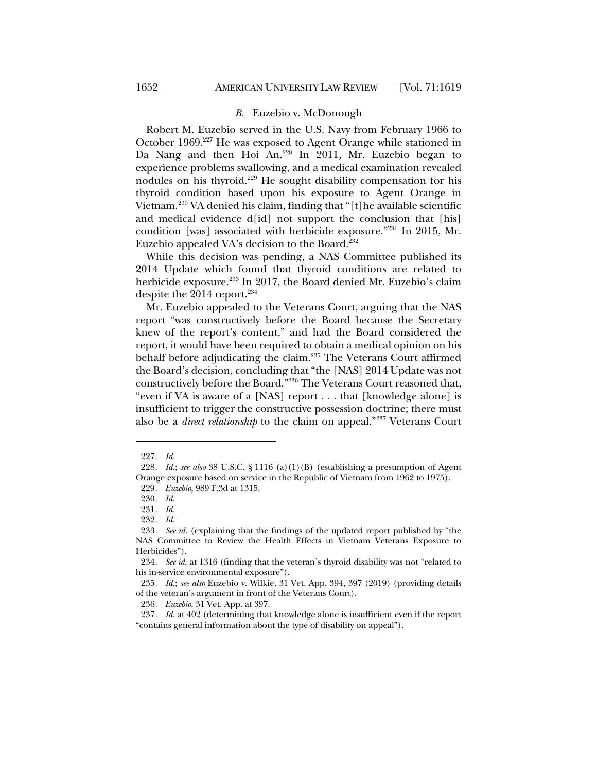### *B.* Euzebio v. McDonough

Robert M. Euzebio served in the U.S. Navy from February 1966 to October 1969.[227] He was exposed to Agent Orange while stationed in Da Nang and then Hoi An.[228] In 2011, Mr. Euzebio began to experience problems swallowing, and a medical examination revealed nodules on his thyroid.[229] He sought disability compensation for his thyroid condition based upon his exposure to Agent Orange in Vietnam.[230] VA denied his claim, finding that "[t]he available scientific and medical evidence d[id] not support the conclusion that [his] condition [was] associated with herbicide exposure."[231] In 2015, Mr. Euzebio appealed VA's decision to the Board.[232]

While this decision was pending, a NAS Committee published its 2014 Update which found that thyroid conditions are related to herbicide exposure.[233] In 2017, the Board denied Mr. Euzebio's claim despite the 2014 report.[234]

Mr. Euzebio appealed to the Veterans Court, arguing that the NAS report "was constructively before the Board because the Secretary knew of the report's content," and had the Board considered the report, it would have been required to obtain a medical opinion on his behalf before adjudicating the claim.[235] The Veterans Court affirmed the Board's decision, concluding that "the [NAS] 2014 Update was not constructively before the Board."[236] The Veterans Court reasoned that, "even if VA is aware of a [NAS] report . . . that [knowledge alone] is insufficient to trigger the constructive possession doctrine; there must also be a *direct relationship* to the claim on appeal."[237] Veterans Court

---

227. *Id.*

228. *Id.*; *see also* 38 U.S.C. § 1116 (a)(1)(B) (establishing a presumption of Agent Orange exposure based on service in the Republic of Vietnam from 1962 to 1975).

229. *Euzebio*, 989 F.3d at 1315.

230. *Id.*

231. *Id.*

232. *Id.*

233. *See id.* (explaining that the findings of the updated report published by "the NAS Committee to Review the Health Effects in Vietnam Veterans Exposure to Herbicides").

234. *See id.* at 1316 (finding that the veteran's thyroid disability was not "related to his in-service environmental exposure").

235. *Id.*; *see also* Euzebio v. Wilkie, 31 Vet. App. 394, 397 (2019) (providing details of the veteran's argument in front of the Veterans Court).

236. *Euzebio*, 31 Vet. App. at 397.

237. *Id.* at 402 (determining that knowledge alone is insufficient even if the report "contains general information about the type of disability on appeal").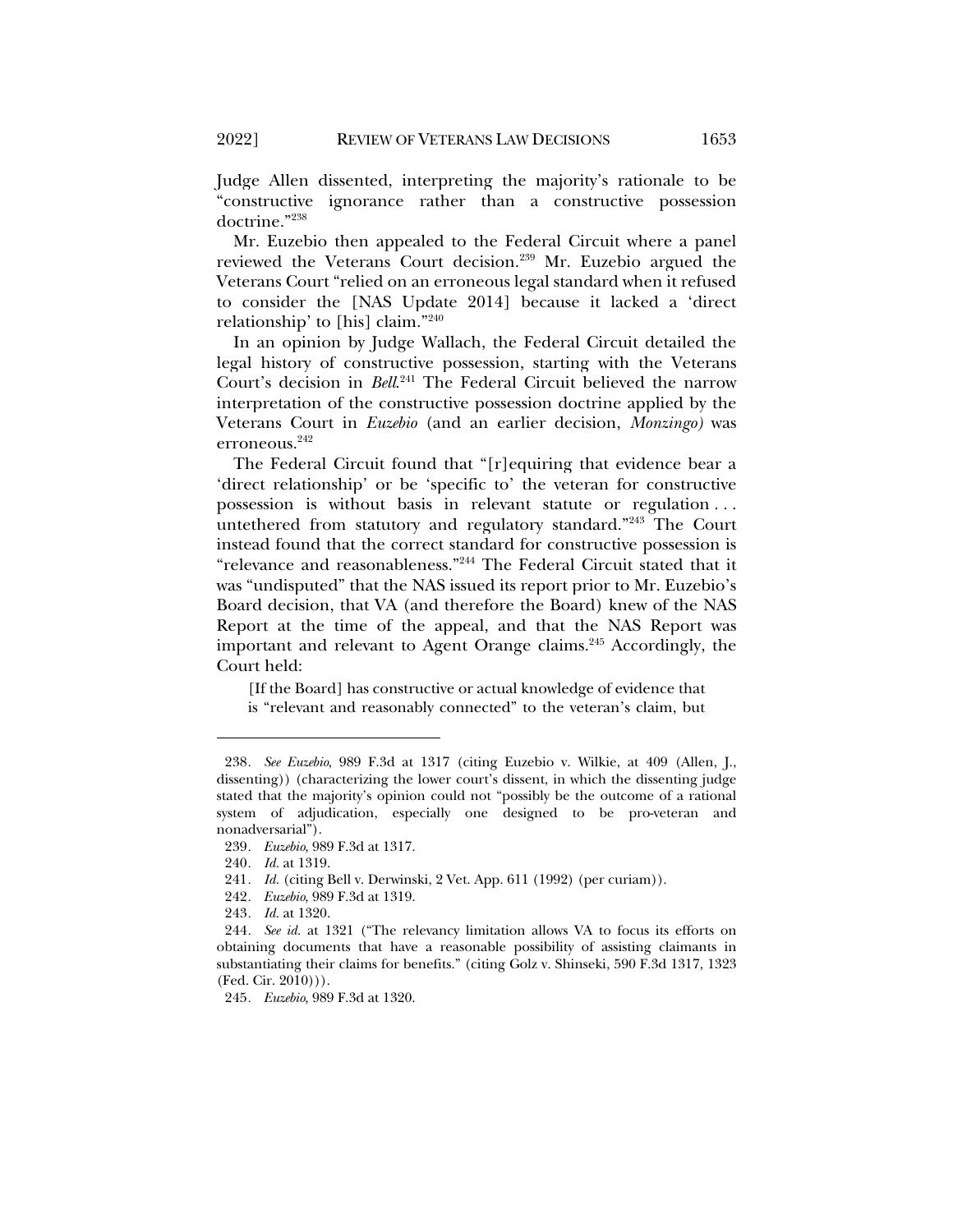Judge Allen dissented, interpreting the majority's rationale to be "constructive ignorance rather than a constructive possession doctrine."[238]

Mr. Euzebio then appealed to the Federal Circuit where a panel reviewed the Veterans Court decision.[239] Mr. Euzebio argued the Veterans Court "relied on an erroneous legal standard when it refused to consider the [NAS Update 2014] because it lacked a 'direct relationship' to [his] claim."[240]

In an opinion by Judge Wallach, the Federal Circuit detailed the legal history of constructive possession, starting with the Veterans Court's decision in *Bell*.[241] The Federal Circuit believed the narrow interpretation of the constructive possession doctrine applied by the Veterans Court in *Euzebio* (and an earlier decision, *Monzingo)* was erroneous.[242]

The Federal Circuit found that "[r]equiring that evidence bear a 'direct relationship' or be 'specific to' the veteran for constructive possession is without basis in relevant statute or regulation . . . untethered from statutory and regulatory standard."[243] The Court instead found that the correct standard for constructive possession is "relevance and reasonableness."[244] The Federal Circuit stated that it was "undisputed" that the NAS issued its report prior to Mr. Euzebio's Board decision, that VA (and therefore the Board) knew of the NAS Report at the time of the appeal, and that the NAS Report was important and relevant to Agent Orange claims.[245] Accordingly, the Court held:

> [If the Board] has constructive or actual knowledge of evidence that is "relevant and reasonably connected" to the veteran's claim, but

---

238. *See Euzebio*, 989 F.3d at 1317 (citing Euzebio v. Wilkie, at 409 (Allen, J., dissenting)) (characterizing the lower court's dissent, in which the dissenting judge stated that the majority's opinion could not "possibly be the outcome of a rational system of adjudication, especially one designed to be pro-veteran and nonadversarial").

239. *Euzebio*, 989 F.3d at 1317.

240. *Id.* at 1319.

241. *Id.* (citing Bell v. Derwinski, 2 Vet. App. 611 (1992) (per curiam)).

242. *Euzebio*, 989 F.3d at 1319.

243. *Id.* at 1320.

244. *See id.* at 1321 ("The relevancy limitation allows VA to focus its efforts on obtaining documents that have a reasonable possibility of assisting claimants in substantiating their claims for benefits." (citing Golz v. Shinseki, 590 F.3d 1317, 1323 (Fed. Cir. 2010))).

245. *Euzebio*, 989 F.3d at 1320.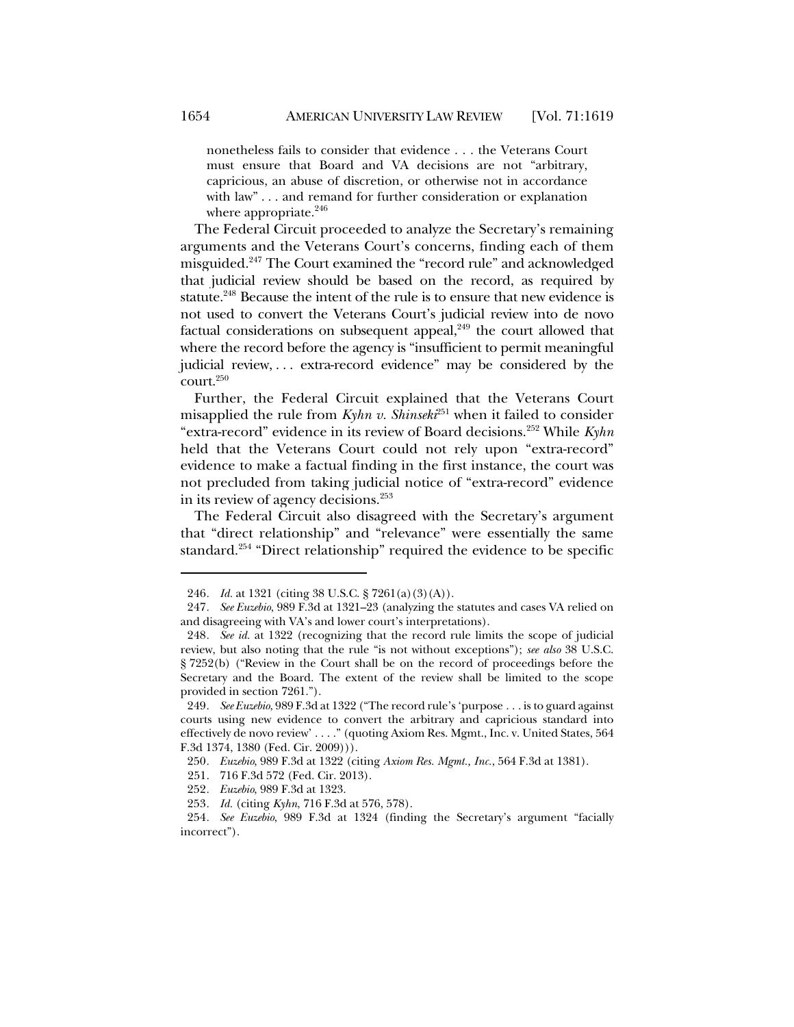> nonetheless fails to consider that evidence . . . the Veterans Court must ensure that Board and VA decisions are not "arbitrary, capricious, an abuse of discretion, or otherwise not in accordance with law" . . . and remand for further consideration or explanation where appropriate.[246]

The Federal Circuit proceeded to analyze the Secretary's remaining arguments and the Veterans Court's concerns, finding each of them misguided.[247] The Court examined the "record rule" and acknowledged that judicial review should be based on the record, as required by statute.[248] Because the intent of the rule is to ensure that new evidence is not used to convert the Veterans Court's judicial review into de novo factual considerations on subsequent appeal,[249] the court allowed that where the record before the agency is "insufficient to permit meaningful judicial review, . . . extra-record evidence" may be considered by the court.[250]

Further, the Federal Circuit explained that the Veterans Court misapplied the rule from *Kyhn v. Shinseki*[251] when it failed to consider "extra-record" evidence in its review of Board decisions.[252] While *Kyhn* held that the Veterans Court could not rely upon "extra-record" evidence to make a factual finding in the first instance, the court was not precluded from taking judicial notice of "extra-record" evidence in its review of agency decisions.[253]

The Federal Circuit also disagreed with the Secretary's argument that "direct relationship" and "relevance" were essentially the same standard.[254] "Direct relationship" required the evidence to be specific

---

246. *Id.* at 1321 (citing 38 U.S.C. § 7261(a)(3)(A)).

247. *See Euzebio*, 989 F.3d at 1321–23 (analyzing the statutes and cases VA relied on and disagreeing with VA's and lower court's interpretations).

248. *See id.* at 1322 (recognizing that the record rule limits the scope of judicial review, but also noting that the rule "is not without exceptions"); *see also* 38 U.S.C. § 7252(b) ("Review in the Court shall be on the record of proceedings before the Secretary and the Board. The extent of the review shall be limited to the scope provided in section 7261.").

249. *See Euzebio*, 989 F.3d at 1322 ("The record rule's 'purpose . . . is to guard against courts using new evidence to convert the arbitrary and capricious standard into effectively de novo review' . . . ." (quoting Axiom Res. Mgmt., Inc. v. United States, 564 F.3d 1374, 1380 (Fed. Cir. 2009))).

250. *Euzebio*, 989 F.3d at 1322 (citing *Axiom Res. Mgmt., Inc.*, 564 F.3d at 1381).

251. 716 F.3d 572 (Fed. Cir. 2013).

252. *Euzebio*, 989 F.3d at 1323.

253. *Id.* (citing *Kyhn*, 716 F.3d at 576, 578).

254. *See Euzebio*, 989 F.3d at 1324 (finding the Secretary's argument "facially incorrect").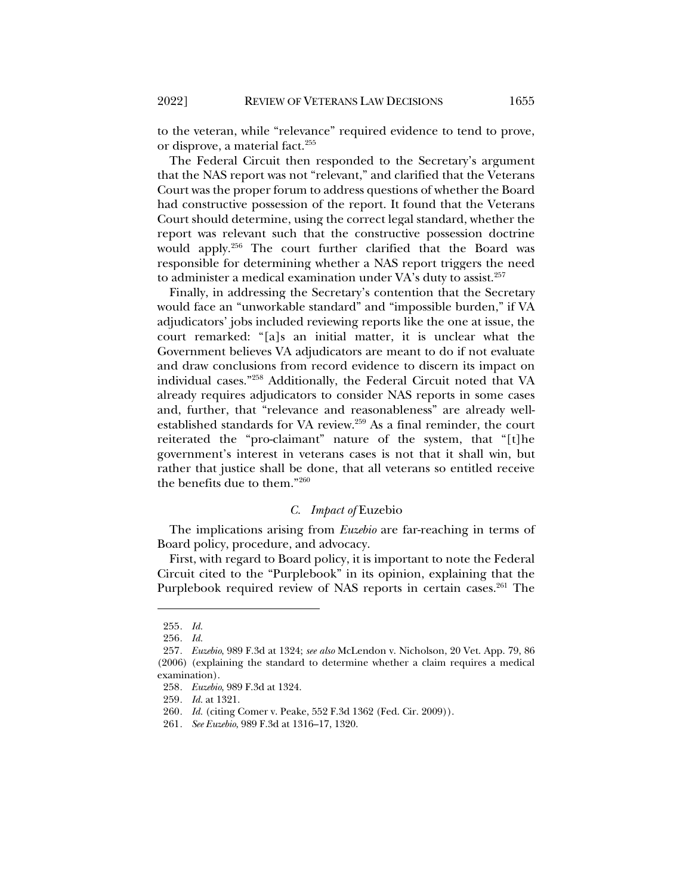to the veteran, while "relevance" required evidence to tend to prove, or disprove, a material fact.[255]

The Federal Circuit then responded to the Secretary's argument that the NAS report was not "relevant," and clarified that the Veterans Court was the proper forum to address questions of whether the Board had constructive possession of the report. It found that the Veterans Court should determine, using the correct legal standard, whether the report was relevant such that the constructive possession doctrine would apply.[256] The court further clarified that the Board was responsible for determining whether a NAS report triggers the need to administer a medical examination under VA's duty to assist.[257]

Finally, in addressing the Secretary's contention that the Secretary would face an "unworkable standard" and "impossible burden," if VA adjudicators' jobs included reviewing reports like the one at issue, the court remarked: "[a]s an initial matter, it is unclear what the Government believes VA adjudicators are meant to do if not evaluate and draw conclusions from record evidence to discern its impact on individual cases."[258] Additionally, the Federal Circuit noted that VA already requires adjudicators to consider NAS reports in some cases and, further, that "relevance and reasonableness" are already well-established standards for VA review.[259] As a final reminder, the court reiterated the "pro-claimant" nature of the system, that "[t]he government's interest in veterans cases is not that it shall win, but rather that justice shall be done, that all veterans so entitled receive the benefits due to them."[260]

### C. *Impact of* Euzebio

The implications arising from *Euzebio* are far-reaching in terms of Board policy, procedure, and advocacy.

First, with regard to Board policy, it is important to note the Federal Circuit cited to the "Purplebook" in its opinion, explaining that the Purplebook required review of NAS reports in certain cases.[261] The

---

255. *Id.*

256. *Id.*

257. *Euzebio*, 989 F.3d at 1324; *see also* McLendon v. Nicholson, 20 Vet. App. 79, 86 (2006) (explaining the standard to determine whether a claim requires a medical examination).

258. *Euzebio*, 989 F.3d at 1324.

259. *Id.* at 1321.

260. *Id.* (citing Comer v. Peake, 552 F.3d 1362 (Fed. Cir. 2009)).

261. *See Euzebio*, 989 F.3d at 1316–17, 1320.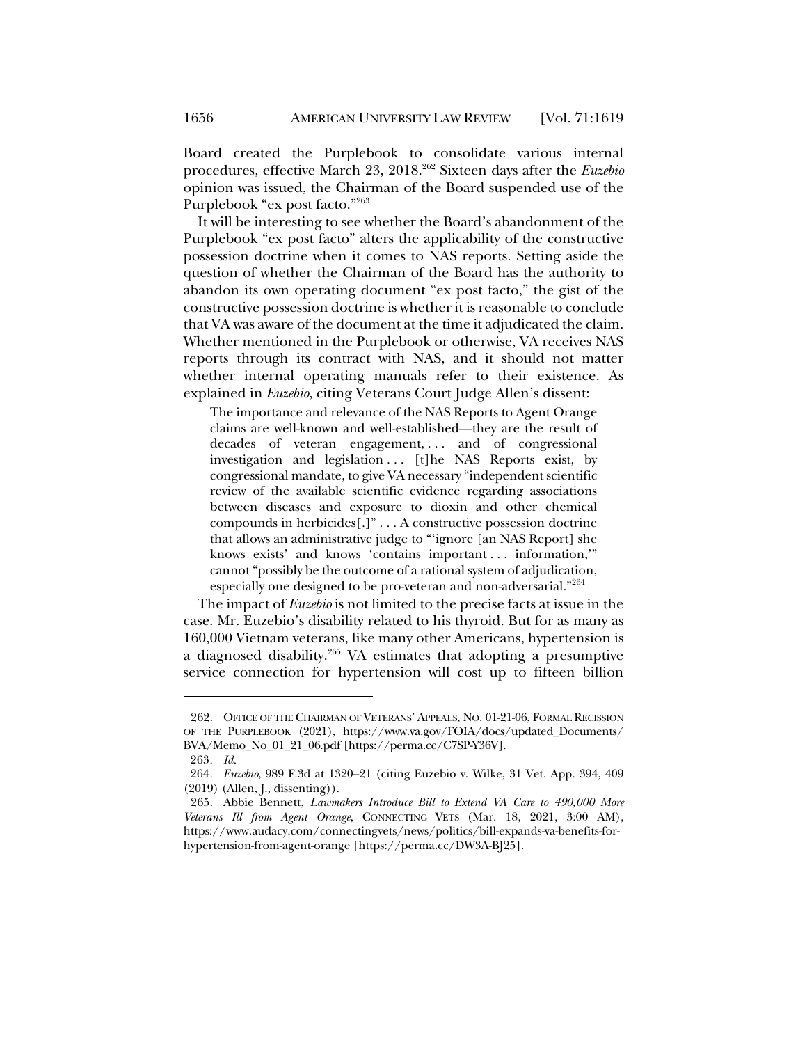Board created the Purplebook to consolidate various internal procedures, effective March 23, 2018.[262] Sixteen days after the *Euzebio* opinion was issued, the Chairman of the Board suspended use of the Purplebook "ex post facto."[263]

It will be interesting to see whether the Board's abandonment of the Purplebook "ex post facto" alters the applicability of the constructive possession doctrine when it comes to NAS reports. Setting aside the question of whether the Chairman of the Board has the authority to abandon its own operating document "ex post facto," the gist of the constructive possession doctrine is whether it is reasonable to conclude that VA was aware of the document at the time it adjudicated the claim. Whether mentioned in the Purplebook or otherwise, VA receives NAS reports through its contract with NAS, and it should not matter whether internal operating manuals refer to their existence. As explained in *Euzebio*, citing Veterans Court Judge Allen's dissent:

> The importance and relevance of the NAS Reports to Agent Orange claims are well-known and well-established—they are the result of decades of veteran engagement, . . . and of congressional investigation and legislation . . . [t]he NAS Reports exist, by congressional mandate, to give VA necessary "independent scientific review of the available scientific evidence regarding associations between diseases and exposure to dioxin and other chemical compounds in herbicides[.]" . . . A constructive possession doctrine that allows an administrative judge to "'ignore [an NAS Report] she knows exists' and knows 'contains important . . . information,'" cannot "possibly be the outcome of a rational system of adjudication, especially one designed to be pro-veteran and non-adversarial."[264]

The impact of *Euzebio* is not limited to the precise facts at issue in the case. Mr. Euzebio's disability related to his thyroid. But for as many as 160,000 Vietnam veterans, like many other Americans, hypertension is a diagnosed disability.[265] VA estimates that adopting a presumptive service connection for hypertension will cost up to fifteen billion

---

262. OFFICE OF THE CHAIRMAN OF VETERANS' APPEALS, NO. 01-21-06, FORMAL RECISSION OF THE PURPLEBOOK (2021), https://www.va.gov/FOIA/docs/updated_Documents/BVA/Memo_No_01_21_06.pdf [https://perma.cc/C7SP-Y36V].

263. *Id.*

264. *Euzebio*, 989 F.3d at 1320–21 (citing Euzebio v. Wilke, 31 Vet. App. 394, 409 (2019) (Allen, J., dissenting)).

265. Abbie Bennett, *Lawmakers Introduce Bill to Extend VA Care to 490,000 More Veterans Ill from Agent Orange*, CONNECTING VETS (Mar. 18, 2021, 3:00 AM), https://www.audacy.com/connectingvets/news/politics/bill-expands-va-benefits-for-hypertension-from-agent-orange [https://perma.cc/DW3A-BJ25].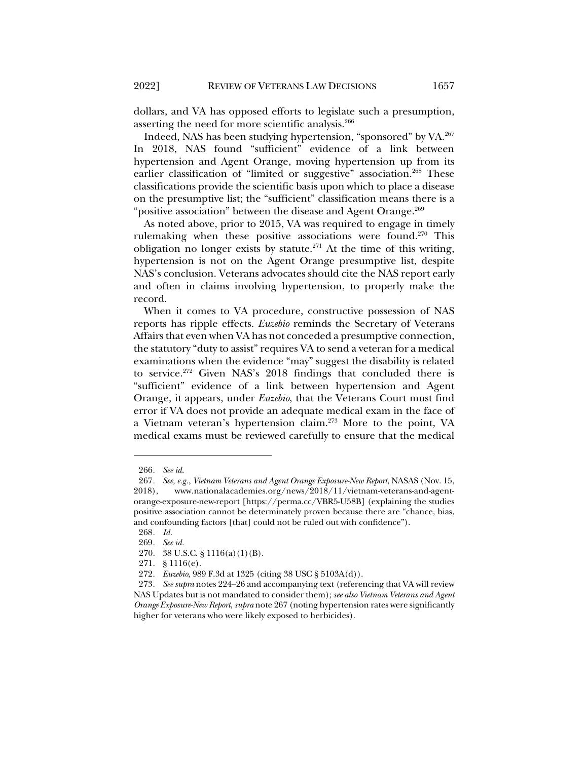dollars, and VA has opposed efforts to legislate such a presumption, asserting the need for more scientific analysis.[266]

Indeed, NAS has been studying hypertension, "sponsored" by VA.[267] In 2018, NAS found "sufficient" evidence of a link between hypertension and Agent Orange, moving hypertension up from its earlier classification of "limited or suggestive" association.[268] These classifications provide the scientific basis upon which to place a disease on the presumptive list; the "sufficient" classification means there is a "positive association" between the disease and Agent Orange.[269]

As noted above, prior to 2015, VA was required to engage in timely rulemaking when these positive associations were found.[270] This obligation no longer exists by statute.[271] At the time of this writing, hypertension is not on the Agent Orange presumptive list, despite NAS's conclusion. Veterans advocates should cite the NAS report early and often in claims involving hypertension, to properly make the record.

When it comes to VA procedure, constructive possession of NAS reports has ripple effects. *Euzebio* reminds the Secretary of Veterans Affairs that even when VA has not conceded a presumptive connection, the statutory "duty to assist" requires VA to send a veteran for a medical examinations when the evidence "may" suggest the disability is related to service.[272] Given NAS's 2018 findings that concluded there is "sufficient" evidence of a link between hypertension and Agent Orange, it appears, under *Euzebio*, that the Veterans Court must find error if VA does not provide an adequate medical exam in the face of a Vietnam veteran's hypertension claim.[273] More to the point, VA medical exams must be reviewed carefully to ensure that the medical

---

266. *See id.*

267. *See, e.g.*, *Vietnam Veterans and Agent Orange Exposure-New Report*, NASAS (Nov. 15, 2018), www.nationalacademies.org/news/2018/11/vietnam-veterans-and-agent-orange-exposure-new-report [https://perma.cc/VBR5-U58B] (explaining the studies positive association cannot be determinately proven because there are "chance, bias, and confounding factors [that] could not be ruled out with confidence").

268. *Id.*

269. *See id.*

270. 38 U.S.C. § 1116(a)(1)(B).

271. § 1116(e).

272. *Euzebio*, 989 F.3d at 1325 (citing 38 USC § 5103A(d)).

273. *See supra* notes 224–26 and accompanying text (referencing that VA will review NAS Updates but is not mandated to consider them); *see also Vietnam Veterans and Agent Orange Exposure-New Report*, *supra* note 267 (noting hypertension rates were significantly higher for veterans who were likely exposed to herbicides).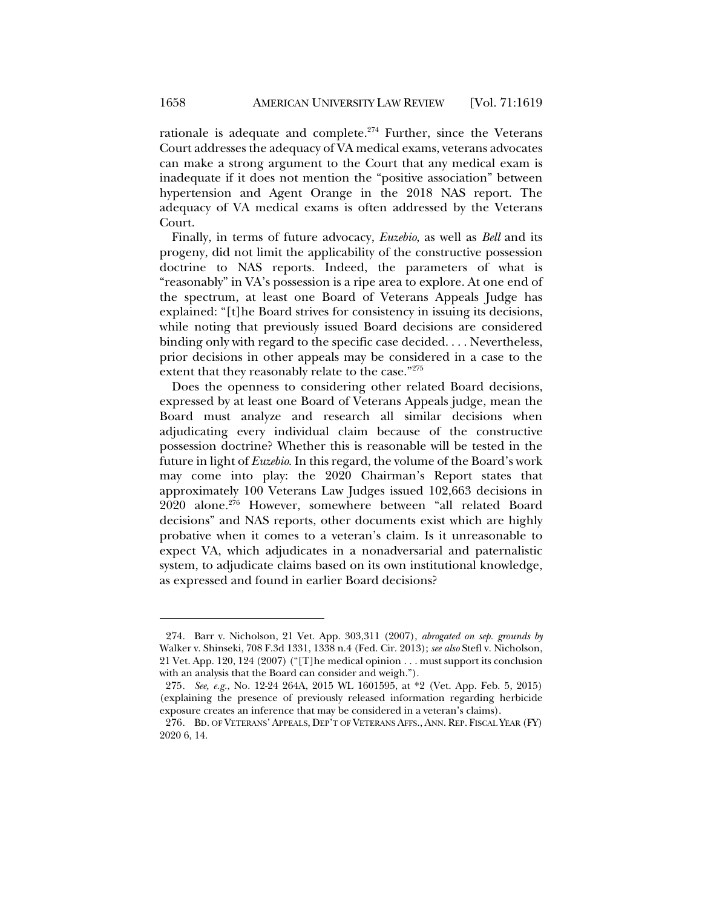rationale is adequate and complete.[274] Further, since the Veterans Court addresses the adequacy of VA medical exams, veterans advocates can make a strong argument to the Court that any medical exam is inadequate if it does not mention the "positive association" between hypertension and Agent Orange in the 2018 NAS report. The adequacy of VA medical exams is often addressed by the Veterans Court.

Finally, in terms of future advocacy, *Euzebio*, as well as *Bell* and its progeny, did not limit the applicability of the constructive possession doctrine to NAS reports. Indeed, the parameters of what is "reasonably" in VA's possession is a ripe area to explore. At one end of the spectrum, at least one Board of Veterans Appeals Judge has explained: "[t]he Board strives for consistency in issuing its decisions, while noting that previously issued Board decisions are considered binding only with regard to the specific case decided. . . . Nevertheless, prior decisions in other appeals may be considered in a case to the extent that they reasonably relate to the case."[275]

Does the openness to considering other related Board decisions, expressed by at least one Board of Veterans Appeals judge, mean the Board must analyze and research all similar decisions when adjudicating every individual claim because of the constructive possession doctrine? Whether this is reasonable will be tested in the future in light of *Euzebio*. In this regard, the volume of the Board's work may come into play: the 2020 Chairman's Report states that approximately 100 Veterans Law Judges issued 102,663 decisions in 2020 alone.[276] However, somewhere between "all related Board decisions" and NAS reports, other documents exist which are highly probative when it comes to a veteran's claim. Is it unreasonable to expect VA, which adjudicates in a nonadversarial and paternalistic system, to adjudicate claims based on its own institutional knowledge, as expressed and found in earlier Board decisions?

---

274. Barr v. Nicholson, 21 Vet. App. 303,311 (2007), *abrogated on sep. grounds by* Walker v. Shinseki, 708 F.3d 1331, 1338 n.4 (Fed. Cir. 2013); *see also* Stefl v. Nicholson, 21 Vet. App. 120, 124 (2007) ("[T]he medical opinion . . . must support its conclusion with an analysis that the Board can consider and weigh.").

275. *See, e.g.*, No. 12-24 264A, 2015 WL 1601595, at *2 (Vet. App. Feb. 5, 2015) (explaining the presence of previously released information regarding herbicide exposure creates an inference that may be considered in a veteran's claims).

276. BD. OF VETERANS' APPEALS, DEP'T OF VETERANS AFFS., ANN. REP. FISCAL YEAR (FY) 2020 6, 14.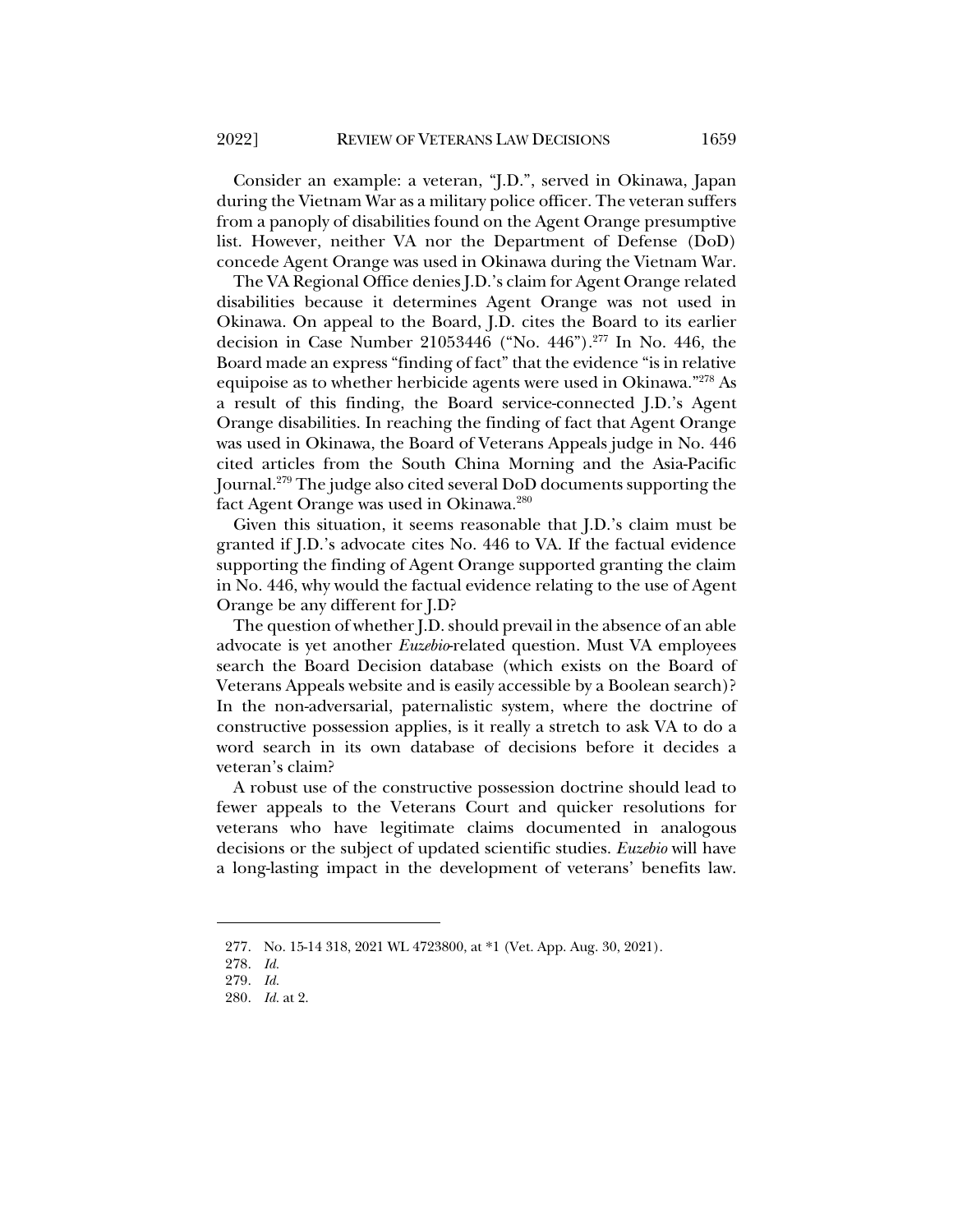Consider an example: a veteran, "J.D.", served in Okinawa, Japan during the Vietnam War as a military police officer. The veteran suffers from a panoply of disabilities found on the Agent Orange presumptive list. However, neither VA nor the Department of Defense (DoD) concede Agent Orange was used in Okinawa during the Vietnam War.

The VA Regional Office denies J.D.'s claim for Agent Orange related disabilities because it determines Agent Orange was not used in Okinawa. On appeal to the Board, J.D. cites the Board to its earlier decision in Case Number 21053446 ("No. 446").[277] In No. 446, the Board made an express "finding of fact" that the evidence "is in relative equipoise as to whether herbicide agents were used in Okinawa."[278] As a result of this finding, the Board service-connected J.D.'s Agent Orange disabilities. In reaching the finding of fact that Agent Orange was used in Okinawa, the Board of Veterans Appeals judge in No. 446 cited articles from the South China Morning and the Asia-Pacific Journal.[279] The judge also cited several DoD documents supporting the fact Agent Orange was used in Okinawa.[280]

Given this situation, it seems reasonable that J.D.'s claim must be granted if J.D.'s advocate cites No. 446 to VA. If the factual evidence supporting the finding of Agent Orange supported granting the claim in No. 446, why would the factual evidence relating to the use of Agent Orange be any different for J.D?

The question of whether J.D. should prevail in the absence of an able advocate is yet another *Euzebio*-related question. Must VA employees search the Board Decision database (which exists on the Board of Veterans Appeals website and is easily accessible by a Boolean search)? In the non-adversarial, paternalistic system, where the doctrine of constructive possession applies, is it really a stretch to ask VA to do a word search in its own database of decisions before it decides a veteran's claim?

A robust use of the constructive possession doctrine should lead to fewer appeals to the Veterans Court and quicker resolutions for veterans who have legitimate claims documented in analogous decisions or the subject of updated scientific studies. *Euzebio* will have a long-lasting impact in the development of veterans' benefits law.

---

277. No. 15-14 318, 2021 WL 4723800, at *1 (Vet. App. Aug. 30, 2021).

278. *Id.*

279. *Id.*

280. *Id.* at 2.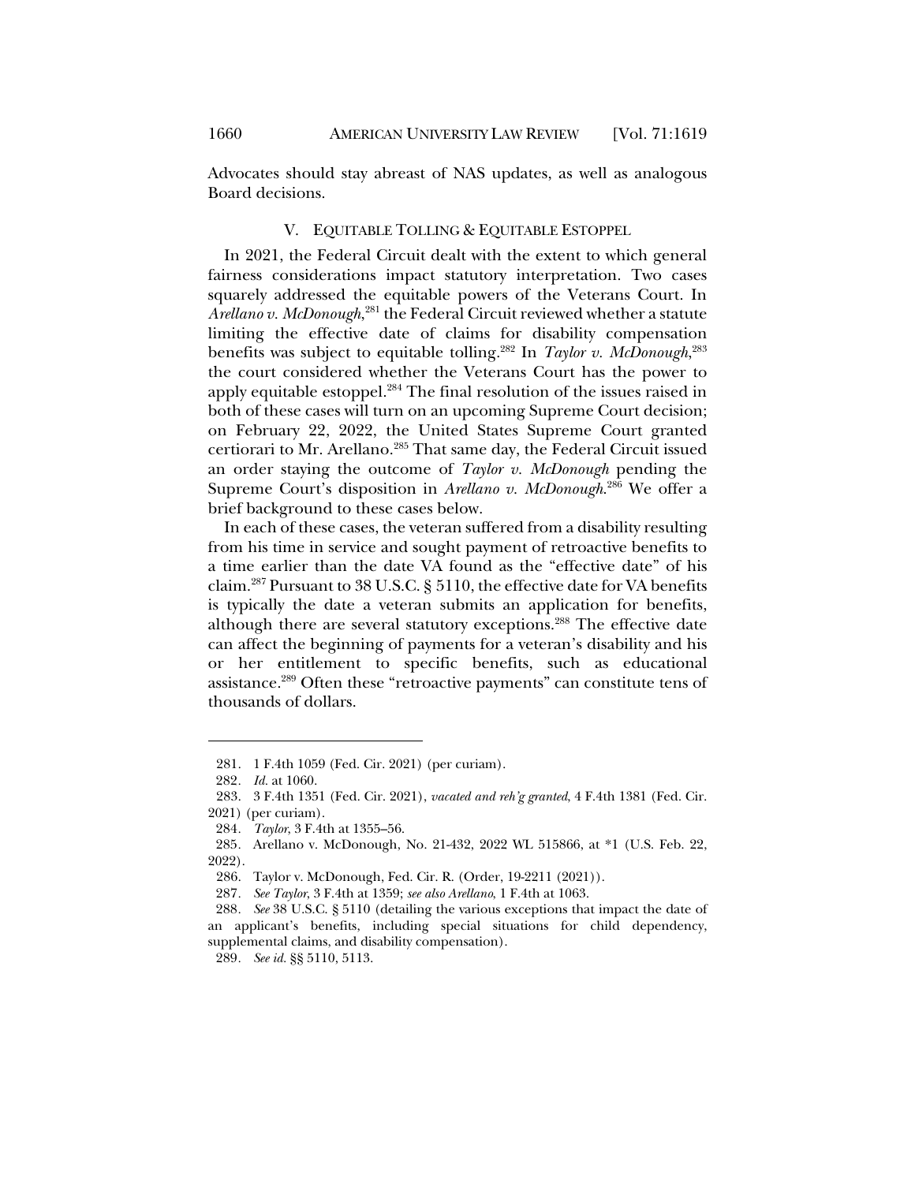Advocates should stay abreast of NAS updates, as well as analogous Board decisions.

## V. EQUITABLE TOLLING & EQUITABLE ESTOPPEL

In 2021, the Federal Circuit dealt with the extent to which general fairness considerations impact statutory interpretation. Two cases squarely addressed the equitable powers of the Veterans Court. In *Arellano v. McDonough*,[281] the Federal Circuit reviewed whether a statute limiting the effective date of claims for disability compensation benefits was subject to equitable tolling.[282] In *Taylor v. McDonough*,[283] the court considered whether the Veterans Court has the power to apply equitable estoppel.[284] The final resolution of the issues raised in both of these cases will turn on an upcoming Supreme Court decision; on February 22, 2022, the United States Supreme Court granted certiorari to Mr. Arellano.[285] That same day, the Federal Circuit issued an order staying the outcome of *Taylor v. McDonough* pending the Supreme Court's disposition in *Arellano v. McDonough*.[286] We offer a brief background to these cases below.

In each of these cases, the veteran suffered from a disability resulting from his time in service and sought payment of retroactive benefits to a time earlier than the date VA found as the "effective date" of his claim.[287] Pursuant to 38 U.S.C. § 5110, the effective date for VA benefits is typically the date a veteran submits an application for benefits, although there are several statutory exceptions.[288] The effective date can affect the beginning of payments for a veteran's disability and his or her entitlement to specific benefits, such as educational assistance.[289] Often these "retroactive payments" can constitute tens of thousands of dollars.

---

281. 1 F.4th 1059 (Fed. Cir. 2021) (per curiam).

282. *Id.* at 1060.

283. 3 F.4th 1351 (Fed. Cir. 2021), *vacated and reh'g granted*, 4 F.4th 1381 (Fed. Cir. 2021) (per curiam).

284. *Taylor*, 3 F.4th at 1355–56.

285. Arellano v. McDonough, No. 21-432, 2022 WL 515866, at *1 (U.S. Feb. 22, 2022).

286. Taylor v. McDonough, Fed. Cir. R. (Order, 19-2211 (2021)).

287. *See Taylor*, 3 F.4th at 1359; *see also Arellano*, 1 F.4th at 1063.

288. *See* 38 U.S.C. § 5110 (detailing the various exceptions that impact the date of an applicant's benefits, including special situations for child dependency, supplemental claims, and disability compensation).

289. *See id.* §§ 5110, 5113.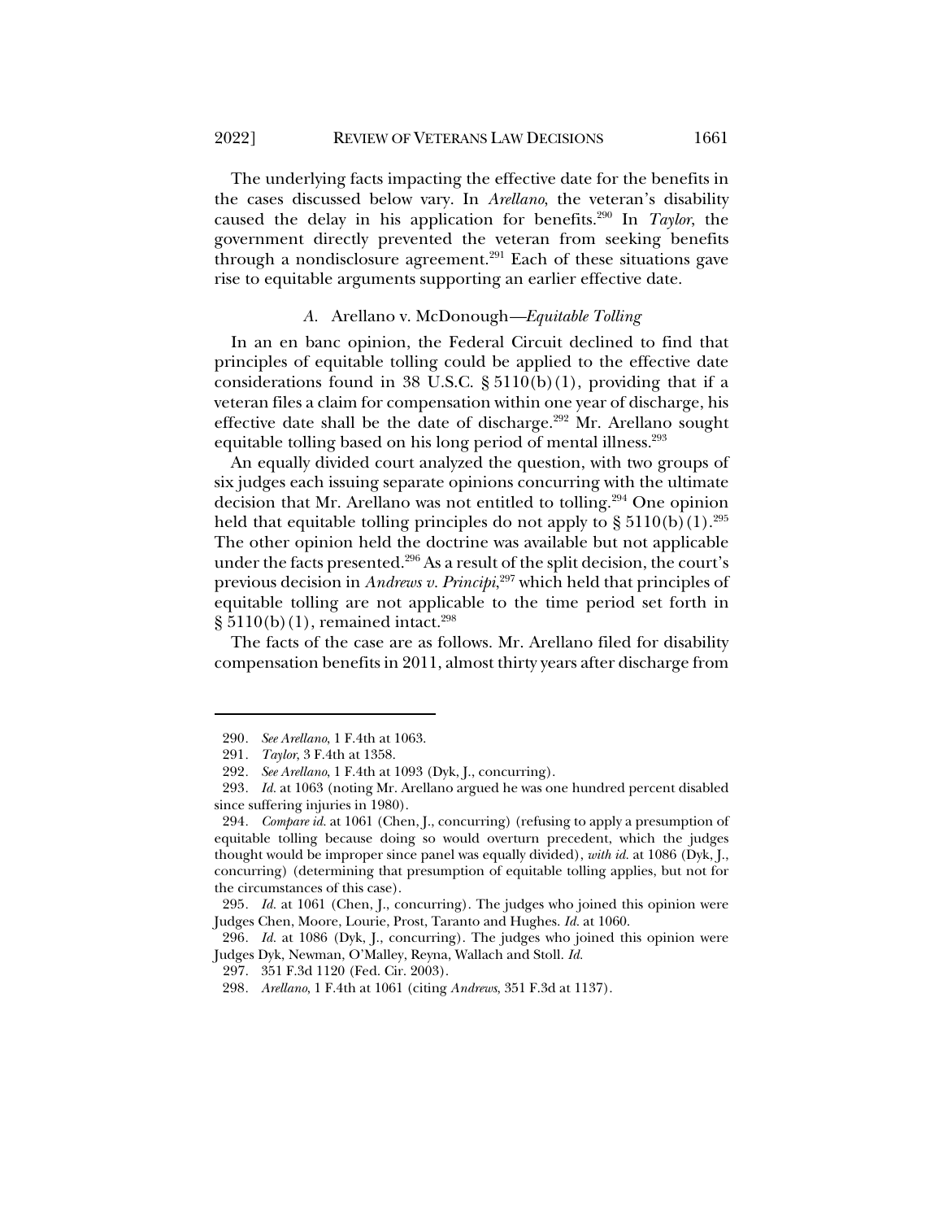The underlying facts impacting the effective date for the benefits in the cases discussed below vary. In *Arellano*, the veteran's disability caused the delay in his application for benefits.[290] In *Taylor*, the government directly prevented the veteran from seeking benefits through a nondisclosure agreement.[291] Each of these situations gave rise to equitable arguments supporting an earlier effective date.

### *A.* Arellano v. McDonough—*Equitable Tolling*

In an en banc opinion, the Federal Circuit declined to find that principles of equitable tolling could be applied to the effective date considerations found in 38 U.S.C. § 5110(b)(1), providing that if a veteran files a claim for compensation within one year of discharge, his effective date shall be the date of discharge.[292] Mr. Arellano sought equitable tolling based on his long period of mental illness.[293]

An equally divided court analyzed the question, with two groups of six judges each issuing separate opinions concurring with the ultimate decision that Mr. Arellano was not entitled to tolling.[294] One opinion held that equitable tolling principles do not apply to § 5110(b)(1).[295] The other opinion held the doctrine was available but not applicable under the facts presented.[296] As a result of the split decision, the court's previous decision in *Andrews v. Principi*,[297] which held that principles of equitable tolling are not applicable to the time period set forth in § 5110(b)(1), remained intact.[298]

The facts of the case are as follows. Mr. Arellano filed for disability compensation benefits in 2011, almost thirty years after discharge from

---

290. *See Arellano*, 1 F.4th at 1063.

291. *Taylor*, 3 F.4th at 1358.

292. *See Arellano*, 1 F.4th at 1093 (Dyk, J., concurring).

293. *Id.* at 1063 (noting Mr. Arellano argued he was one hundred percent disabled since suffering injuries in 1980).

294. *Compare id.* at 1061 (Chen, J., concurring) (refusing to apply a presumption of equitable tolling because doing so would overturn precedent, which the judges thought would be improper since panel was equally divided), *with id.* at 1086 (Dyk, J., concurring) (determining that presumption of equitable tolling applies, but not for the circumstances of this case).

295. *Id.* at 1061 (Chen, J., concurring). The judges who joined this opinion were Judges Chen, Moore, Lourie, Prost, Taranto and Hughes. *Id.* at 1060.

296. *Id.* at 1086 (Dyk, J., concurring). The judges who joined this opinion were Judges Dyk, Newman, O'Malley, Reyna, Wallach and Stoll. *Id.*

297. 351 F.3d 1120 (Fed. Cir. 2003).

298. *Arellano*, 1 F.4th at 1061 (citing *Andrews*, 351 F.3d at 1137).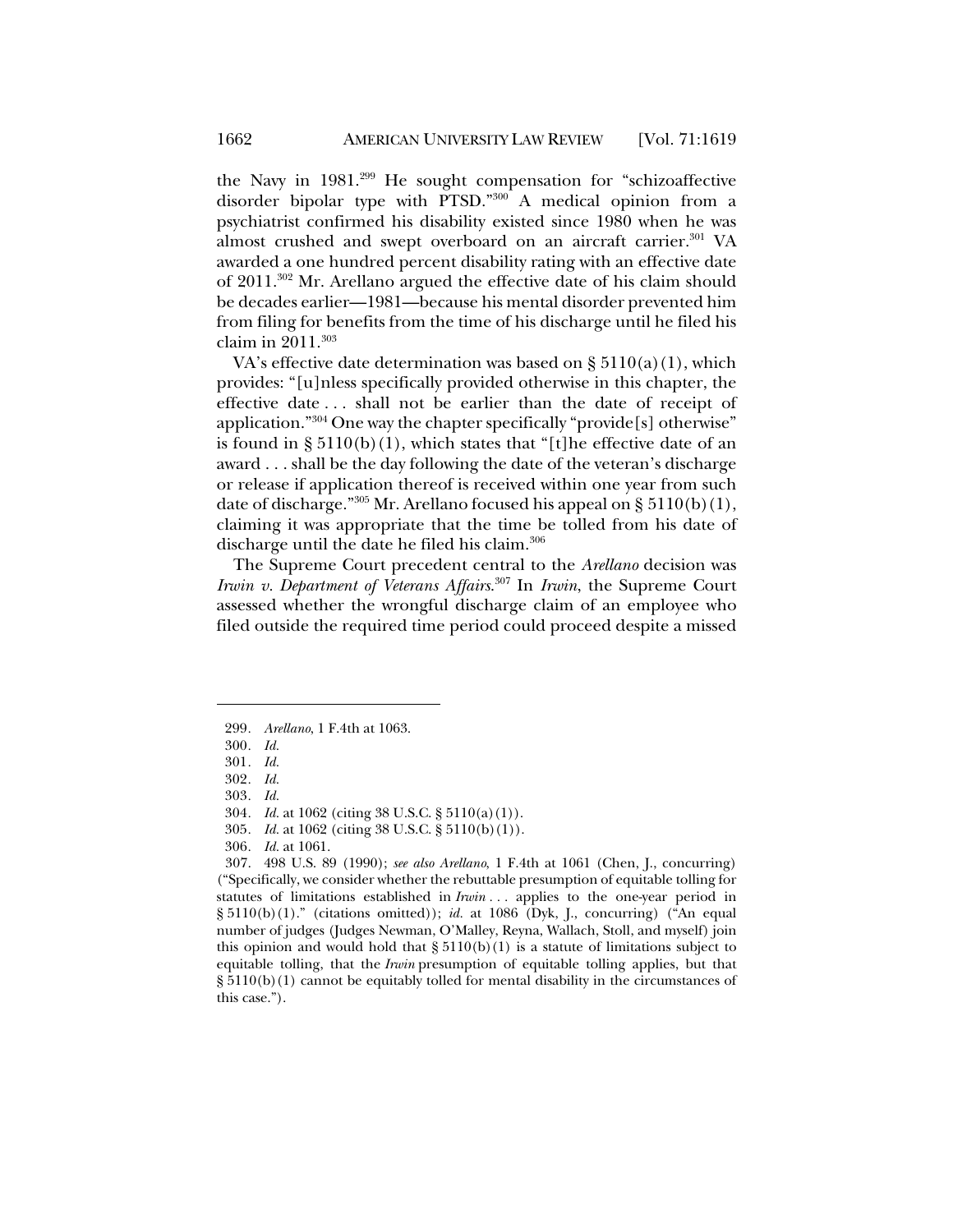the Navy in 1981.[299] He sought compensation for "schizoaffective disorder bipolar type with PTSD."[300] A medical opinion from a psychiatrist confirmed his disability existed since 1980 when he was almost crushed and swept overboard on an aircraft carrier.[301] VA awarded a one hundred percent disability rating with an effective date of 2011.[302] Mr. Arellano argued the effective date of his claim should be decades earlier—1981—because his mental disorder prevented him from filing for benefits from the time of his discharge until he filed his claim in 2011.[303]

VA's effective date determination was based on § 5110(a)(1), which provides: "[u]nless specifically provided otherwise in this chapter, the effective date . . . shall not be earlier than the date of receipt of application."[304] One way the chapter specifically "provide[s] otherwise" is found in § 5110(b)(1), which states that "[t]he effective date of an award . . . shall be the day following the date of the veteran's discharge or release if application thereof is received within one year from such date of discharge."[305] Mr. Arellano focused his appeal on § 5110(b)(1), claiming it was appropriate that the time be tolled from his date of discharge until the date he filed his claim.[306]

The Supreme Court precedent central to the *Arellano* decision was *Irwin v. Department of Veterans Affairs*.[307] In *Irwin*, the Supreme Court assessed whether the wrongful discharge claim of an employee who filed outside the required time period could proceed despite a missed

---

299. *Arellano*, 1 F.4th at 1063.

300. *Id.*

301. *Id.*

302. *Id.*

303. *Id.*

304. *Id.* at 1062 (citing 38 U.S.C. § 5110(a)(1)).

305. *Id.* at 1062 (citing 38 U.S.C. § 5110(b)(1)).

306. *Id.* at 1061.

307. 498 U.S. 89 (1990); *see also Arellano*, 1 F.4th at 1061 (Chen, J., concurring) ("Specifically, we consider whether the rebuttable presumption of equitable tolling for statutes of limitations established in *Irwin* . . . applies to the one-year period in § 5110(b)(1)." (citations omitted)); *id.* at 1086 (Dyk, J., concurring) ("An equal number of judges (Judges Newman, O'Malley, Reyna, Wallach, Stoll, and myself) join this opinion and would hold that § 5110(b)(1) is a statute of limitations subject to equitable tolling, that the *Irwin* presumption of equitable tolling applies, but that § 5110(b)(1) cannot be equitably tolled for mental disability in the circumstances of this case.").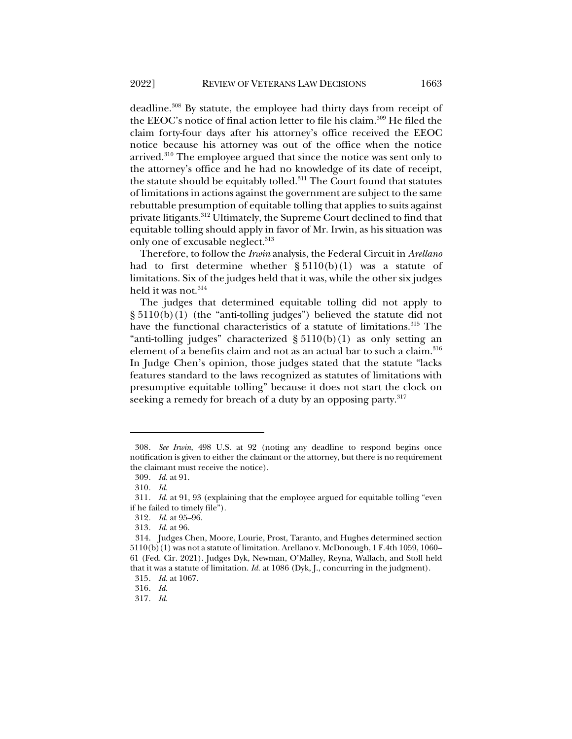deadline.[308] By statute, the employee had thirty days from receipt of the EEOC's notice of final action letter to file his claim.[309] He filed the claim forty-four days after his attorney's office received the EEOC notice because his attorney was out of the office when the notice arrived.[310] The employee argued that since the notice was sent only to the attorney's office and he had no knowledge of its date of receipt, the statute should be equitably tolled.[311] The Court found that statutes of limitations in actions against the government are subject to the same rebuttable presumption of equitable tolling that applies to suits against private litigants.[312] Ultimately, the Supreme Court declined to find that equitable tolling should apply in favor of Mr. Irwin, as his situation was only one of excusable neglect.[313]

Therefore, to follow the *Irwin* analysis, the Federal Circuit in *Arellano* had to first determine whether § 5110(b)(1) was a statute of limitations. Six of the judges held that it was, while the other six judges held it was not.[314]

The judges that determined equitable tolling did not apply to § 5110(b)(1) (the "anti-tolling judges") believed the statute did not have the functional characteristics of a statute of limitations.[315] The "anti-tolling judges" characterized § 5110(b)(1) as only setting an element of a benefits claim and not as an actual bar to such a claim.[316] In Judge Chen's opinion, those judges stated that the statute "lacks features standard to the laws recognized as statutes of limitations with presumptive equitable tolling" because it does not start the clock on seeking a remedy for breach of a duty by an opposing party.[317]

---

308. *See Irwin*, 498 U.S. at 92 (noting any deadline to respond begins once notification is given to either the claimant or the attorney, but there is no requirement the claimant must receive the notice).

309. *Id.* at 91.

310. *Id.*

311. *Id.* at 91, 93 (explaining that the employee argued for equitable tolling "even if he failed to timely file").

312. *Id.* at 95–96.

313. *Id.* at 96.

314. Judges Chen, Moore, Lourie, Prost, Taranto, and Hughes determined section 5110(b)(1) was not a statute of limitation. Arellano v. McDonough, 1 F.4th 1059, 1060–61 (Fed. Cir. 2021). Judges Dyk, Newman, O'Malley, Reyna, Wallach, and Stoll held that it was a statute of limitation. *Id.* at 1086 (Dyk, J., concurring in the judgment).

315. *Id.* at 1067.

316. *Id.*

317. *Id.*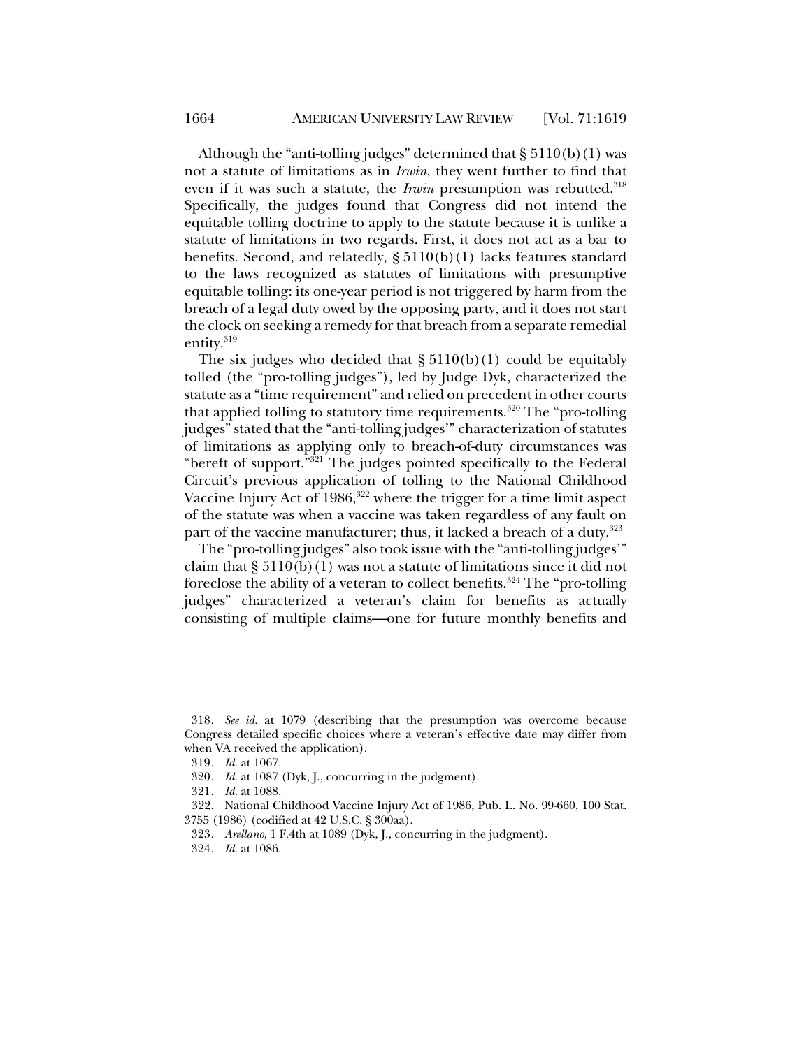Although the "anti-tolling judges" determined that § 5110(b)(1) was not a statute of limitations as in *Irwin*, they went further to find that even if it was such a statute, the *Irwin* presumption was rebutted.[318] Specifically, the judges found that Congress did not intend the equitable tolling doctrine to apply to the statute because it is unlike a statute of limitations in two regards. First, it does not act as a bar to benefits. Second, and relatedly, § 5110(b)(1) lacks features standard to the laws recognized as statutes of limitations with presumptive equitable tolling: its one-year period is not triggered by harm from the breach of a legal duty owed by the opposing party, and it does not start the clock on seeking a remedy for that breach from a separate remedial entity.[319]

The six judges who decided that § 5110(b)(1) could be equitably tolled (the "pro-tolling judges"), led by Judge Dyk, characterized the statute as a "time requirement" and relied on precedent in other courts that applied tolling to statutory time requirements.[320] The "pro-tolling judges" stated that the "anti-tolling judges'" characterization of statutes of limitations as applying only to breach-of-duty circumstances was "bereft of support."[321] The judges pointed specifically to the Federal Circuit's previous application of tolling to the National Childhood Vaccine Injury Act of 1986,[322] where the trigger for a time limit aspect of the statute was when a vaccine was taken regardless of any fault on part of the vaccine manufacturer; thus, it lacked a breach of a duty.[323]

The "pro-tolling judges" also took issue with the "anti-tolling judges'" claim that § 5110(b)(1) was not a statute of limitations since it did not foreclose the ability of a veteran to collect benefits.[324] The "pro-tolling judges" characterized a veteran's claim for benefits as actually consisting of multiple claims—one for future monthly benefits and

---

318. *See id.* at 1079 (describing that the presumption was overcome because Congress detailed specific choices where a veteran's effective date may differ from when VA received the application).

319. *Id.* at 1067.

320. *Id.* at 1087 (Dyk, J., concurring in the judgment).

321. *Id.* at 1088.

322. National Childhood Vaccine Injury Act of 1986, Pub. L. No. 99-660, 100 Stat. 3755 (1986) (codified at 42 U.S.C. § 300aa).

323. *Arellano*, 1 F.4th at 1089 (Dyk, J., concurring in the judgment).

324. *Id.* at 1086.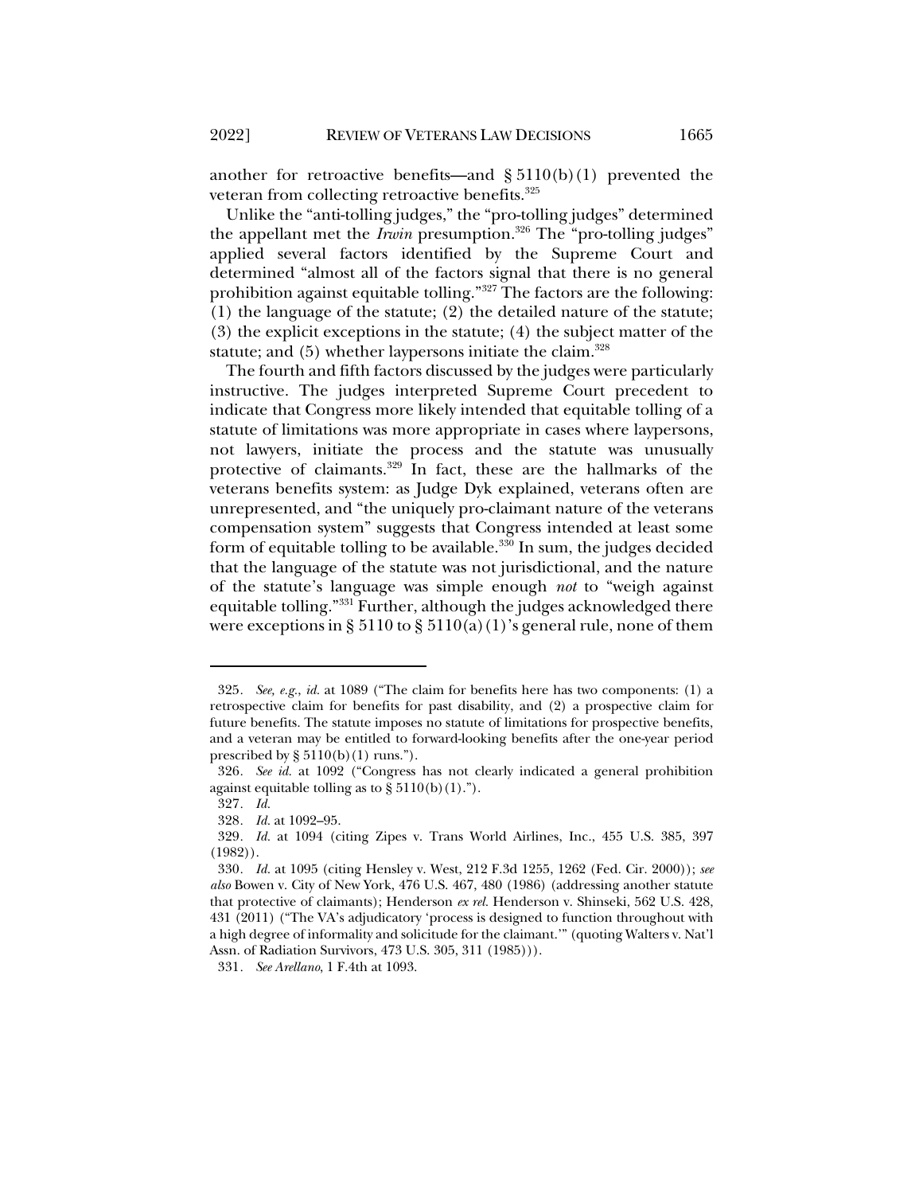another for retroactive benefits—and § 5110(b)(1) prevented the veteran from collecting retroactive benefits.[325]

Unlike the "anti-tolling judges," the "pro-tolling judges" determined the appellant met the *Irwin* presumption.[326] The "pro-tolling judges" applied several factors identified by the Supreme Court and determined "almost all of the factors signal that there is no general prohibition against equitable tolling."[327] The factors are the following: (1) the language of the statute; (2) the detailed nature of the statute; (3) the explicit exceptions in the statute; (4) the subject matter of the statute; and (5) whether laypersons initiate the claim.[328]

The fourth and fifth factors discussed by the judges were particularly instructive. The judges interpreted Supreme Court precedent to indicate that Congress more likely intended that equitable tolling of a statute of limitations was more appropriate in cases where laypersons, not lawyers, initiate the process and the statute was unusually protective of claimants.[329] In fact, these are the hallmarks of the veterans benefits system: as Judge Dyk explained, veterans often are unrepresented, and "the uniquely pro-claimant nature of the veterans compensation system" suggests that Congress intended at least some form of equitable tolling to be available.[330] In sum, the judges decided that the language of the statute was not jurisdictional, and the nature of the statute's language was simple enough *not* to "weigh against equitable tolling."[331] Further, although the judges acknowledged there were exceptions in § 5110 to § 5110(a)(1)'s general rule, none of them

---

325. *See, e.g.*, *id.* at 1089 ("The claim for benefits here has two components: (1) a retrospective claim for benefits for past disability, and (2) a prospective claim for future benefits. The statute imposes no statute of limitations for prospective benefits, and a veteran may be entitled to forward-looking benefits after the one-year period prescribed by § 5110(b)(1) runs.").

326. *See id.* at 1092 ("Congress has not clearly indicated a general prohibition against equitable tolling as to § 5110(b)(1).").

327. *Id.*

328. *Id.* at 1092–95.

329. *Id.* at 1094 (citing Zipes v. Trans World Airlines, Inc., 455 U.S. 385, 397 (1982)).

330. *Id.* at 1095 (citing Hensley v. West, 212 F.3d 1255, 1262 (Fed. Cir. 2000)); *see also* Bowen v. City of New York, 476 U.S. 467, 480 (1986) (addressing another statute that protective of claimants); Henderson *ex rel.* Henderson v. Shinseki, 562 U.S. 428, 431 (2011) ("The VA's adjudicatory 'process is designed to function throughout with a high degree of informality and solicitude for the claimant.'" (quoting Walters v. Nat'l Assn. of Radiation Survivors, 473 U.S. 305, 311 (1985))).

331. *See Arellano*, 1 F.4th at 1093.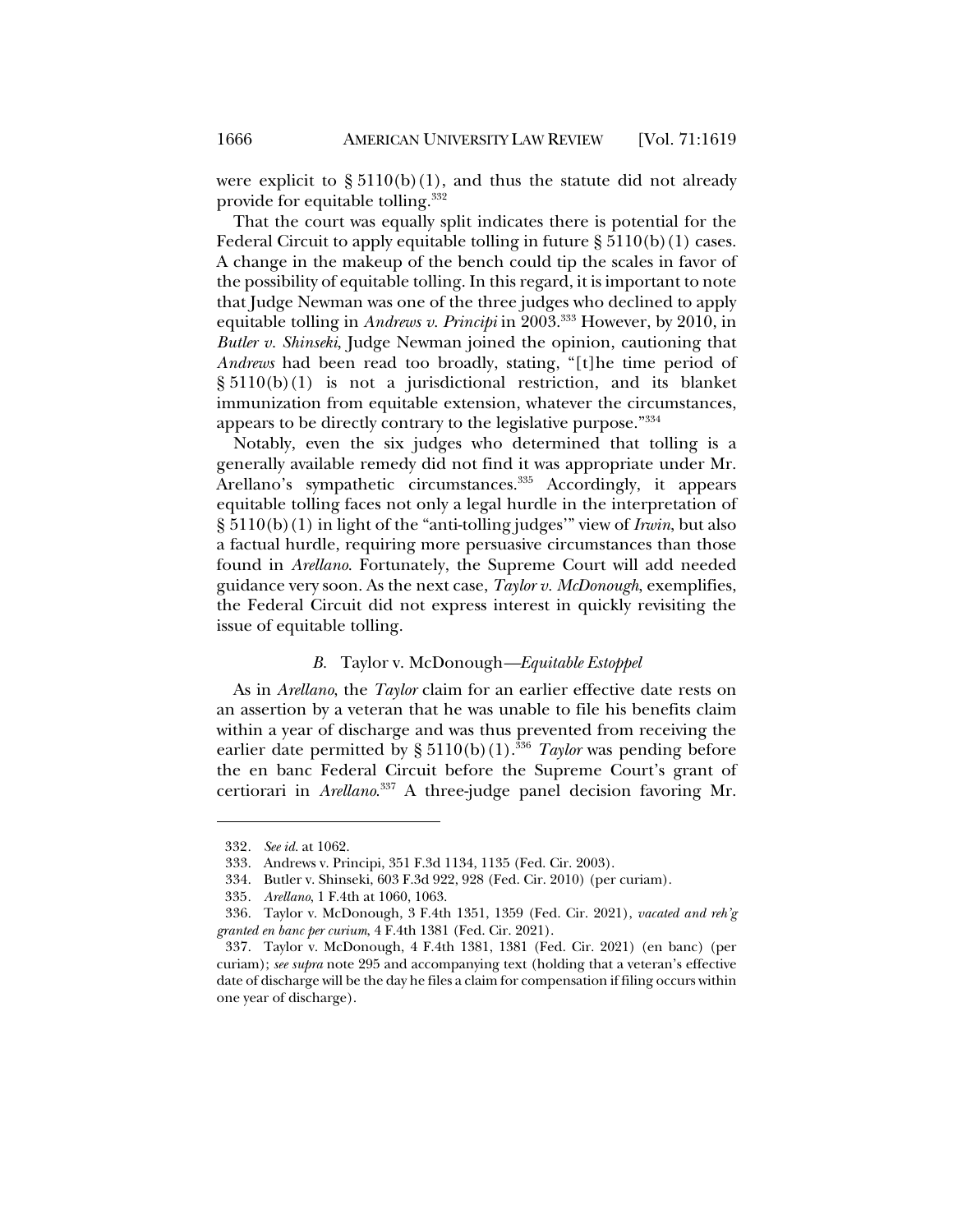were explicit to § 5110(b)(1), and thus the statute did not already provide for equitable tolling.[332]

That the court was equally split indicates there is potential for the Federal Circuit to apply equitable tolling in future § 5110(b)(1) cases. A change in the makeup of the bench could tip the scales in favor of the possibility of equitable tolling. In this regard, it is important to note that Judge Newman was one of the three judges who declined to apply equitable tolling in *Andrews v. Principi* in 2003.[333] However, by 2010, in *Butler v. Shinseki*, Judge Newman joined the opinion, cautioning that *Andrews* had been read too broadly, stating, "[t]he time period of § 5110(b)(1) is not a jurisdictional restriction, and its blanket immunization from equitable extension, whatever the circumstances, appears to be directly contrary to the legislative purpose."[334]

Notably, even the six judges who determined that tolling is a generally available remedy did not find it was appropriate under Mr. Arellano's sympathetic circumstances.[335] Accordingly, it appears equitable tolling faces not only a legal hurdle in the interpretation of § 5110(b)(1) in light of the "anti-tolling judges'" view of *Irwin*, but also a factual hurdle, requiring more persuasive circumstances than those found in *Arellano*. Fortunately, the Supreme Court will add needed guidance very soon. As the next case, *Taylor v. McDonough*, exemplifies, the Federal Circuit did not express interest in quickly revisiting the issue of equitable tolling.

### *B.* Taylor v. McDonough—*Equitable Estoppel*

As in *Arellano*, the *Taylor* claim for an earlier effective date rests on an assertion by a veteran that he was unable to file his benefits claim within a year of discharge and was thus prevented from receiving the earlier date permitted by § 5110(b)(1).[336] *Taylor* was pending before the en banc Federal Circuit before the Supreme Court's grant of certiorari in *Arellano*.[337] A three-judge panel decision favoring Mr.

---

332. *See id.* at 1062.

333. Andrews v. Principi, 351 F.3d 1134, 1135 (Fed. Cir. 2003).

334. Butler v. Shinseki, 603 F.3d 922, 928 (Fed. Cir. 2010) (per curiam).

335. *Arellano*, 1 F.4th at 1060, 1063.

336. Taylor v. McDonough, 3 F.4th 1351, 1359 (Fed. Cir. 2021), *vacated and reh'g granted en banc per curium*, 4 F.4th 1381 (Fed. Cir. 2021).

337. Taylor v. McDonough, 4 F.4th 1381, 1381 (Fed. Cir. 2021) (en banc) (per curiam); *see supra* note 295 and accompanying text (holding that a veteran's effective date of discharge will be the day he files a claim for compensation if filing occurs within one year of discharge).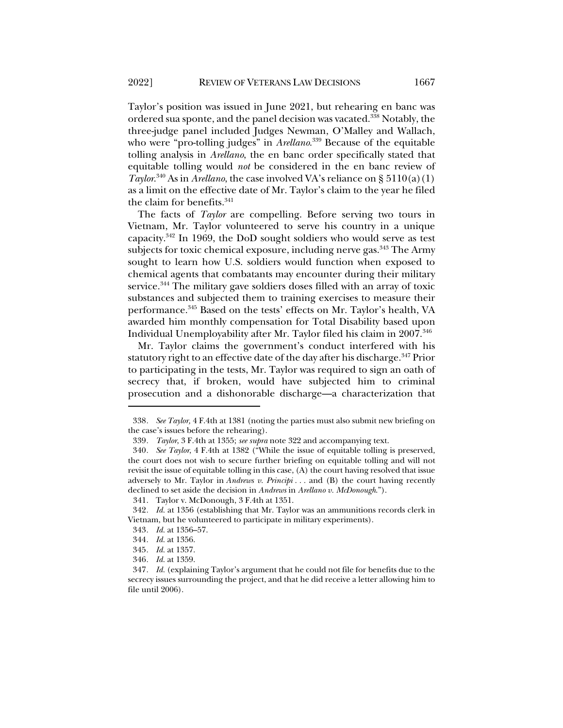Taylor's position was issued in June 2021, but rehearing en banc was ordered sua sponte, and the panel decision was vacated.[338] Notably, the three-judge panel included Judges Newman, O'Malley and Wallach, who were "pro-tolling judges" in *Arellano*.[339] Because of the equitable tolling analysis in *Arellano*, the en banc order specifically stated that equitable tolling would *not* be considered in the en banc review of *Taylor*.[340] As in *Arellano*, the case involved VA's reliance on § 5110(a)(1) as a limit on the effective date of Mr. Taylor's claim to the year he filed the claim for benefits.[341]

The facts of *Taylor* are compelling. Before serving two tours in Vietnam, Mr. Taylor volunteered to serve his country in a unique capacity.[342] In 1969, the DoD sought soldiers who would serve as test subjects for toxic chemical exposure, including nerve gas.[343] The Army sought to learn how U.S. soldiers would function when exposed to chemical agents that combatants may encounter during their military service.[344] The military gave soldiers doses filled with an array of toxic substances and subjected them to training exercises to measure their performance.[345] Based on the tests' effects on Mr. Taylor's health, VA awarded him monthly compensation for Total Disability based upon Individual Unemployability after Mr. Taylor filed his claim in 2007.[346]

Mr. Taylor claims the government's conduct interfered with his statutory right to an effective date of the day after his discharge.[347] Prior to participating in the tests, Mr. Taylor was required to sign an oath of secrecy that, if broken, would have subjected him to criminal prosecution and a dishonorable discharge—a characterization that

---

338. *See Taylor*, 4 F.4th at 1381 (noting the parties must also submit new briefing on the case's issues before the rehearing).

339. *Taylor*, 3 F.4th at 1355; *see supra* note 322 and accompanying text.

340. *See Taylor*, 4 F.4th at 1382 ("While the issue of equitable tolling is preserved, the court does not wish to secure further briefing on equitable tolling and will not revisit the issue of equitable tolling in this case, (A) the court having resolved that issue adversely to Mr. Taylor in *Andrews v. Principi* . . . and (B) the court having recently declined to set aside the decision in *Andrews* in *Arellano v. McDonough*.").

341. Taylor v. McDonough, 3 F.4th at 1351.

342. *Id.* at 1356 (establishing that Mr. Taylor was an ammunitions records clerk in Vietnam, but he volunteered to participate in military experiments).

343. *Id.* at 1356–57.

344. *Id.* at 1356.

345. *Id.* at 1357.

346. *Id.* at 1359.

347. *Id.* (explaining Taylor's argument that he could not file for benefits due to the secrecy issues surrounding the project, and that he did receive a letter allowing him to file until 2006).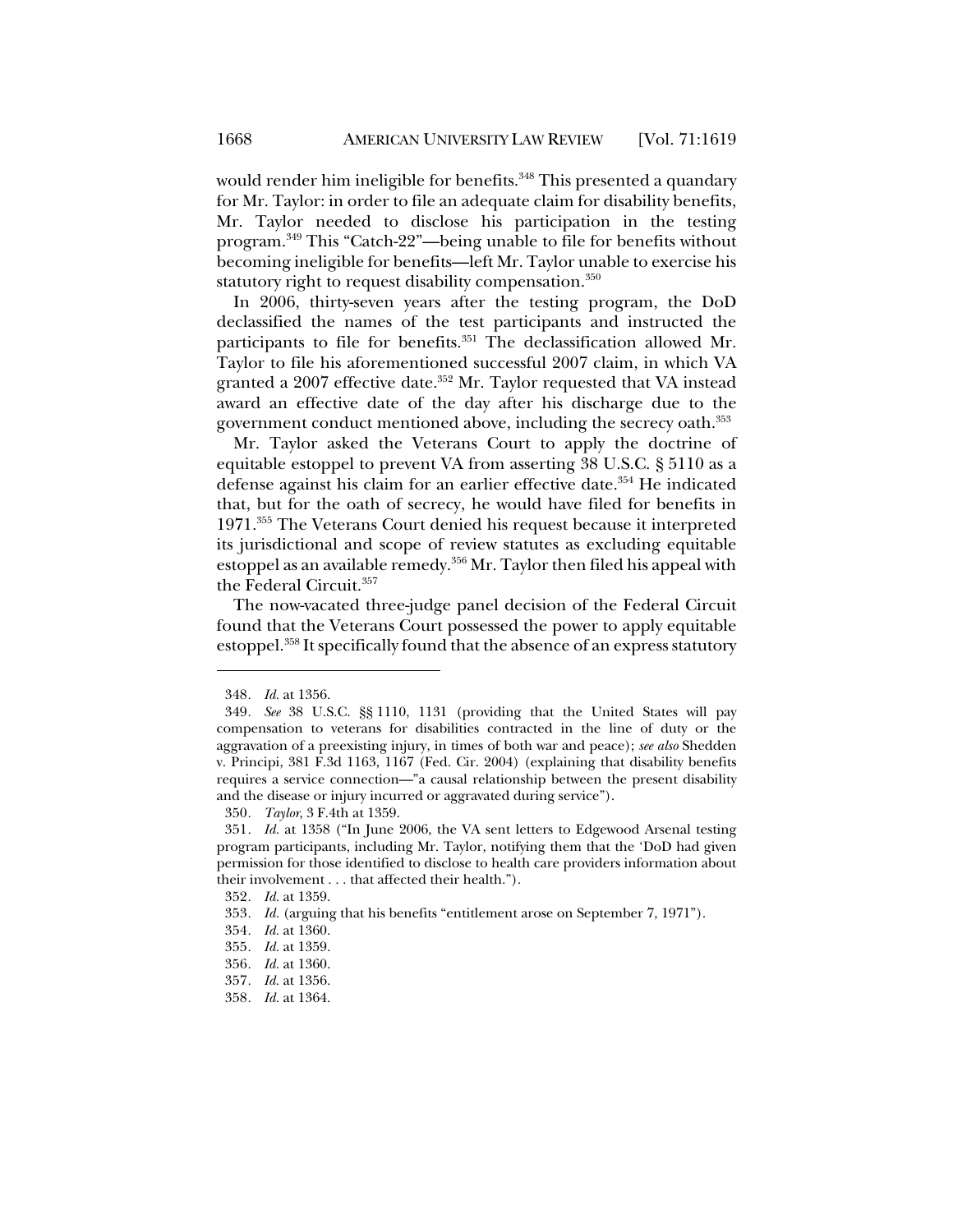would render him ineligible for benefits.[348] This presented a quandary for Mr. Taylor: in order to file an adequate claim for disability benefits, Mr. Taylor needed to disclose his participation in the testing program.[349] This "Catch-22"—being unable to file for benefits without becoming ineligible for benefits—left Mr. Taylor unable to exercise his statutory right to request disability compensation.[350]

In 2006, thirty-seven years after the testing program, the DoD declassified the names of the test participants and instructed the participants to file for benefits.[351] The declassification allowed Mr. Taylor to file his aforementioned successful 2007 claim, in which VA granted a 2007 effective date.[352] Mr. Taylor requested that VA instead award an effective date of the day after his discharge due to the government conduct mentioned above, including the secrecy oath.[353]

Mr. Taylor asked the Veterans Court to apply the doctrine of equitable estoppel to prevent VA from asserting 38 U.S.C. § 5110 as a defense against his claim for an earlier effective date.[354] He indicated that, but for the oath of secrecy, he would have filed for benefits in 1971.[355] The Veterans Court denied his request because it interpreted its jurisdictional and scope of review statutes as excluding equitable estoppel as an available remedy.[356] Mr. Taylor then filed his appeal with the Federal Circuit.[357]

The now-vacated three-judge panel decision of the Federal Circuit found that the Veterans Court possessed the power to apply equitable estoppel.[358] It specifically found that the absence of an express statutory

---

348. *Id.* at 1356.

349. *See* 38 U.S.C. §§ 1110, 1131 (providing that the United States will pay compensation to veterans for disabilities contracted in the line of duty or the aggravation of a preexisting injury, in times of both war and peace); *see also* Shedden v. Principi, 381 F.3d 1163, 1167 (Fed. Cir. 2004) (explaining that disability benefits requires a service connection—"a causal relationship between the present disability and the disease or injury incurred or aggravated during service").

350. *Taylor*, 3 F.4th at 1359.

351. *Id.* at 1358 ("In June 2006, the VA sent letters to Edgewood Arsenal testing program participants, including Mr. Taylor, notifying them that the 'DoD had given permission for those identified to disclose to health care providers information about their involvement . . . that affected their health.").

352. *Id.* at 1359.

353. *Id.* (arguing that his benefits "entitlement arose on September 7, 1971").

354. *Id.* at 1360.

355. *Id.* at 1359.

356. *Id.* at 1360.

357. *Id.* at 1356.

358. *Id.* at 1364.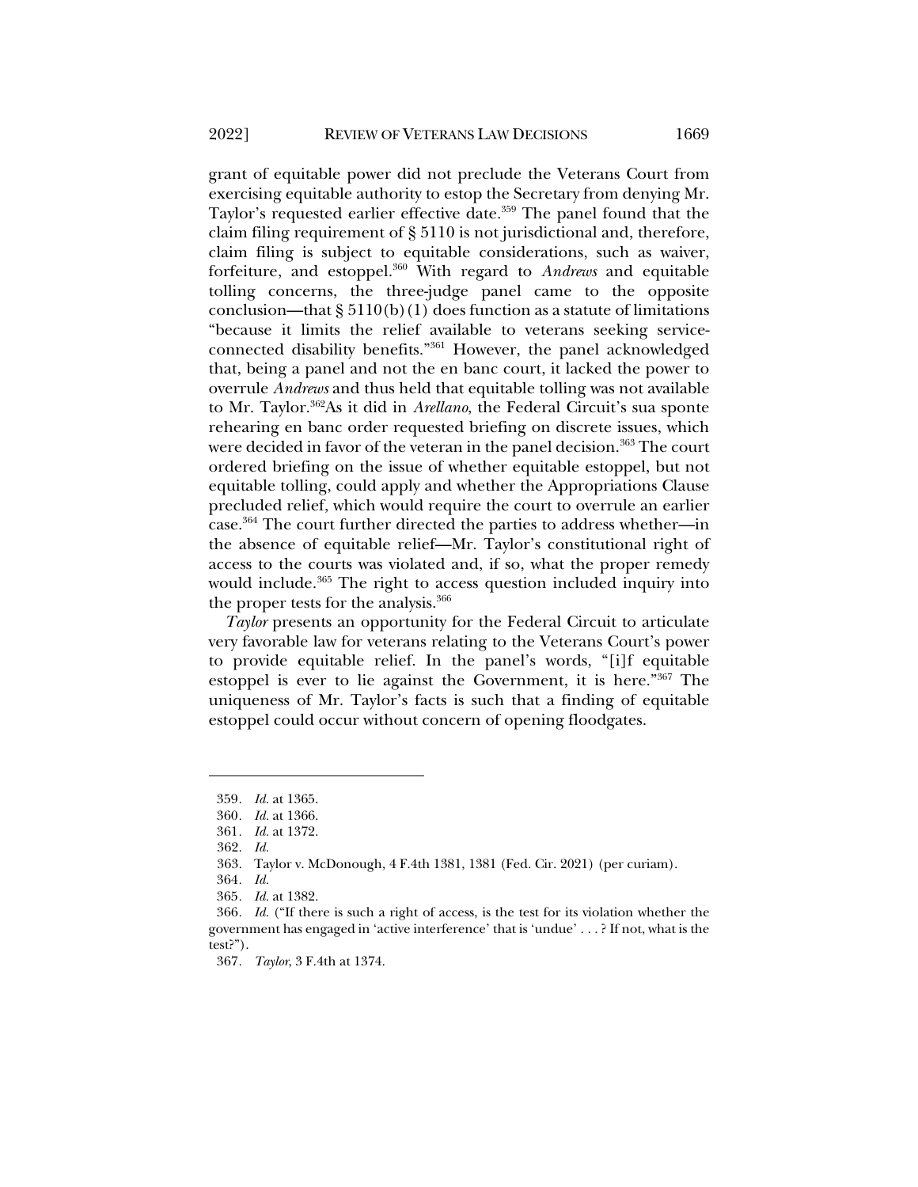grant of equitable power did not preclude the Veterans Court from exercising equitable authority to estop the Secretary from denying Mr. Taylor's requested earlier effective date.[359] The panel found that the claim filing requirement of § 5110 is not jurisdictional and, therefore, claim filing is subject to equitable considerations, such as waiver, forfeiture, and estoppel.[360] With regard to *Andrews* and equitable tolling concerns, the three-judge panel came to the opposite conclusion—that § 5110(b)(1) does function as a statute of limitations "because it limits the relief available to veterans seeking service-connected disability benefits."[361] However, the panel acknowledged that, being a panel and not the en banc court, it lacked the power to overrule *Andrews* and thus held that equitable tolling was not available to Mr. Taylor.[362] As it did in *Arellano*, the Federal Circuit's sua sponte rehearing en banc order requested briefing on discrete issues, which were decided in favor of the veteran in the panel decision.[363] The court ordered briefing on the issue of whether equitable estoppel, but not equitable tolling, could apply and whether the Appropriations Clause precluded relief, which would require the court to overrule an earlier case.[364] The court further directed the parties to address whether—in the absence of equitable relief—Mr. Taylor's constitutional right of access to the courts was violated and, if so, what the proper remedy would include.[365] The right to access question included inquiry into the proper tests for the analysis.[366]

*Taylor* presents an opportunity for the Federal Circuit to articulate very favorable law for veterans relating to the Veterans Court's power to provide equitable relief. In the panel's words, "[i]f equitable estoppel is ever to lie against the Government, it is here."[367] The uniqueness of Mr. Taylor's facts is such that a finding of equitable estoppel could occur without concern of opening floodgates.

---

359. *Id.* at 1365.

360. *Id.* at 1366.

361. *Id.* at 1372.

362. *Id.*

363. Taylor v. McDonough, 4 F.4th 1381, 1381 (Fed. Cir. 2021) (per curiam).

364. *Id.*

365. *Id.* at 1382.

366. *Id.* ("If there is such a right of access, is the test for its violation whether the government has engaged in 'active interference' that is 'undue' . . . ? If not, what is the test?").

367. *Taylor*, 3 F.4th at 1374.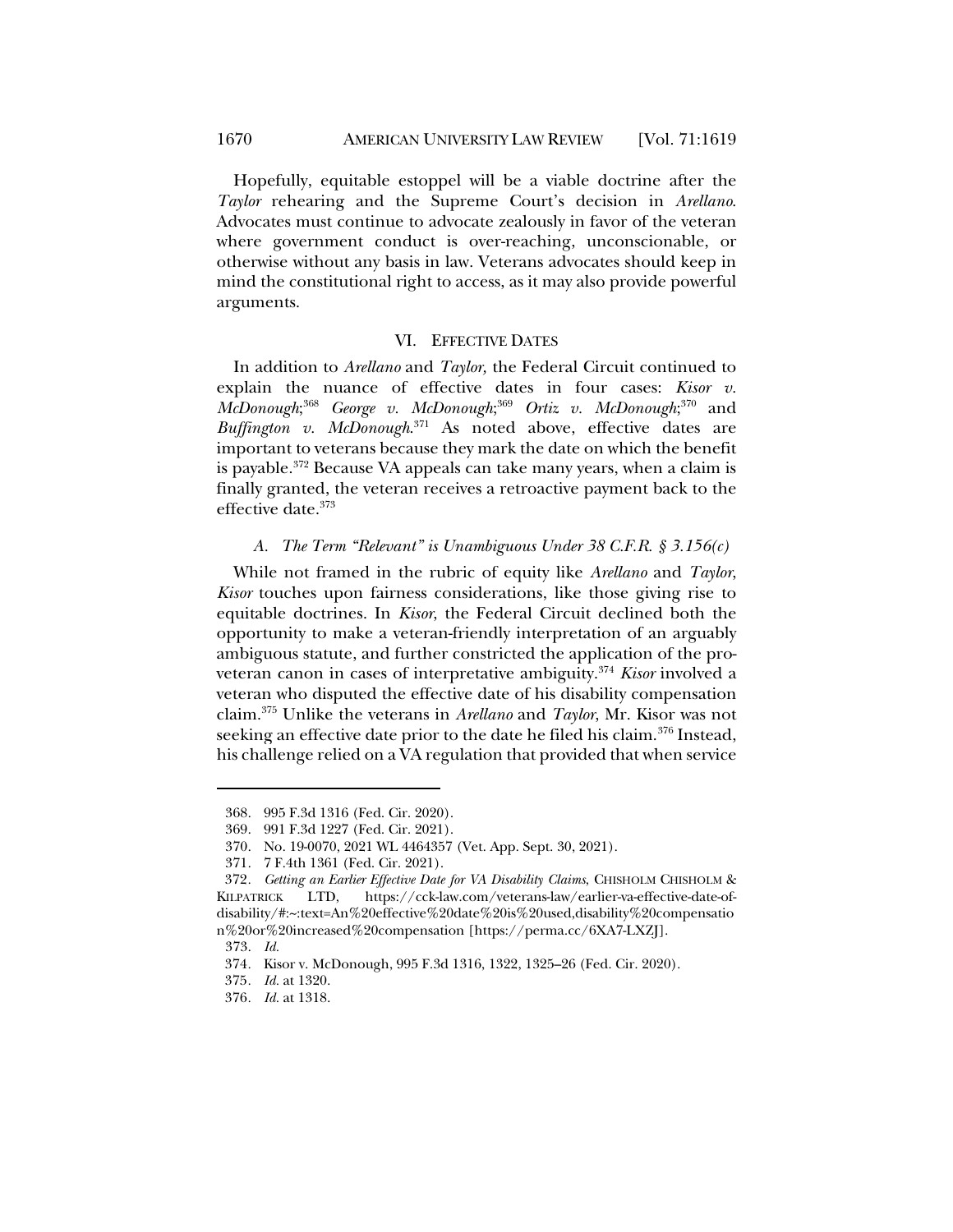Hopefully, equitable estoppel will be a viable doctrine after the *Taylor* rehearing and the Supreme Court's decision in *Arellano*. Advocates must continue to advocate zealously in favor of the veteran where government conduct is over-reaching, unconscionable, or otherwise without any basis in law. Veterans advocates should keep in mind the constitutional right to access, as it may also provide powerful arguments.

## VI. EFFECTIVE DATES

In addition to *Arellano* and *Taylor,* the Federal Circuit continued to explain the nuance of effective dates in four cases: *Kisor v. McDonough*;[368] *George v. McDonough*;[369] *Ortiz v. McDonough*;[370] and *Buffington v. McDonough*.[371] As noted above, effective dates are important to veterans because they mark the date on which the benefit is payable.[372] Because VA appeals can take many years, when a claim is finally granted, the veteran receives a retroactive payment back to the effective date.[373]

### *A. The Term "Relevant" is Unambiguous Under 38 C.F.R. § 3.156(c)*

While not framed in the rubric of equity like *Arellano* and *Taylor*, *Kisor* touches upon fairness considerations, like those giving rise to equitable doctrines. In *Kisor*, the Federal Circuit declined both the opportunity to make a veteran-friendly interpretation of an arguably ambiguous statute, and further constricted the application of the pro-veteran canon in cases of interpretative ambiguity.[374] *Kisor* involved a veteran who disputed the effective date of his disability compensation claim.[375] Unlike the veterans in *Arellano* and *Taylor*, Mr. Kisor was not seeking an effective date prior to the date he filed his claim.[376] Instead, his challenge relied on a VA regulation that provided that when service

---

368. 995 F.3d 1316 (Fed. Cir. 2020).

369. 991 F.3d 1227 (Fed. Cir. 2021).

370. No. 19-0070, 2021 WL 4464357 (Vet. App. Sept. 30, 2021).

371. 7 F.4th 1361 (Fed. Cir. 2021).

372. *Getting an Earlier Effective Date for VA Disability Claims*, CHISHOLM CHISHOLM & KILPATRICK LTD, https://cck-law.com/veterans-law/earlier-va-effective-date-of-disability/#:~:text=An%20effective%20date%20is%20used,disability%20compensation%20or%20increased%20compensation [https://perma.cc/6XA7-LXZJ].

373. *Id.*

374. Kisor v. McDonough, 995 F.3d 1316, 1322, 1325–26 (Fed. Cir. 2020).

375. *Id.* at 1320.

376. *Id.* at 1318.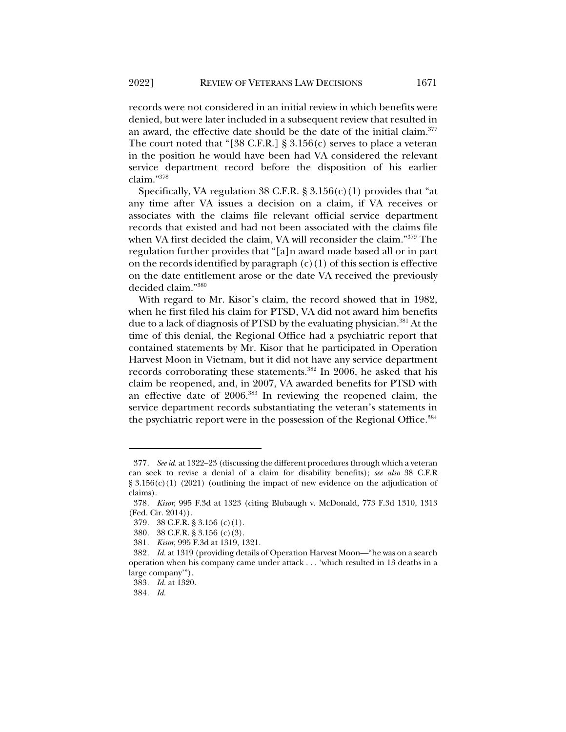records were not considered in an initial review in which benefits were denied, but were later included in a subsequent review that resulted in an award, the effective date should be the date of the initial claim.[377] The court noted that "[38 C.F.R.] § 3.156(c) serves to place a veteran in the position he would have been had VA considered the relevant service department record before the disposition of his earlier claim."[378]

Specifically, VA regulation 38 C.F.R. § 3.156(c)(1) provides that "at any time after VA issues a decision on a claim, if VA receives or associates with the claims file relevant official service department records that existed and had not been associated with the claims file when VA first decided the claim, VA will reconsider the claim."[379] The regulation further provides that "[a]n award made based all or in part on the records identified by paragraph (c)(1) of this section is effective on the date entitlement arose or the date VA received the previously decided claim."[380]

With regard to Mr. Kisor's claim, the record showed that in 1982, when he first filed his claim for PTSD, VA did not award him benefits due to a lack of diagnosis of PTSD by the evaluating physician.[381] At the time of this denial, the Regional Office had a psychiatric report that contained statements by Mr. Kisor that he participated in Operation Harvest Moon in Vietnam, but it did not have any service department records corroborating these statements.[382] In 2006, he asked that his claim be reopened, and, in 2007, VA awarded benefits for PTSD with an effective date of 2006.[383] In reviewing the reopened claim, the service department records substantiating the veteran's statements in the psychiatric report were in the possession of the Regional Office.[384]

---

377. *See id.* at 1322–23 (discussing the different procedures through which a veteran can seek to revise a denial of a claim for disability benefits); *see also* 38 C.F.R § 3.156(c)(1) (2021) (outlining the impact of new evidence on the adjudication of claims).

378. *Kisor*, 995 F.3d at 1323 (citing Blubaugh v. McDonald, 773 F.3d 1310, 1313 (Fed. Cir. 2014)).

379. 38 C.F.R. § 3.156 (c)(1).

380. 38 C.F.R. § 3.156 (c)(3).

381. *Kisor*, 995 F.3d at 1319, 1321.

382. *Id.* at 1319 (providing details of Operation Harvest Moon—"he was on a search operation when his company came under attack . . . 'which resulted in 13 deaths in a large company'").

383. *Id.* at 1320.

384. *Id.*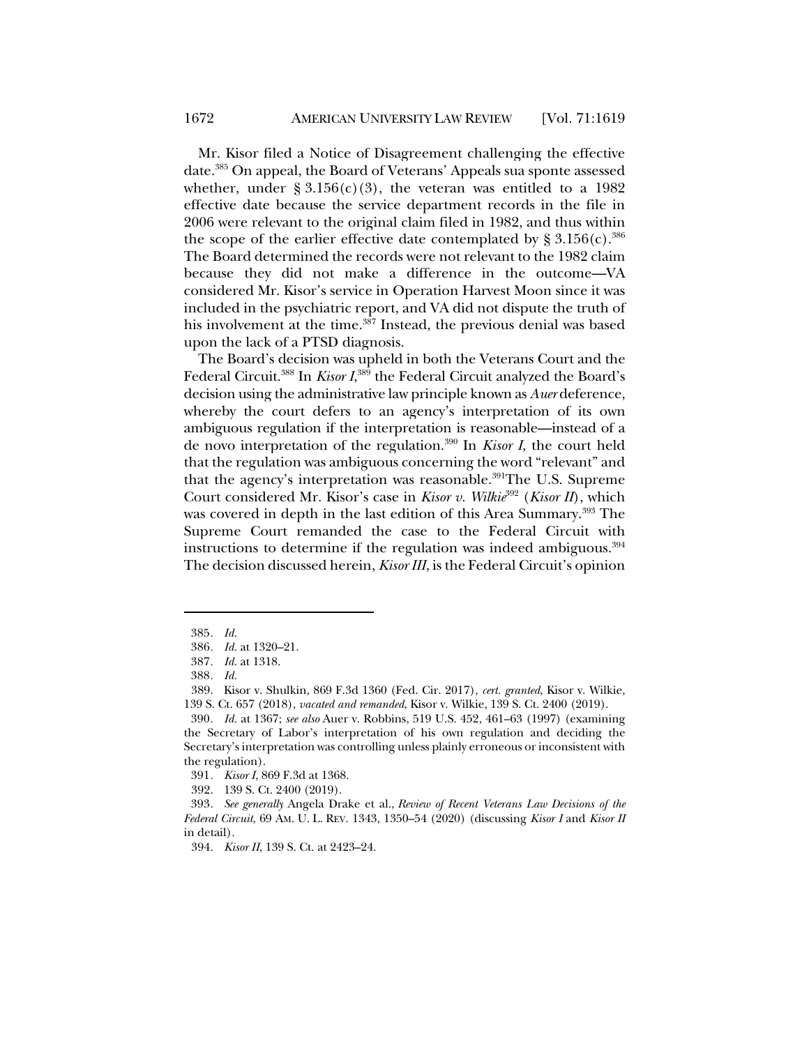Mr. Kisor filed a Notice of Disagreement challenging the effective date.[385] On appeal, the Board of Veterans' Appeals sua sponte assessed whether, under § 3.156(c)(3), the veteran was entitled to a 1982 effective date because the service department records in the file in 2006 were relevant to the original claim filed in 1982, and thus within the scope of the earlier effective date contemplated by § 3.156(c).[386] The Board determined the records were not relevant to the 1982 claim because they did not make a difference in the outcome—VA considered Mr. Kisor's service in Operation Harvest Moon since it was included in the psychiatric report, and VA did not dispute the truth of his involvement at the time.[387] Instead, the previous denial was based upon the lack of a PTSD diagnosis.

The Board's decision was upheld in both the Veterans Court and the Federal Circuit.[388] In *Kisor I*,[389] the Federal Circuit analyzed the Board's decision using the administrative law principle known as *Auer* deference, whereby the court defers to an agency's interpretation of its own ambiguous regulation if the interpretation is reasonable—instead of a de novo interpretation of the regulation.[390] In *Kisor I*, the court held that the regulation was ambiguous concerning the word "relevant" and that the agency's interpretation was reasonable.[391] The U.S. Supreme Court considered Mr. Kisor's case in *Kisor v. Wilkie*[392] (*Kisor II*), which was covered in depth in the last edition of this Area Summary.[393] The Supreme Court remanded the case to the Federal Circuit with instructions to determine if the regulation was indeed ambiguous.[394] The decision discussed herein, *Kisor III*, is the Federal Circuit's opinion

---

385. *Id.*

386. *Id.* at 1320–21.

387. *Id.* at 1318.

388. *Id.*

389. Kisor v. Shulkin, 869 F.3d 1360 (Fed. Cir. 2017), *cert. granted*, Kisor v. Wilkie, 139 S. Ct. 657 (2018), *vacated and remanded*, Kisor v. Wilkie, 139 S. Ct. 2400 (2019).

390. *Id.* at 1367; *see also* Auer v. Robbins, 519 U.S. 452, 461–63 (1997) (examining the Secretary of Labor's interpretation of his own regulation and deciding the Secretary's interpretation was controlling unless plainly erroneous or inconsistent with the regulation).

391. *Kisor I*, 869 F.3d at 1368.

392. 139 S. Ct. 2400 (2019).

393. *See generally* Angela Drake et al., *Review of Recent Veterans Law Decisions of the Federal Circuit*, 69 AM. U. L. REV. 1343, 1350–54 (2020) (discussing *Kisor I* and *Kisor II* in detail).

394. *Kisor II*, 139 S. Ct. at 2423–24.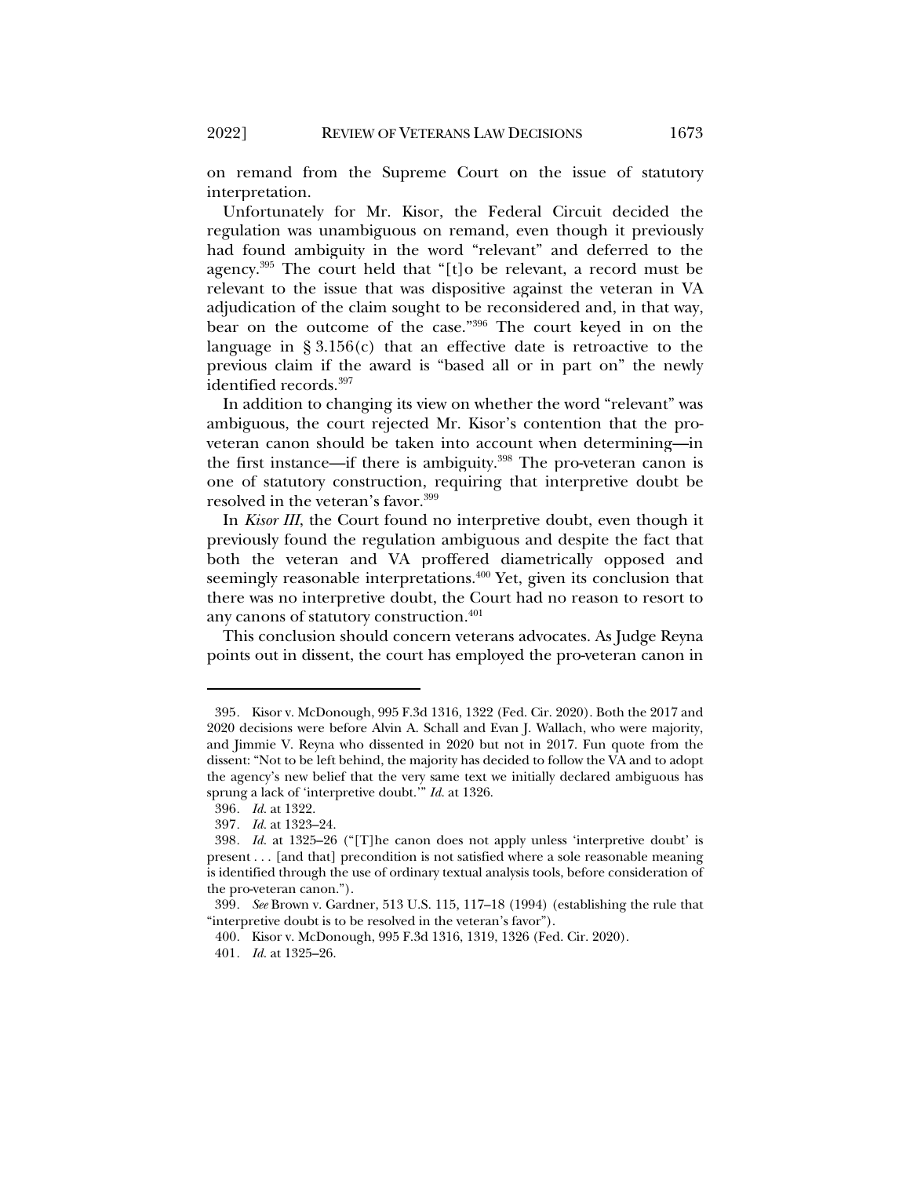on remand from the Supreme Court on the issue of statutory interpretation.

Unfortunately for Mr. Kisor, the Federal Circuit decided the regulation was unambiguous on remand, even though it previously had found ambiguity in the word "relevant" and deferred to the agency.[395] The court held that "[t]o be relevant, a record must be relevant to the issue that was dispositive against the veteran in VA adjudication of the claim sought to be reconsidered and, in that way, bear on the outcome of the case."[396] The court keyed in on the language in § 3.156(c) that an effective date is retroactive to the previous claim if the award is "based all or in part on" the newly identified records.[397]

In addition to changing its view on whether the word "relevant" was ambiguous, the court rejected Mr. Kisor's contention that the pro-veteran canon should be taken into account when determining—in the first instance—if there is ambiguity.[398] The pro-veteran canon is one of statutory construction, requiring that interpretive doubt be resolved in the veteran's favor.[399]

In *Kisor III*, the Court found no interpretive doubt, even though it previously found the regulation ambiguous and despite the fact that both the veteran and VA proffered diametrically opposed and seemingly reasonable interpretations.[400] Yet, given its conclusion that there was no interpretive doubt, the Court had no reason to resort to any canons of statutory construction.[401]

This conclusion should concern veterans advocates. As Judge Reyna points out in dissent, the court has employed the pro-veteran canon in

---

395. Kisor v. McDonough, 995 F.3d 1316, 1322 (Fed. Cir. 2020). Both the 2017 and 2020 decisions were before Alvin A. Schall and Evan J. Wallach, who were majority, and Jimmie V. Reyna who dissented in 2020 but not in 2017. Fun quote from the dissent: "Not to be left behind, the majority has decided to follow the VA and to adopt the agency's new belief that the very same text we initially declared ambiguous has sprung a lack of 'interpretive doubt.'" *Id.* at 1326.

396. *Id.* at 1322.

397. *Id.* at 1323–24.

398. *Id.* at 1325–26 ("[T]he canon does not apply unless 'interpretive doubt' is present . . . [and that] precondition is not satisfied where a sole reasonable meaning is identified through the use of ordinary textual analysis tools, before consideration of the pro-veteran canon.").

399. *See* Brown v. Gardner, 513 U.S. 115, 117–18 (1994) (establishing the rule that "interpretive doubt is to be resolved in the veteran's favor").

400. Kisor v. McDonough, 995 F.3d 1316, 1319, 1326 (Fed. Cir. 2020).

401. *Id.* at 1325–26.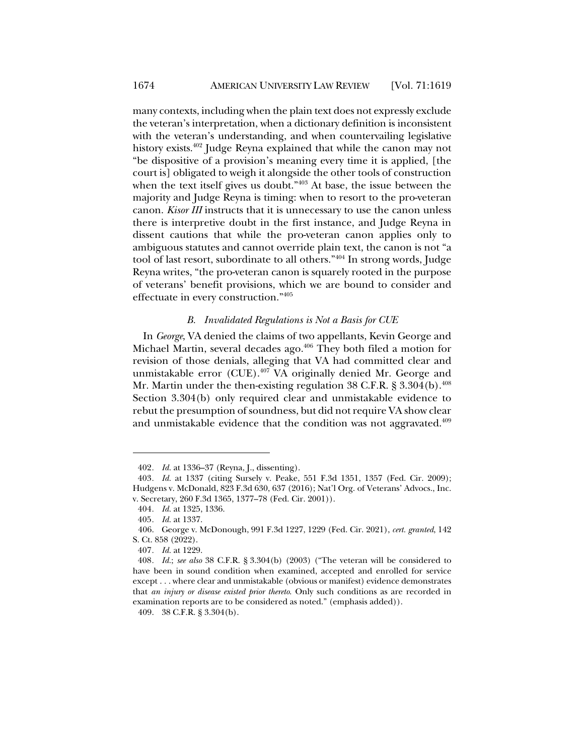many contexts, including when the plain text does not expressly exclude the veteran's interpretation, when a dictionary definition is inconsistent with the veteran's understanding, and when countervailing legislative history exists.[402] Judge Reyna explained that while the canon may not "be dispositive of a provision's meaning every time it is applied, [the court is] obligated to weigh it alongside the other tools of construction when the text itself gives us doubt."[403] At base, the issue between the majority and Judge Reyna is timing: when to resort to the pro-veteran canon. *Kisor III* instructs that it is unnecessary to use the canon unless there is interpretive doubt in the first instance, and Judge Reyna in dissent cautions that while the pro-veteran canon applies only to ambiguous statutes and cannot override plain text, the canon is not "a tool of last resort, subordinate to all others."[404] In strong words, Judge Reyna writes, "the pro-veteran canon is squarely rooted in the purpose of veterans' benefit provisions, which we are bound to consider and effectuate in every construction."[405]

### *B. Invalidated Regulations is Not a Basis for CUE*

In *George*, VA denied the claims of two appellants, Kevin George and Michael Martin, several decades ago.[406] They both filed a motion for revision of those denials, alleging that VA had committed clear and unmistakable error (CUE).[407] VA originally denied Mr. George and Mr. Martin under the then-existing regulation 38 C.F.R. § 3.304(b).[408] Section 3.304(b) only required clear and unmistakable evidence to rebut the presumption of soundness, but did not require VA show clear and unmistakable evidence that the condition was not aggravated.[409]

---

402. *Id.* at 1336–37 (Reyna, J., dissenting).

403. *Id.* at 1337 (citing Sursely v. Peake, 551 F.3d 1351, 1357 (Fed. Cir. 2009); Hudgens v. McDonald, 823 F.3d 630, 637 (2016); Nat'l Org. of Veterans' Advocs., Inc. v. Secretary, 260 F.3d 1365, 1377–78 (Fed. Cir. 2001)).

404. *Id.* at 1325, 1336.

405. *Id.* at 1337.

406. George v. McDonough, 991 F.3d 1227, 1229 (Fed. Cir. 2021), *cert. granted*, 142 S. Ct. 858 (2022).

407. *Id.* at 1229.

408. *Id.*; *see also* 38 C.F.R. § 3.304(b) (2003) ("The veteran will be considered to have been in sound condition when examined, accepted and enrolled for service except . . . where clear and unmistakable (obvious or manifest) evidence demonstrates that *an injury or disease existed prior thereto*. Only such conditions as are recorded in examination reports are to be considered as noted." (emphasis added)).

409. 38 C.F.R. § 3.304(b).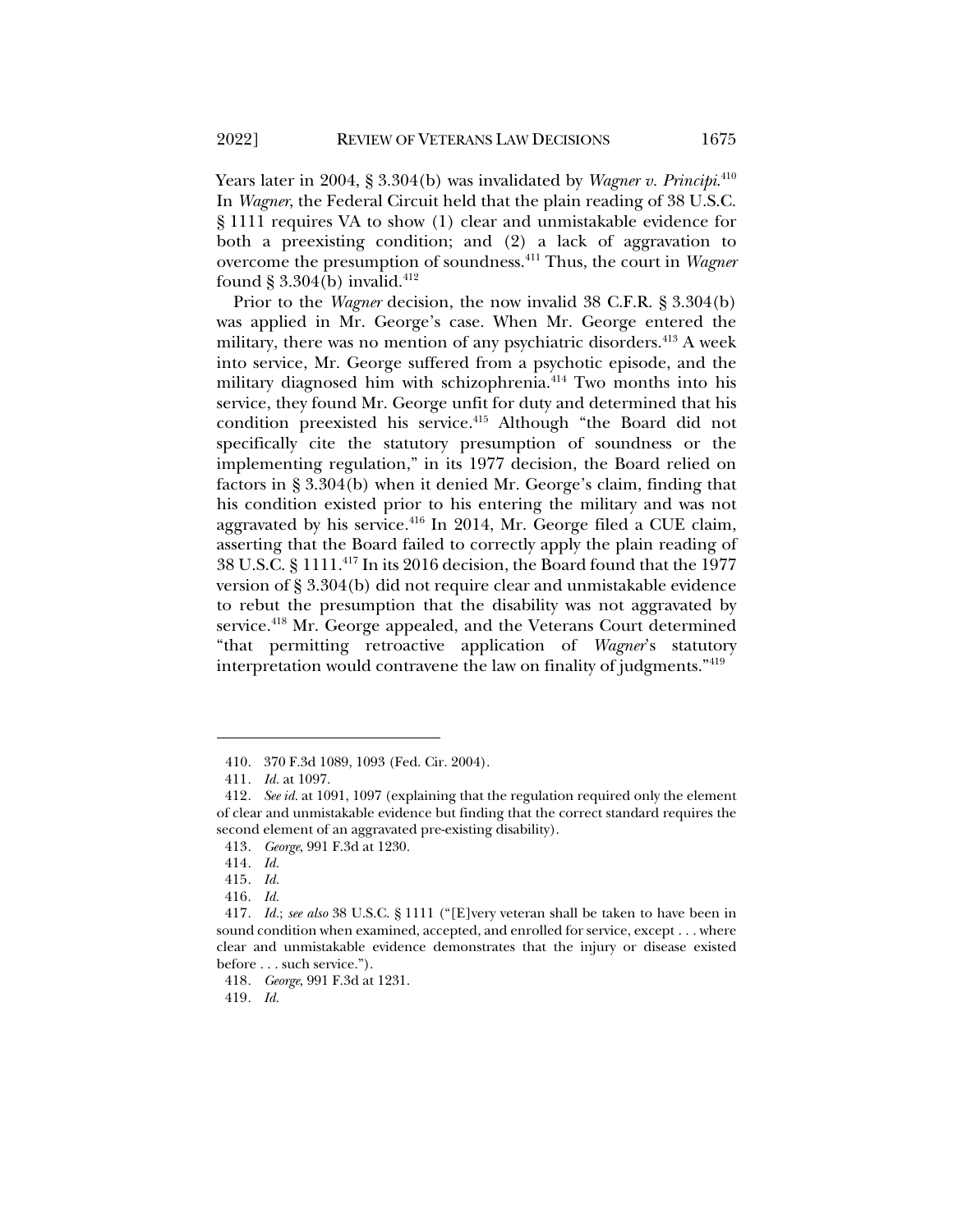Years later in 2004, § 3.304(b) was invalidated by *Wagner v. Principi*.[410] In *Wagner*, the Federal Circuit held that the plain reading of 38 U.S.C. § 1111 requires VA to show (1) clear and unmistakable evidence for both a preexisting condition; and (2) a lack of aggravation to overcome the presumption of soundness.[411] Thus, the court in *Wagner* found § 3.304(b) invalid.[412]

Prior to the *Wagner* decision, the now invalid 38 C.F.R. § 3.304(b) was applied in Mr. George's case. When Mr. George entered the military, there was no mention of any psychiatric disorders.[413] A week into service, Mr. George suffered from a psychotic episode, and the military diagnosed him with schizophrenia.[414] Two months into his service, they found Mr. George unfit for duty and determined that his condition preexisted his service.[415] Although "the Board did not specifically cite the statutory presumption of soundness or the implementing regulation," in its 1977 decision, the Board relied on factors in § 3.304(b) when it denied Mr. George's claim, finding that his condition existed prior to his entering the military and was not aggravated by his service.[416] In 2014, Mr. George filed a CUE claim, asserting that the Board failed to correctly apply the plain reading of 38 U.S.C. § 1111.[417] In its 2016 decision, the Board found that the 1977 version of § 3.304(b) did not require clear and unmistakable evidence to rebut the presumption that the disability was not aggravated by service.[418] Mr. George appealed, and the Veterans Court determined "that permitting retroactive application of *Wagner*'s statutory interpretation would contravene the law on finality of judgments."[419]

---

410. 370 F.3d 1089, 1093 (Fed. Cir. 2004).

411. *Id.* at 1097.

412. *See id.* at 1091, 1097 (explaining that the regulation required only the element of clear and unmistakable evidence but finding that the correct standard requires the second element of an aggravated pre-existing disability).

413. *George*, 991 F.3d at 1230.

414. *Id.*

415. *Id.*

416. *Id.*

417. *Id.*; *see also* 38 U.S.C. § 1111 ("[E]very veteran shall be taken to have been in sound condition when examined, accepted, and enrolled for service, except . . . where clear and unmistakable evidence demonstrates that the injury or disease existed before . . . such service.").

418. *George*, 991 F.3d at 1231.

419. *Id.*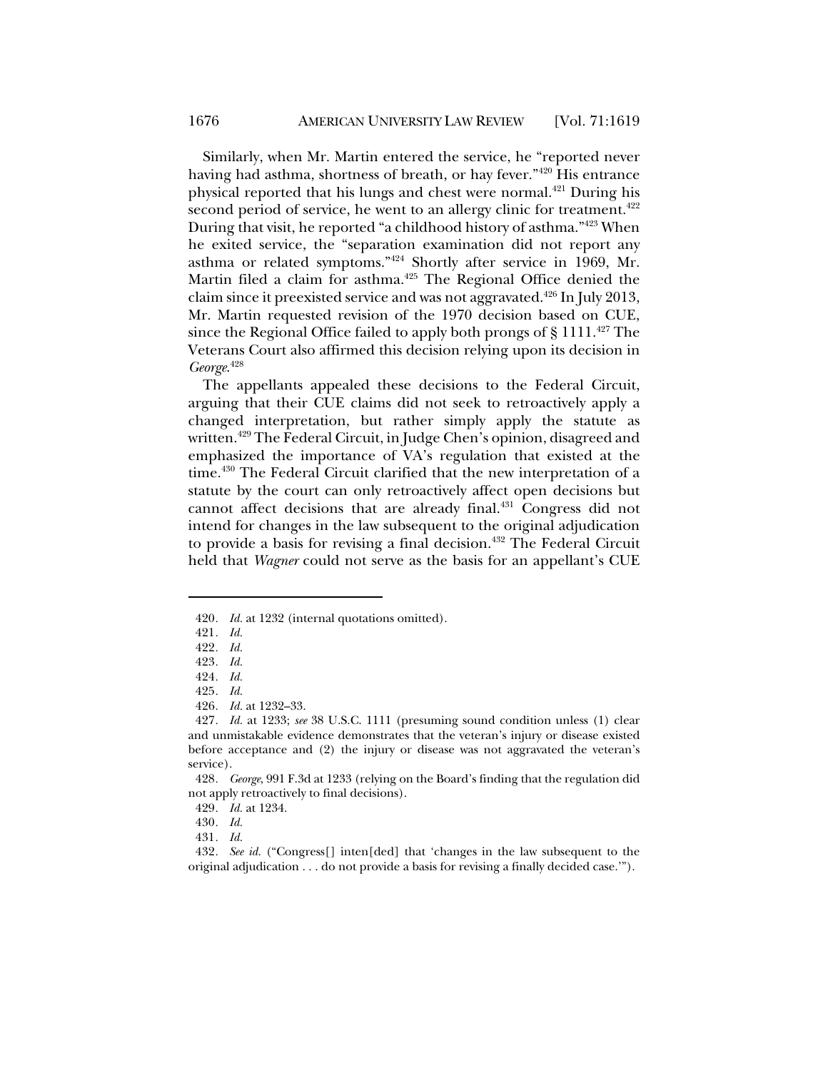Similarly, when Mr. Martin entered the service, he "reported never having had asthma, shortness of breath, or hay fever."[420] His entrance physical reported that his lungs and chest were normal.[421] During his second period of service, he went to an allergy clinic for treatment.[422] During that visit, he reported "a childhood history of asthma."[423] When he exited service, the "separation examination did not report any asthma or related symptoms."[424] Shortly after service in 1969, Mr. Martin filed a claim for asthma.[425] The Regional Office denied the claim since it preexisted service and was not aggravated.[426] In July 2013, Mr. Martin requested revision of the 1970 decision based on CUE, since the Regional Office failed to apply both prongs of § 1111.[427] The Veterans Court also affirmed this decision relying upon its decision in *George*.[428]

The appellants appealed these decisions to the Federal Circuit, arguing that their CUE claims did not seek to retroactively apply a changed interpretation, but rather simply apply the statute as written.[429] The Federal Circuit, in Judge Chen's opinion, disagreed and emphasized the importance of VA's regulation that existed at the time.[430] The Federal Circuit clarified that the new interpretation of a statute by the court can only retroactively affect open decisions but cannot affect decisions that are already final.[431] Congress did not intend for changes in the law subsequent to the original adjudication to provide a basis for revising a final decision.[432] The Federal Circuit held that *Wagner* could not serve as the basis for an appellant's CUE

---

420. *Id.* at 1232 (internal quotations omitted).

421. *Id.*

422. *Id.*

423. *Id.*

424. *Id.*

425. *Id.*

426. *Id.* at 1232–33.

427. *Id.* at 1233; *see* 38 U.S.C. 1111 (presuming sound condition unless (1) clear and unmistakable evidence demonstrates that the veteran's injury or disease existed before acceptance and (2) the injury or disease was not aggravated the veteran's service).

428. *George*, 991 F.3d at 1233 (relying on the Board's finding that the regulation did not apply retroactively to final decisions).

429. *Id.* at 1234.

430. *Id.*

431. *Id.*

432. *See id.* ("Congress[] inten[ded] that 'changes in the law subsequent to the original adjudication . . . do not provide a basis for revising a finally decided case.'").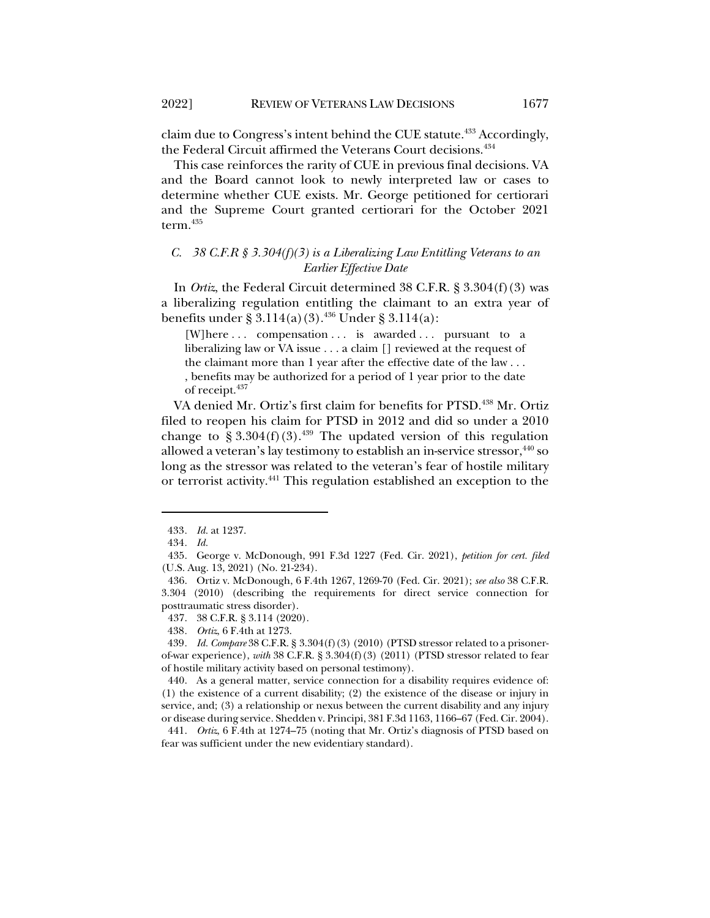claim due to Congress's intent behind the CUE statute.[433] Accordingly, the Federal Circuit affirmed the Veterans Court decisions.[434]

This case reinforces the rarity of CUE in previous final decisions. VA and the Board cannot look to newly interpreted law or cases to determine whether CUE exists. Mr. George petitioned for certiorari and the Supreme Court granted certiorari for the October 2021 term.[435]

### *C. 38 C.F.R § 3.304(f)(3) is a Liberalizing Law Entitling Veterans to an Earlier Effective Date*

In *Ortiz*, the Federal Circuit determined 38 C.F.R. § 3.304(f)(3) was a liberalizing regulation entitling the claimant to an extra year of benefits under § 3.114(a)(3).[436] Under § 3.114(a):

> [W]here . . . compensation . . . is awarded . . . pursuant to a liberalizing law or VA issue . . . a claim [] reviewed at the request of the claimant more than 1 year after the effective date of the law . . . , benefits may be authorized for a period of 1 year prior to the date of receipt.[437]

VA denied Mr. Ortiz's first claim for benefits for PTSD.[438] Mr. Ortiz filed to reopen his claim for PTSD in 2012 and did so under a 2010 change to § 3.304(f)(3).[439] The updated version of this regulation allowed a veteran's lay testimony to establish an in-service stressor,[440] so long as the stressor was related to the veteran's fear of hostile military or terrorist activity.[441] This regulation established an exception to the

---

433. *Id.* at 1237.

434. *Id.*

435. George v. McDonough, 991 F.3d 1227 (Fed. Cir. 2021), *petition for cert. filed* (U.S. Aug. 13, 2021) (No. 21-234).

436. Ortiz v. McDonough, 6 F.4th 1267, 1269-70 (Fed. Cir. 2021); *see also* 38 C.F.R. 3.304 (2010) (describing the requirements for direct service connection for posttraumatic stress disorder).

437. 38 C.F.R. § 3.114 (2020).

438. *Ortiz*, 6 F.4th at 1273.

439. *Id. Compare* 38 C.F.R. § 3.304(f)(3) (2010) (PTSD stressor related to a prisoner-of-war experience), *with* 38 C.F.R. § 3.304(f)(3) (2011) (PTSD stressor related to fear of hostile military activity based on personal testimony).

440. As a general matter, service connection for a disability requires evidence of: (1) the existence of a current disability; (2) the existence of the disease or injury in service, and; (3) a relationship or nexus between the current disability and any injury or disease during service. Shedden v. Principi, 381 F.3d 1163, 1166–67 (Fed. Cir. 2004).

441. *Ortiz*, 6 F.4th at 1274–75 (noting that Mr. Ortiz's diagnosis of PTSD based on fear was sufficient under the new evidentiary standard).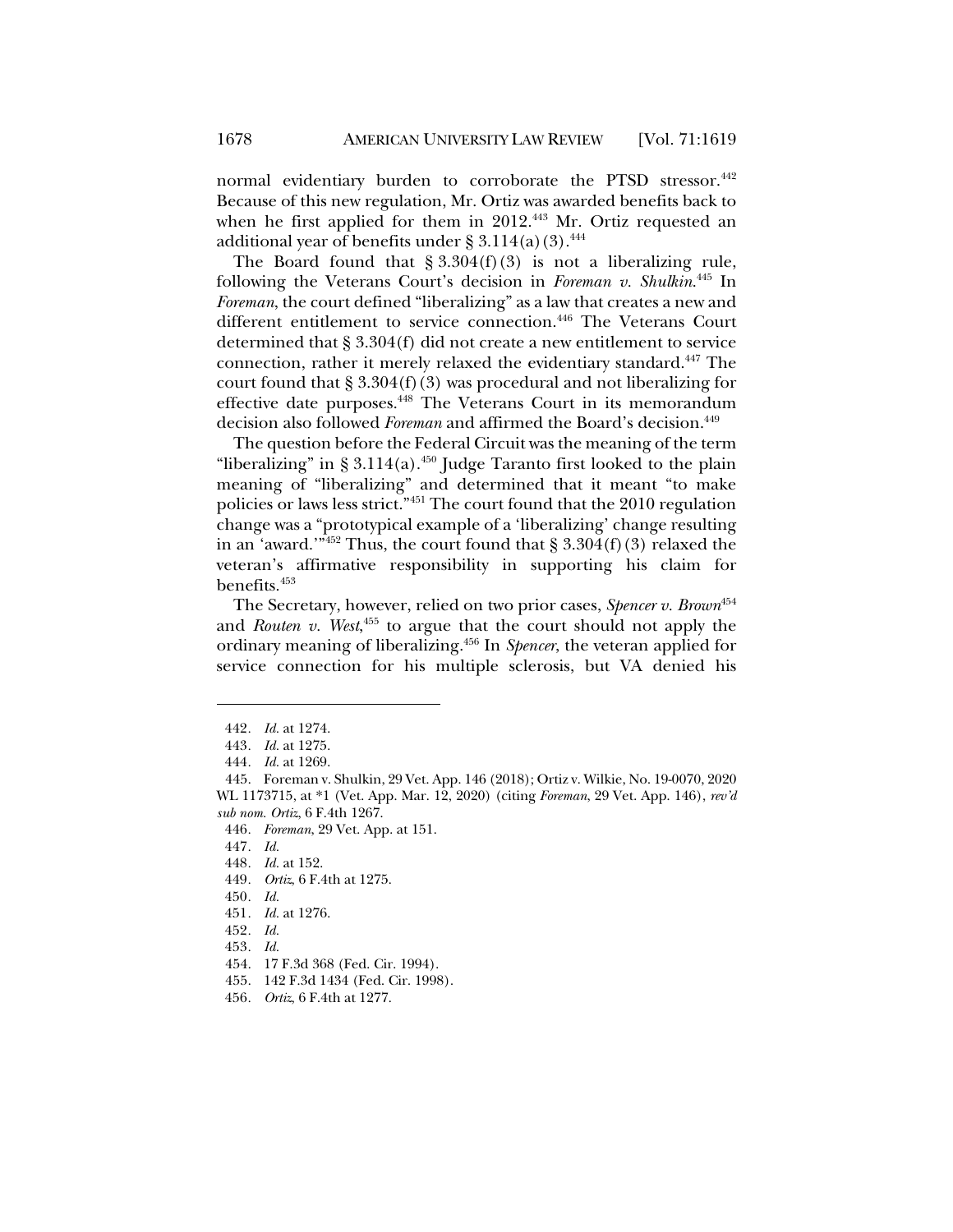normal evidentiary burden to corroborate the PTSD stressor.[442] Because of this new regulation, Mr. Ortiz was awarded benefits back to when he first applied for them in 2012.[443] Mr. Ortiz requested an additional year of benefits under § 3.114(a)(3).[444]

The Board found that § 3.304(f)(3) is not a liberalizing rule, following the Veterans Court's decision in *Foreman v. Shulkin*.[445] In *Foreman*, the court defined "liberalizing" as a law that creates a new and different entitlement to service connection.[446] The Veterans Court determined that § 3.304(f) did not create a new entitlement to service connection, rather it merely relaxed the evidentiary standard.[447] The court found that § 3.304(f)(3) was procedural and not liberalizing for effective date purposes.[448] The Veterans Court in its memorandum decision also followed *Foreman* and affirmed the Board's decision.[449]

The question before the Federal Circuit was the meaning of the term "liberalizing" in § 3.114(a).[450] Judge Taranto first looked to the plain meaning of "liberalizing" and determined that it meant "to make policies or laws less strict."[451] The court found that the 2010 regulation change was a "prototypical example of a 'liberalizing' change resulting in an 'award.'"[452] Thus, the court found that § 3.304(f)(3) relaxed the veteran's affirmative responsibility in supporting his claim for benefits.[453]

The Secretary, however, relied on two prior cases, *Spencer v. Brown*[454] and *Routen v. West*,[455] to argue that the court should not apply the ordinary meaning of liberalizing.[456] In *Spencer*, the veteran applied for service connection for his multiple sclerosis, but VA denied his

---

442. *Id.* at 1274.

443. *Id.* at 1275.

444. *Id.* at 1269.

445. Foreman v. Shulkin, 29 Vet. App. 146 (2018); Ortiz v. Wilkie, No. 19-0070, 2020 WL 1173715, at *1 (Vet. App. Mar. 12, 2020) (citing *Foreman*, 29 Vet. App. 146), *rev'd sub nom. Ortiz*, 6 F.4th 1267.

446. *Foreman*, 29 Vet. App. at 151.

447. *Id.*

448. *Id.* at 152.

449. *Ortiz*, 6 F.4th at 1275.

450. *Id.*

451. *Id.* at 1276.

452. *Id.*

453. *Id.*

454. 17 F.3d 368 (Fed. Cir. 1994).

455. 142 F.3d 1434 (Fed. Cir. 1998).

456. *Ortiz*, 6 F.4th at 1277.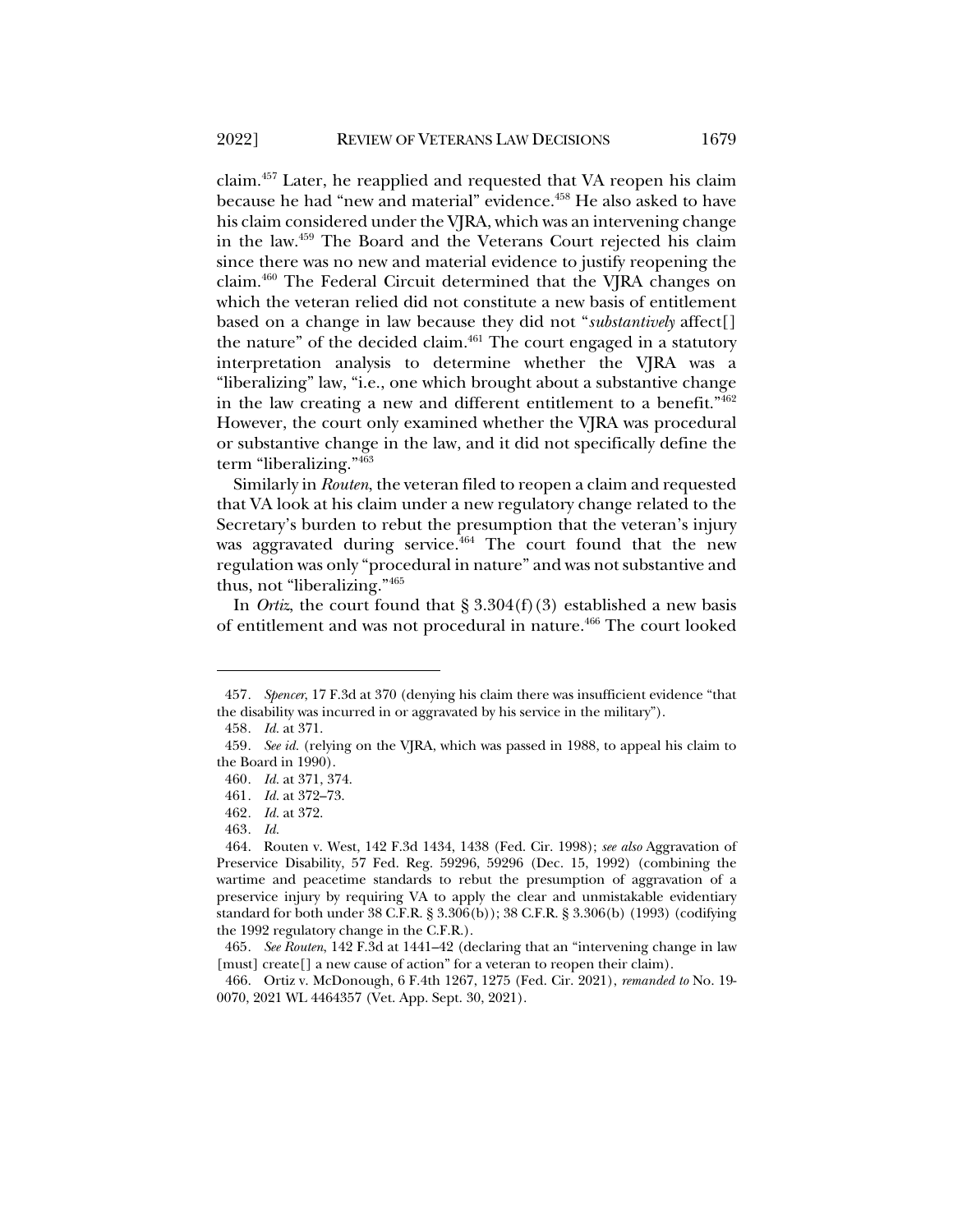claim.[457] Later, he reapplied and requested that VA reopen his claim because he had "new and material" evidence.[458] He also asked to have his claim considered under the VJRA, which was an intervening change in the law.[459] The Board and the Veterans Court rejected his claim since there was no new and material evidence to justify reopening the claim.[460] The Federal Circuit determined that the VJRA changes on which the veteran relied did not constitute a new basis of entitlement based on a change in law because they did not "*substantively* affect[] the nature" of the decided claim.[461] The court engaged in a statutory interpretation analysis to determine whether the VJRA was a "liberalizing" law, "i.e., one which brought about a substantive change in the law creating a new and different entitlement to a benefit."[462] However, the court only examined whether the VJRA was procedural or substantive change in the law, and it did not specifically define the term "liberalizing."[463]

Similarly in *Routen*, the veteran filed to reopen a claim and requested that VA look at his claim under a new regulatory change related to the Secretary's burden to rebut the presumption that the veteran's injury was aggravated during service.[464] The court found that the new regulation was only "procedural in nature" and was not substantive and thus, not "liberalizing."[465]

In *Ortiz*, the court found that § 3.304(f)(3) established a new basis of entitlement and was not procedural in nature.[466] The court looked

---

457. *Spencer*, 17 F.3d at 370 (denying his claim there was insufficient evidence "that the disability was incurred in or aggravated by his service in the military").

458. *Id.* at 371.

459. *See id.* (relying on the VJRA, which was passed in 1988, to appeal his claim to the Board in 1990).

460. *Id.* at 371, 374.

461. *Id.* at 372–73.

462. *Id.* at 372.

463. *Id.*

464. Routen v. West, 142 F.3d 1434, 1438 (Fed. Cir. 1998); *see also* Aggravation of Preservice Disability, 57 Fed. Reg. 59296, 59296 (Dec. 15, 1992) (combining the wartime and peacetime standards to rebut the presumption of aggravation of a preservice injury by requiring VA to apply the clear and unmistakable evidentiary standard for both under 38 C.F.R. § 3.306(b)); 38 C.F.R. § 3.306(b) (1993) (codifying the 1992 regulatory change in the C.F.R.).

465. *See Routen*, 142 F.3d at 1441–42 (declaring that an "intervening change in law [must] create[] a new cause of action" for a veteran to reopen their claim).

466. Ortiz v. McDonough, 6 F.4th 1267, 1275 (Fed. Cir. 2021), *remanded to* No. 19-0070, 2021 WL 4464357 (Vet. App. Sept. 30, 2021).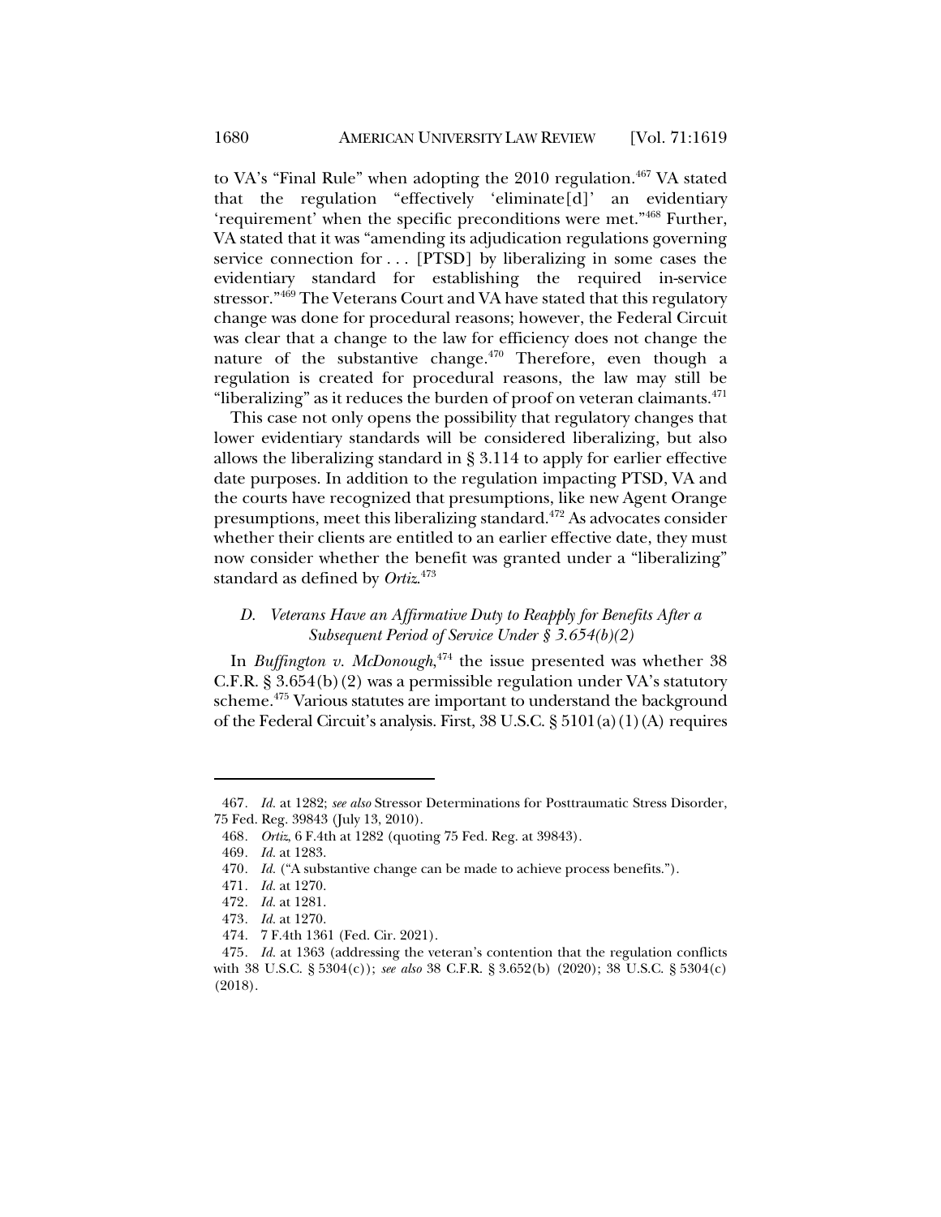to VA's "Final Rule" when adopting the 2010 regulation.[467] VA stated that the regulation "effectively 'eliminate[d]' an evidentiary 'requirement' when the specific preconditions were met."[468] Further, VA stated that it was "amending its adjudication regulations governing service connection for . . . [PTSD] by liberalizing in some cases the evidentiary standard for establishing the required in-service stressor."[469] The Veterans Court and VA have stated that this regulatory change was done for procedural reasons; however, the Federal Circuit was clear that a change to the law for efficiency does not change the nature of the substantive change.[470] Therefore, even though a regulation is created for procedural reasons, the law may still be "liberalizing" as it reduces the burden of proof on veteran claimants.[471]

This case not only opens the possibility that regulatory changes that lower evidentiary standards will be considered liberalizing, but also allows the liberalizing standard in § 3.114 to apply for earlier effective date purposes. In addition to the regulation impacting PTSD, VA and the courts have recognized that presumptions, like new Agent Orange presumptions, meet this liberalizing standard.[472] As advocates consider whether their clients are entitled to an earlier effective date, they must now consider whether the benefit was granted under a "liberalizing" standard as defined by *Ortiz*.[473]

### *D. Veterans Have an Affirmative Duty to Reapply for Benefits After a Subsequent Period of Service Under § 3.654(b)(2)*

In *Buffington v. McDonough*,[474] the issue presented was whether 38 C.F.R. § 3.654(b)(2) was a permissible regulation under VA's statutory scheme.[475] Various statutes are important to understand the background of the Federal Circuit's analysis. First, 38 U.S.C. § 5101(a)(1)(A) requires

---

467. *Id.* at 1282; *see also* Stressor Determinations for Posttraumatic Stress Disorder, 75 Fed. Reg. 39843 (July 13, 2010).

468. *Ortiz*, 6 F.4th at 1282 (quoting 75 Fed. Reg. at 39843).

469. *Id.* at 1283.

470. *Id.* ("A substantive change can be made to achieve process benefits.").

471. *Id.* at 1270.

472. *Id.* at 1281.

473. *Id.* at 1270.

474. 7 F.4th 1361 (Fed. Cir. 2021).

475. *Id.* at 1363 (addressing the veteran's contention that the regulation conflicts with 38 U.S.C. § 5304(c)); *see also* 38 C.F.R. § 3.652(b) (2020); 38 U.S.C. § 5304(c) (2018).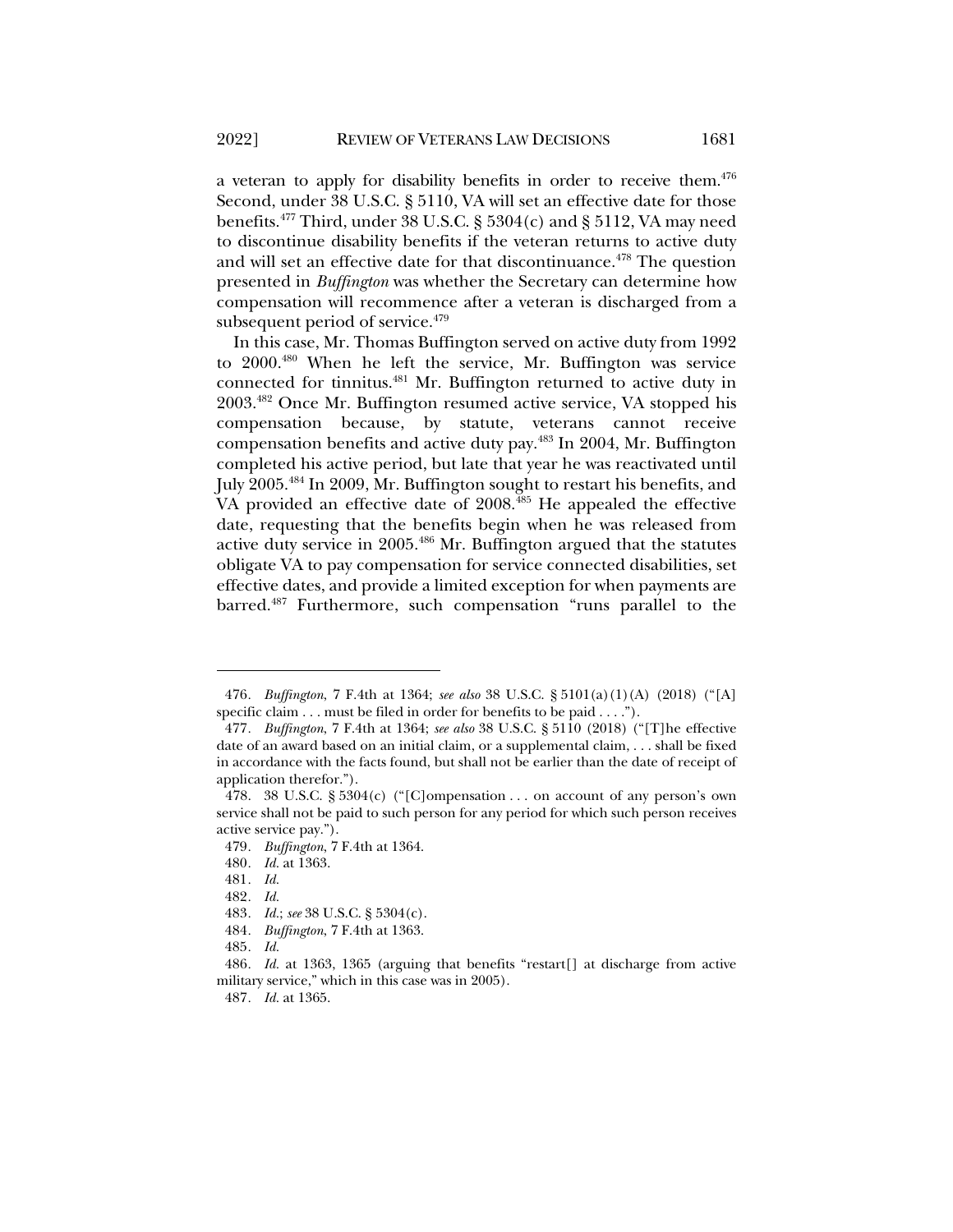a veteran to apply for disability benefits in order to receive them.[476] Second, under 38 U.S.C. § 5110, VA will set an effective date for those benefits.[477] Third, under 38 U.S.C. § 5304(c) and § 5112, VA may need to discontinue disability benefits if the veteran returns to active duty and will set an effective date for that discontinuance.[478] The question presented in *Buffington* was whether the Secretary can determine how compensation will recommence after a veteran is discharged from a subsequent period of service.[479]

In this case, Mr. Thomas Buffington served on active duty from 1992 to 2000.[480] When he left the service, Mr. Buffington was service connected for tinnitus.[481] Mr. Buffington returned to active duty in 2003.[482] Once Mr. Buffington resumed active service, VA stopped his compensation because, by statute, veterans cannot receive compensation benefits and active duty pay.[483] In 2004, Mr. Buffington completed his active period, but late that year he was reactivated until July 2005.[484] In 2009, Mr. Buffington sought to restart his benefits, and VA provided an effective date of 2008.[485] He appealed the effective date, requesting that the benefits begin when he was released from active duty service in 2005.[486] Mr. Buffington argued that the statutes obligate VA to pay compensation for service connected disabilities, set effective dates, and provide a limited exception for when payments are barred.[487] Furthermore, such compensation "runs parallel to the

---

476. *Buffington*, 7 F.4th at 1364; *see also* 38 U.S.C. § 5101(a)(1)(A) (2018) ("[A] specific claim . . . must be filed in order for benefits to be paid . . . .").

477. *Buffington*, 7 F.4th at 1364; *see also* 38 U.S.C. § 5110 (2018) ("[T]he effective date of an award based on an initial claim, or a supplemental claim, . . . shall be fixed in accordance with the facts found, but shall not be earlier than the date of receipt of application therefor.").

478. 38 U.S.C. § 5304(c) ("[C]ompensation . . . on account of any person's own service shall not be paid to such person for any period for which such person receives active service pay.").

479. *Buffington*, 7 F.4th at 1364.

480. *Id.* at 1363.

481. *Id.*

482. *Id.*

483. *Id.*; *see* 38 U.S.C. § 5304(c).

484. *Buffington*, 7 F.4th at 1363.

485. *Id.*

486. *Id.* at 1363, 1365 (arguing that benefits "restart[] at discharge from active military service," which in this case was in 2005).

487. *Id.* at 1365.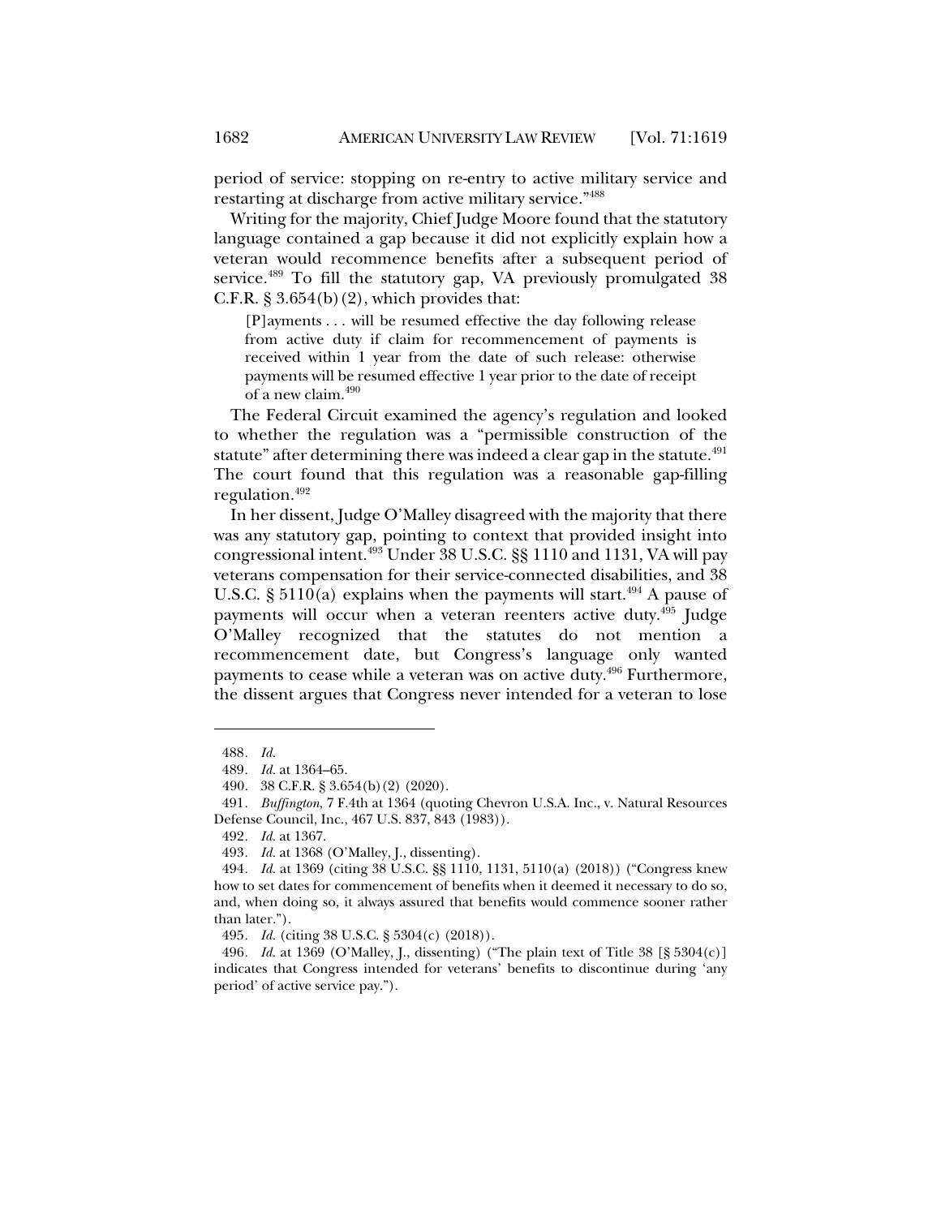period of service: stopping on re-entry to active military service and restarting at discharge from active military service."[488]

Writing for the majority, Chief Judge Moore found that the statutory language contained a gap because it did not explicitly explain how a veteran would recommence benefits after a subsequent period of service.[489] To fill the statutory gap, VA previously promulgated 38 C.F.R. § 3.654(b)(2), which provides that:

> [P]ayments . . . will be resumed effective the day following release from active duty if claim for recommencement of payments is received within 1 year from the date of such release: otherwise payments will be resumed effective 1 year prior to the date of receipt of a new claim.[490]

The Federal Circuit examined the agency's regulation and looked to whether the regulation was a "permissible construction of the statute" after determining there was indeed a clear gap in the statute.[491] The court found that this regulation was a reasonable gap-filling regulation.[492]

In her dissent, Judge O'Malley disagreed with the majority that there was any statutory gap, pointing to context that provided insight into congressional intent.[493] Under 38 U.S.C. §§ 1110 and 1131, VA will pay veterans compensation for their service-connected disabilities, and 38 U.S.C. § 5110(a) explains when the payments will start.[494] A pause of payments will occur when a veteran reenters active duty.[495] Judge O'Malley recognized that the statutes do not mention a recommencement date, but Congress's language only wanted payments to cease while a veteran was on active duty.[496] Furthermore, the dissent argues that Congress never intended for a veteran to lose

---

488. *Id.*

489. *Id.* at 1364–65.

490. 38 C.F.R. § 3.654(b)(2) (2020).

491. *Buffington*, 7 F.4th at 1364 (quoting Chevron U.S.A. Inc., v. Natural Resources Defense Council, Inc., 467 U.S. 837, 843 (1983)).

492. *Id.* at 1367.

493. *Id.* at 1368 (O'Malley, J., dissenting).

494. *Id.* at 1369 (citing 38 U.S.C. §§ 1110, 1131, 5110(a) (2018)) ("Congress knew how to set dates for commencement of benefits when it deemed it necessary to do so, and, when doing so, it always assured that benefits would commence sooner rather than later.").

495. *Id.* (citing 38 U.S.C. § 5304(c) (2018)).

496. *Id.* at 1369 (O'Malley, J., dissenting) ("The plain text of Title 38 [§ 5304(c)] indicates that Congress intended for veterans' benefits to discontinue during 'any period' of active service pay.").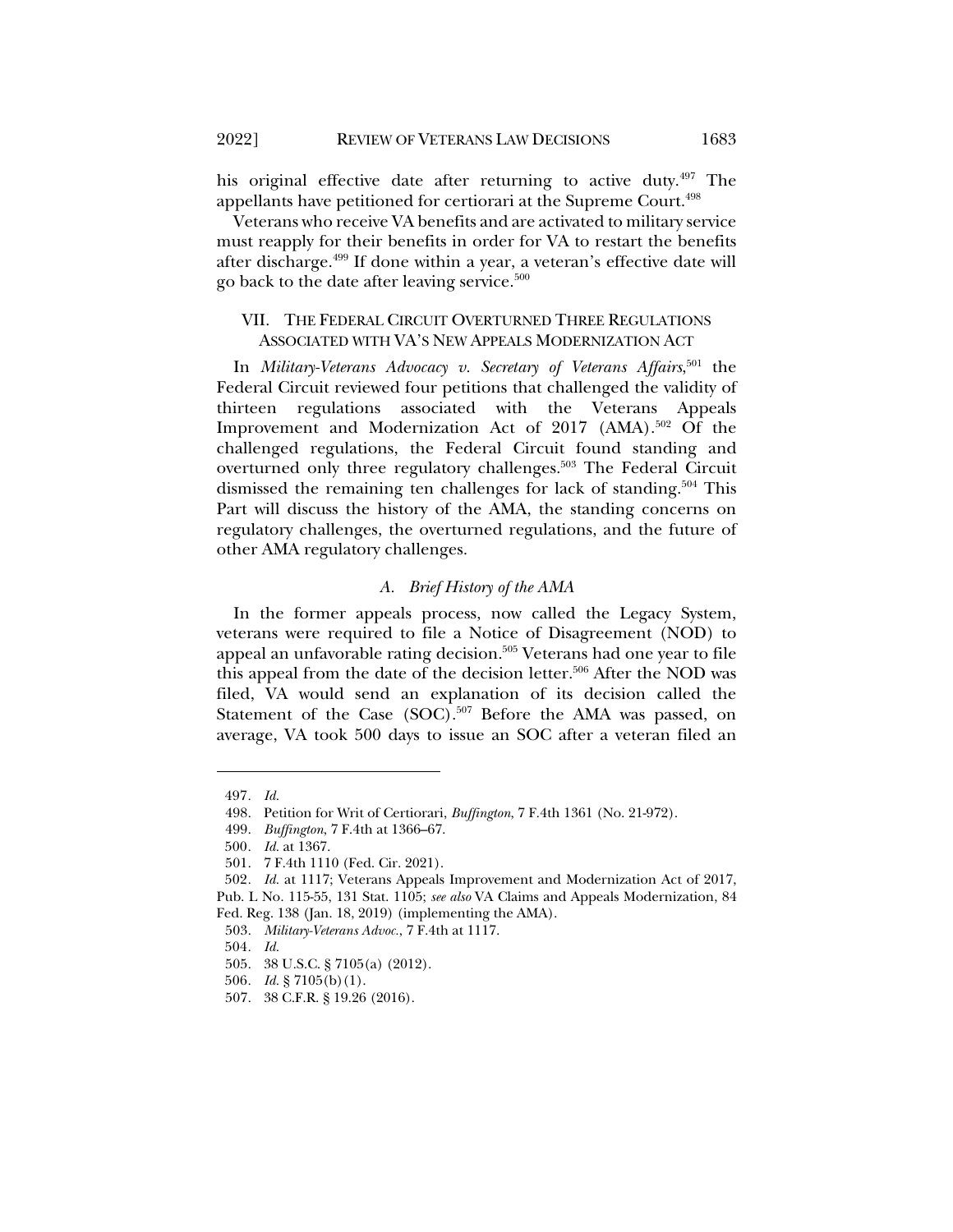his original effective date after returning to active duty.[497] The appellants have petitioned for certiorari at the Supreme Court.[498]

Veterans who receive VA benefits and are activated to military service must reapply for their benefits in order for VA to restart the benefits after discharge.[499] If done within a year, a veteran's effective date will go back to the date after leaving service.[500]

## VII. THE FEDERAL CIRCUIT OVERTURNED THREE REGULATIONS ASSOCIATED WITH VA'S NEW APPEALS MODERNIZATION ACT

In *Military-Veterans Advocacy v. Secretary of Veterans Affairs*,[501] the Federal Circuit reviewed four petitions that challenged the validity of thirteen regulations associated with the Veterans Appeals Improvement and Modernization Act of 2017 (AMA).[502] Of the challenged regulations, the Federal Circuit found standing and overturned only three regulatory challenges.[503] The Federal Circuit dismissed the remaining ten challenges for lack of standing.[504] This Part will discuss the history of the AMA, the standing concerns on regulatory challenges, the overturned regulations, and the future of other AMA regulatory challenges.

### A. *Brief History of the AMA*

In the former appeals process, now called the Legacy System, veterans were required to file a Notice of Disagreement (NOD) to appeal an unfavorable rating decision.[505] Veterans had one year to file this appeal from the date of the decision letter.[506] After the NOD was filed, VA would send an explanation of its decision called the Statement of the Case (SOC).[507] Before the AMA was passed, on average, VA took 500 days to issue an SOC after a veteran filed an

---

497. *Id.*

498. Petition for Writ of Certiorari, *Buffington*, 7 F.4th 1361 (No. 21-972).

499. *Buffington*, 7 F.4th at 1366–67.

500. *Id.* at 1367.

501. 7 F.4th 1110 (Fed. Cir. 2021).

502. *Id.* at 1117; Veterans Appeals Improvement and Modernization Act of 2017, Pub. L No. 115-55, 131 Stat. 1105; *see also* VA Claims and Appeals Modernization, 84 Fed. Reg. 138 (Jan. 18, 2019) (implementing the AMA).

503. *Military-Veterans Advoc.*, 7 F.4th at 1117.

504. *Id.*

505. 38 U.S.C. § 7105(a) (2012).

506. *Id.* § 7105(b)(1).

507. 38 C.F.R. § 19.26 (2016).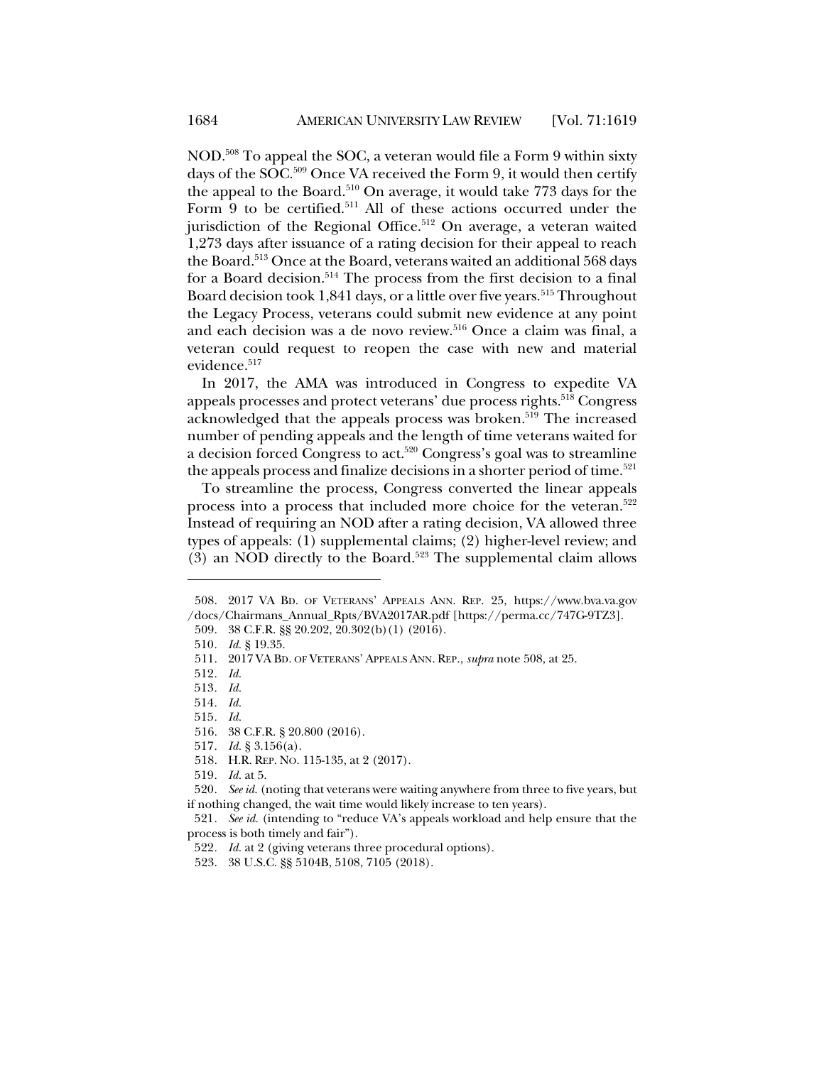NOD.[508] To appeal the SOC, a veteran would file a Form 9 within sixty days of the SOC.[509] Once VA received the Form 9, it would then certify the appeal to the Board.[510] On average, it would take 773 days for the Form 9 to be certified.[511] All of these actions occurred under the jurisdiction of the Regional Office.[512] On average, a veteran waited 1,273 days after issuance of a rating decision for their appeal to reach the Board.[513] Once at the Board, veterans waited an additional 568 days for a Board decision.[514] The process from the first decision to a final Board decision took 1,841 days, or a little over five years.[515] Throughout the Legacy Process, veterans could submit new evidence at any point and each decision was a de novo review.[516] Once a claim was final, a veteran could request to reopen the case with new and material evidence.[517]

In 2017, the AMA was introduced in Congress to expedite VA appeals processes and protect veterans' due process rights.[518] Congress acknowledged that the appeals process was broken.[519] The increased number of pending appeals and the length of time veterans waited for a decision forced Congress to act.[520] Congress's goal was to streamline the appeals process and finalize decisions in a shorter period of time.[521]

To streamline the process, Congress converted the linear appeals process into a process that included more choice for the veteran.[522] Instead of requiring an NOD after a rating decision, VA allowed three types of appeals: (1) supplemental claims; (2) higher-level review; and (3) an NOD directly to the Board.[523] The supplemental claim allows

---

508. 2017 VA BD. OF VETERANS' APPEALS ANN. REP. 25, https://www.bva.va.gov/docs/Chairmans_Annual_Rpts/BVA2017AR.pdf [https://perma.cc/747G-9TZ3].

509. 38 C.F.R. §§ 20.202, 20.302(b)(1) (2016).

510. *Id.* § 19.35.

511. 2017 VA BD. OF VETERANS' APPEALS ANN. REP., *supra* note 508, at 25.

512. *Id.*

513. *Id.*

514. *Id.*

515. *Id.*

516. 38 C.F.R. § 20.800 (2016).

517. *Id.* § 3.156(a).

518. H.R. REP. NO. 115-135, at 2 (2017).

519. *Id.* at 5.

520. *See id.* (noting that veterans were waiting anywhere from three to five years, but if nothing changed, the wait time would likely increase to ten years).

521. *See id.* (intending to "reduce VA's appeals workload and help ensure that the process is both timely and fair").

522. *Id.* at 2 (giving veterans three procedural options).

523. 38 U.S.C. §§ 5104B, 5108, 7105 (2018).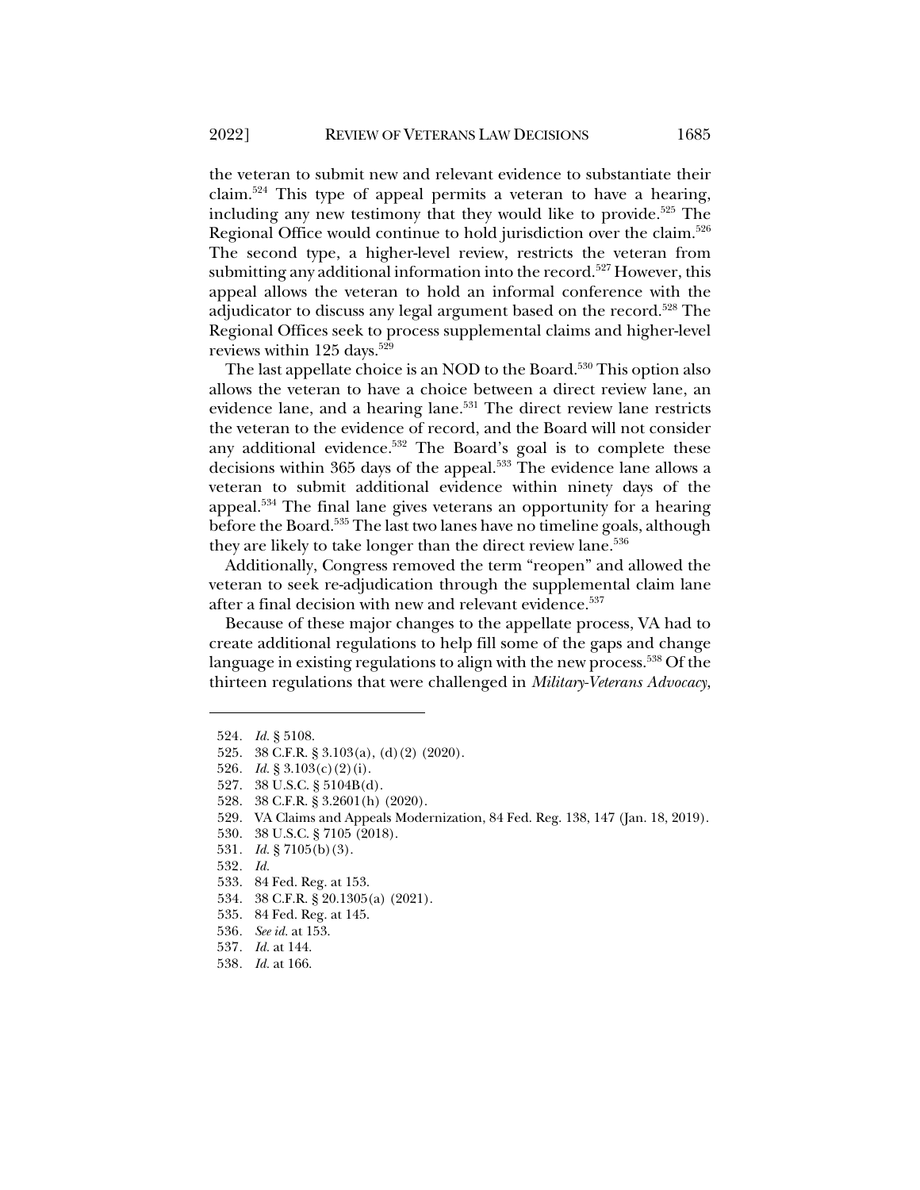the veteran to submit new and relevant evidence to substantiate their claim.[524] This type of appeal permits a veteran to have a hearing, including any new testimony that they would like to provide.[525] The Regional Office would continue to hold jurisdiction over the claim.[526] The second type, a higher-level review, restricts the veteran from submitting any additional information into the record.[527] However, this appeal allows the veteran to hold an informal conference with the adjudicator to discuss any legal argument based on the record.[528] The Regional Offices seek to process supplemental claims and higher-level reviews within 125 days.[529]

The last appellate choice is an NOD to the Board.[530] This option also allows the veteran to have a choice between a direct review lane, an evidence lane, and a hearing lane.[531] The direct review lane restricts the veteran to the evidence of record, and the Board will not consider any additional evidence.[532] The Board's goal is to complete these decisions within 365 days of the appeal.[533] The evidence lane allows a veteran to submit additional evidence within ninety days of the appeal.[534] The final lane gives veterans an opportunity for a hearing before the Board.[535] The last two lanes have no timeline goals, although they are likely to take longer than the direct review lane.[536]

Additionally, Congress removed the term "reopen" and allowed the veteran to seek re-adjudication through the supplemental claim lane after a final decision with new and relevant evidence.[537]

Because of these major changes to the appellate process, VA had to create additional regulations to help fill some of the gaps and change language in existing regulations to align with the new process.[538] Of the thirteen regulations that were challenged in *Military-Veterans Advocacy*,

---

524. *Id.* § 5108.
525. 38 C.F.R. § 3.103(a), (d)(2) (2020).
526. *Id.* § 3.103(c)(2)(i).
527. 38 U.S.C. § 5104B(d).
528. 38 C.F.R. § 3.2601(h) (2020).
529. VA Claims and Appeals Modernization, 84 Fed. Reg. 138, 147 (Jan. 18, 2019).
530. 38 U.S.C. § 7105 (2018).
531. *Id.* § 7105(b)(3).
532. *Id.*
533. 84 Fed. Reg. at 153.
534. 38 C.F.R. § 20.1305(a) (2021).
535. 84 Fed. Reg. at 145.
536. *See id.* at 153.
537. *Id.* at 144.
538. *Id.* at 166.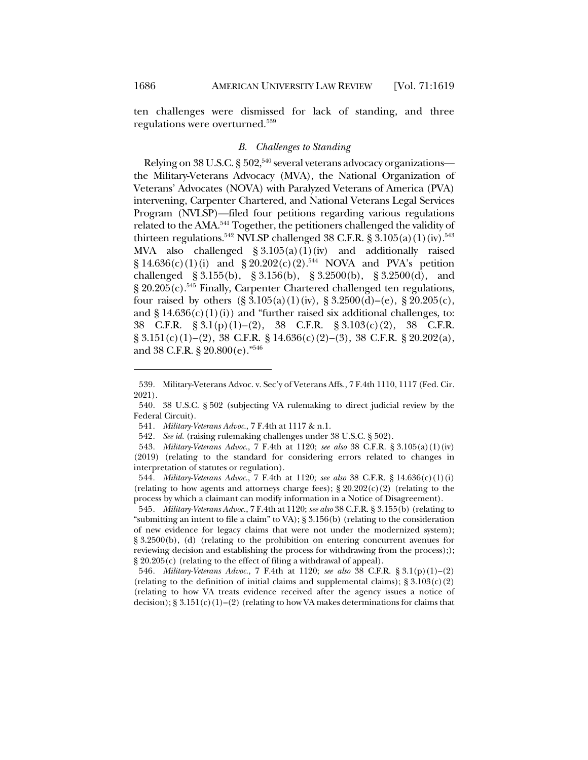ten challenges were dismissed for lack of standing, and three regulations were overturned.[539]

### *B. Challenges to Standing*

Relying on 38 U.S.C. § 502,[540] several veterans advocacy organizations—the Military-Veterans Advocacy (MVA), the National Organization of Veterans' Advocates (NOVA) with Paralyzed Veterans of America (PVA) intervening, Carpenter Chartered, and National Veterans Legal Services Program (NVLSP)—filed four petitions regarding various regulations related to the AMA.[541] Together, the petitioners challenged the validity of thirteen regulations.[542] NVLSP challenged 38 C.F.R. § 3.105(a)(1)(iv).[543] MVA also challenged § 3.105(a)(1)(iv) and additionally raised § 14.636(c)(1)(i) and § 20.202(c)(2).[544] NOVA and PVA's petition challenged § 3.155(b), § 3.156(b), § 3.2500(b), § 3.2500(d), and § 20.205(c).[545] Finally, Carpenter Chartered challenged ten regulations, four raised by others (§ 3.105(a)(1)(iv), § 3.2500(d)–(e), § 20.205(c), and § 14.636(c)(1)(i)) and "further raised six additional challenges, to: 38 C.F.R. § 3.1(p)(1)–(2), 38 C.F.R. § 3.103(c)(2), 38 C.F.R. § 3.151(c)(1)–(2), 38 C.F.R. § 14.636(c)(2)–(3), 38 C.F.R. § 20.202(a), and 38 C.F.R. § 20.800(e)."[546]

---

539. Military-Veterans Advoc. v. Sec'y of Veterans Affs., 7 F.4th 1110, 1117 (Fed. Cir. 2021).

540. 38 U.S.C. § 502 (subjecting VA rulemaking to direct judicial review by the Federal Circuit).

541. *Military-Veterans Advoc.*, 7 F.4th at 1117 & n.1.

542. *See id.* (raising rulemaking challenges under 38 U.S.C. § 502).

543. *Military-Veterans Advoc.*, 7 F.4th at 1120; *see also* 38 C.F.R. § 3.105(a)(1)(iv) (2019) (relating to the standard for considering errors related to changes in interpretation of statutes or regulation).

544. *Military-Veterans Advoc.*, 7 F.4th at 1120; *see also* 38 C.F.R. § 14.636(c)(1)(i) (relating to how agents and attorneys charge fees); § 20.202(c)(2) (relating to the process by which a claimant can modify information in a Notice of Disagreement).

545. *Military-Veterans Advoc.*, 7 F.4th at 1120; *see also* 38 C.F.R. § 3.155(b) (relating to "submitting an intent to file a claim" to VA); § 3.156(b) (relating to the consideration of new evidence for legacy claims that were not under the modernized system); § 3.2500(b), (d) (relating to the prohibition on entering concurrent avenues for reviewing decision and establishing the process for withdrawing from the process);); § 20.205(c) (relating to the effect of filing a withdrawal of appeal).

546. *Military-Veterans Advoc.*, 7 F.4th at 1120; *see also* 38 C.F.R. § 3.1(p)(1)–(2) (relating to the definition of initial claims and supplemental claims); § 3.103(c)(2) (relating to how VA treats evidence received after the agency issues a notice of decision); § 3.151(c)(1)–(2) (relating to how VA makes determinations for claims that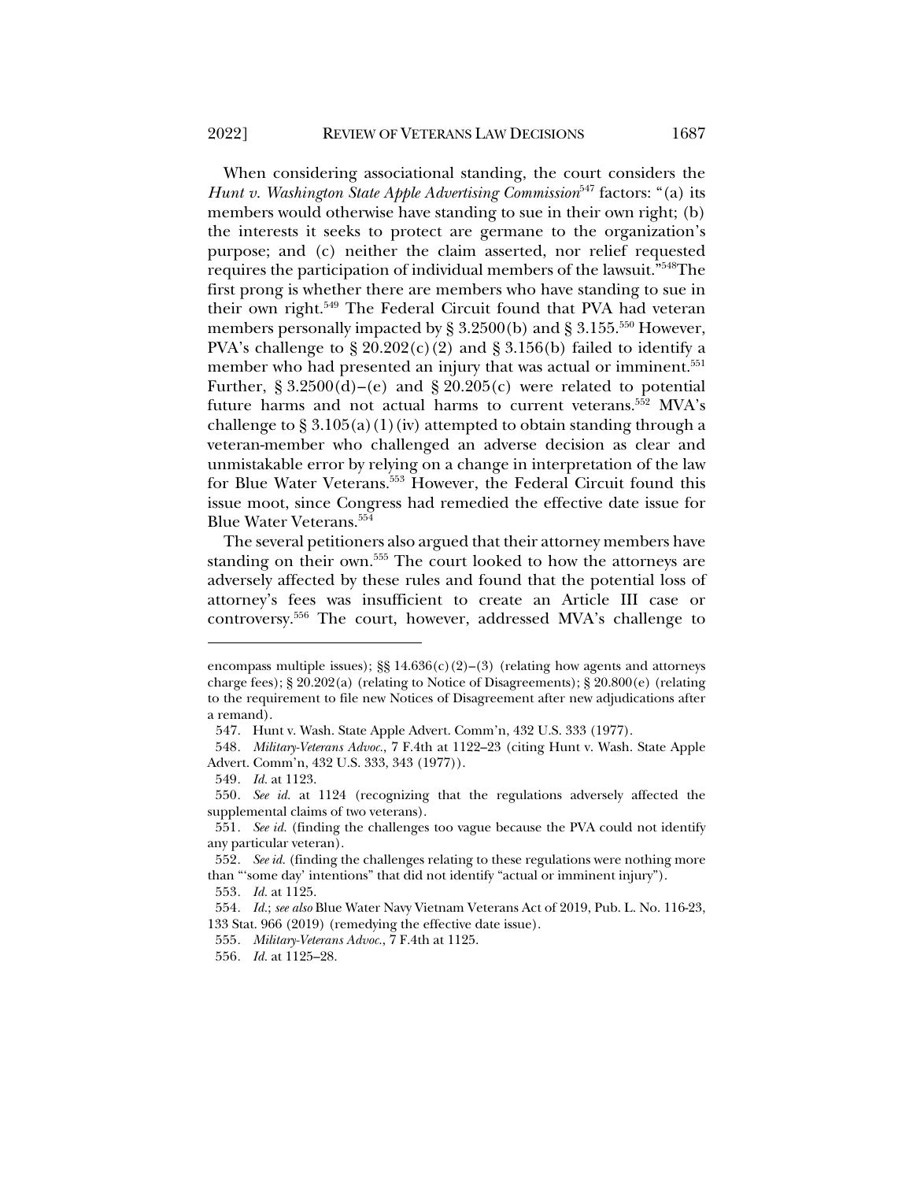When considering associational standing, the court considers the *Hunt v. Washington State Apple Advertising Commission*[547] factors: "(a) its members would otherwise have standing to sue in their own right; (b) the interests it seeks to protect are germane to the organization's purpose; and (c) neither the claim asserted, nor relief requested requires the participation of individual members of the lawsuit."[548] The first prong is whether there are members who have standing to sue in their own right.[549] The Federal Circuit found that PVA had veteran members personally impacted by § 3.2500(b) and § 3.155.[550] However, PVA's challenge to § 20.202(c)(2) and § 3.156(b) failed to identify a member who had presented an injury that was actual or imminent.[551] Further, § 3.2500(d)–(e) and § 20.205(c) were related to potential future harms and not actual harms to current veterans.[552] MVA's challenge to § 3.105(a)(1)(iv) attempted to obtain standing through a veteran-member who challenged an adverse decision as clear and unmistakable error by relying on a change in interpretation of the law for Blue Water Veterans.[553] However, the Federal Circuit found this issue moot, since Congress had remedied the effective date issue for Blue Water Veterans.[554]

The several petitioners also argued that their attorney members have standing on their own.[555] The court looked to how the attorneys are adversely affected by these rules and found that the potential loss of attorney's fees was insufficient to create an Article III case or controversy.[556] The court, however, addressed MVA's challenge to

---

encompass multiple issues); §§ 14.636(c)(2)–(3) (relating how agents and attorneys charge fees); § 20.202(a) (relating to Notice of Disagreements); § 20.800(e) (relating to the requirement to file new Notices of Disagreement after new adjudications after a remand).

547. Hunt v. Wash. State Apple Advert. Comm'n, 432 U.S. 333 (1977).

548. *Military-Veterans Advoc.*, 7 F.4th at 1122–23 (citing Hunt v. Wash. State Apple Advert. Comm'n, 432 U.S. 333, 343 (1977)).

549. *Id.* at 1123.

550. *See id.* at 1124 (recognizing that the regulations adversely affected the supplemental claims of two veterans).

551. *See id.* (finding the challenges too vague because the PVA could not identify any particular veteran).

552. *See id.* (finding the challenges relating to these regulations were nothing more than "'some day' intentions" that did not identify "actual or imminent injury").

553. *Id.* at 1125.

554. *Id.*; *see also* Blue Water Navy Vietnam Veterans Act of 2019, Pub. L. No. 116-23, 133 Stat. 966 (2019) (remedying the effective date issue).

555. *Military-Veterans Advoc.*, 7 F.4th at 1125.

556. *Id.* at 1125–28.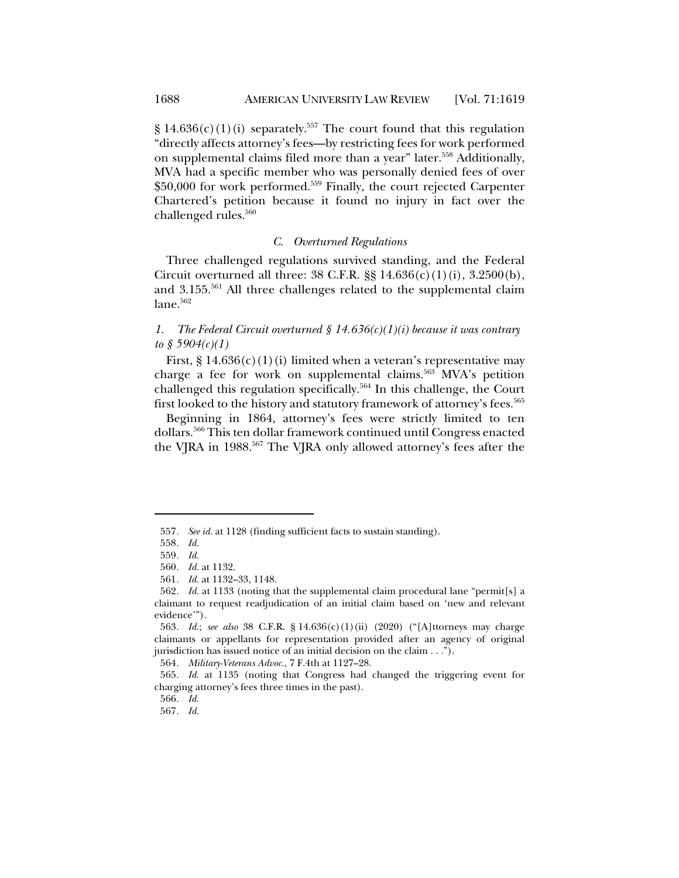§ 14.636(c)(1)(i) separately.[557] The court found that this regulation "directly affects attorney's fees—by restricting fees for work performed on supplemental claims filed more than a year" later.[558] Additionally, MVA had a specific member who was personally denied fees of over $50,000 for work performed.[559] Finally, the court rejected Carpenter Chartered's petition because it found no injury in fact over the challenged rules.[560]

### *C. Overturned Regulations*

Three challenged regulations survived standing, and the Federal Circuit overturned all three: 38 C.F.R. §§ 14.636(c)(1)(i), 3.2500(b), and 3.155.[561] All three challenges related to the supplemental claim lane.[562]

#### *1. The Federal Circuit overturned § 14.636(c)(1)(i) because it was contrary to § 5904(c)(1)*

First, § 14.636(c)(1)(i) limited when a veteran's representative may charge a fee for work on supplemental claims.[563] MVA's petition challenged this regulation specifically.[564] In this challenge, the Court first looked to the history and statutory framework of attorney's fees.[565]

Beginning in 1864, attorney's fees were strictly limited to ten dollars.[566] This ten dollar framework continued until Congress enacted the VJRA in 1988.[567] The VJRA only allowed attorney's fees after the

---

557. *See id.* at 1128 (finding sufficient facts to sustain standing).

558. *Id.*

559. *Id.*

560. *Id.* at 1132.

561. *Id.* at 1132–33, 1148.

562. *Id.* at 1133 (noting that the supplemental claim procedural lane "permit[s] a claimant to request readjudication of an initial claim based on 'new and relevant evidence'").

563. *Id.*; *see also* 38 C.F.R. § 14.636(c)(1)(ii) (2020) ("[A]ttorneys may charge claimants or appellants for representation provided after an agency of original jurisdiction has issued notice of an initial decision on the claim . . .").

564. *Military-Veterans Advoc.*, 7 F.4th at 1127–28.

565. *Id.* at 1135 (noting that Congress had changed the triggering event for charging attorney's fees three times in the past).

566. *Id.*

567. *Id.*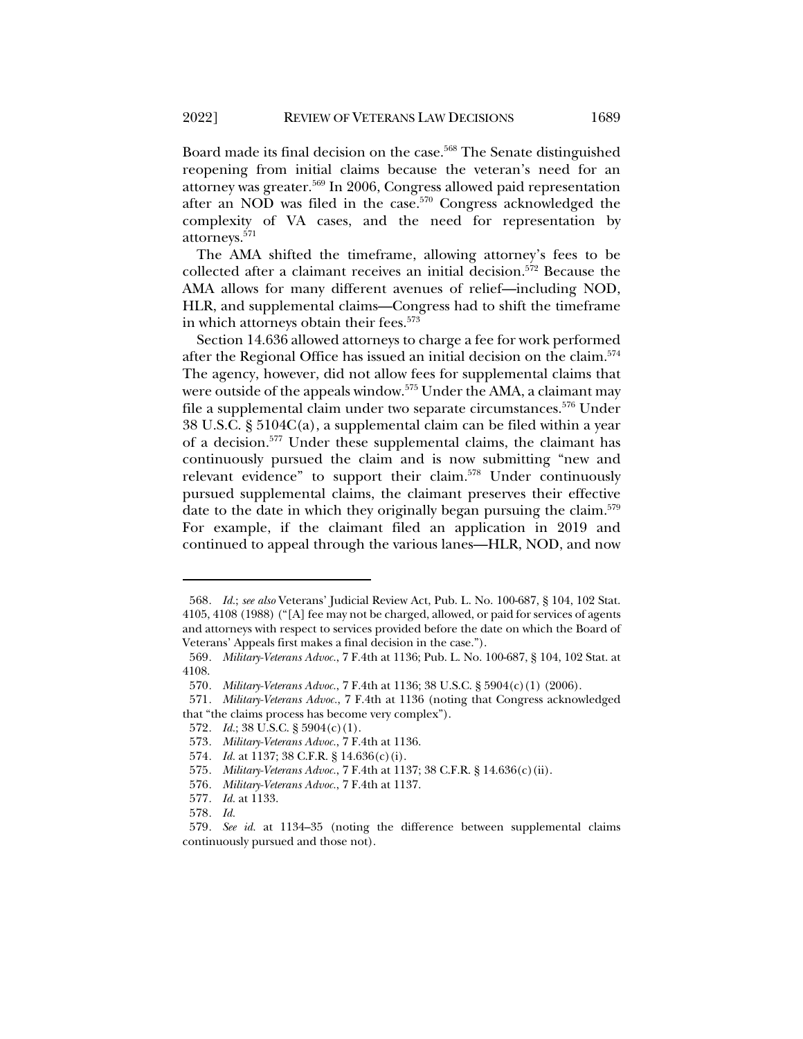Board made its final decision on the case.[568] The Senate distinguished reopening from initial claims because the veteran's need for an attorney was greater.[569] In 2006, Congress allowed paid representation after an NOD was filed in the case.[570] Congress acknowledged the complexity of VA cases, and the need for representation by attorneys.[571]

The AMA shifted the timeframe, allowing attorney's fees to be collected after a claimant receives an initial decision.[572] Because the AMA allows for many different avenues of relief—including NOD, HLR, and supplemental claims—Congress had to shift the timeframe in which attorneys obtain their fees.[573]

Section 14.636 allowed attorneys to charge a fee for work performed after the Regional Office has issued an initial decision on the claim.[574] The agency, however, did not allow fees for supplemental claims that were outside of the appeals window.[575] Under the AMA, a claimant may file a supplemental claim under two separate circumstances.[576] Under 38 U.S.C. § 5104C(a), a supplemental claim can be filed within a year of a decision.[577] Under these supplemental claims, the claimant has continuously pursued the claim and is now submitting "new and relevant evidence" to support their claim.[578] Under continuously pursued supplemental claims, the claimant preserves their effective date to the date in which they originally began pursuing the claim.[579] For example, if the claimant filed an application in 2019 and continued to appeal through the various lanes—HLR, NOD, and now

---

568. *Id.*; *see also* Veterans' Judicial Review Act, Pub. L. No. 100-687, § 104, 102 Stat. 4105, 4108 (1988) ("[A] fee may not be charged, allowed, or paid for services of agents and attorneys with respect to services provided before the date on which the Board of Veterans' Appeals first makes a final decision in the case.").

569. *Military-Veterans Advoc.*, 7 F.4th at 1136; Pub. L. No. 100-687, § 104, 102 Stat. at 4108.

570. *Military-Veterans Advoc.*, 7 F.4th at 1136; 38 U.S.C. § 5904(c)(1) (2006).

571. *Military-Veterans Advoc.*, 7 F.4th at 1136 (noting that Congress acknowledged that "the claims process has become very complex").

572. *Id.*; 38 U.S.C. § 5904(c)(1).

573. *Military-Veterans Advoc.*, 7 F.4th at 1136.

574. *Id.* at 1137; 38 C.F.R. § 14.636(c)(i).

575. *Military-Veterans Advoc.*, 7 F.4th at 1137; 38 C.F.R. § 14.636(c)(ii).

576. *Military-Veterans Advoc.*, 7 F.4th at 1137.

577. *Id.* at 1133.

578. *Id.*

579. *See id.* at 1134–35 (noting the difference between supplemental claims continuously pursued and those not).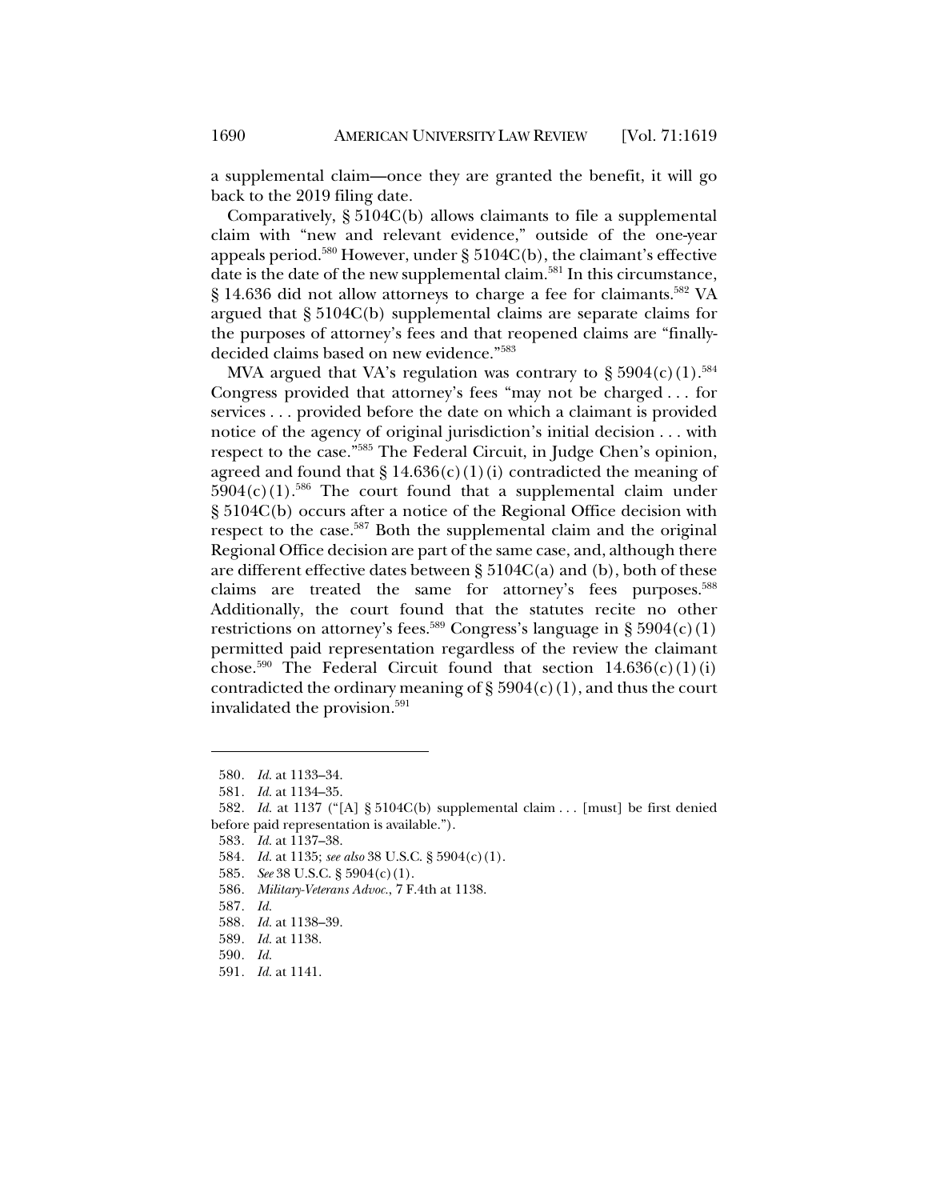a supplemental claim—once they are granted the benefit, it will go back to the 2019 filing date.

Comparatively, § 5104C(b) allows claimants to file a supplemental claim with "new and relevant evidence," outside of the one-year appeals period.[580] However, under § 5104C(b), the claimant's effective date is the date of the new supplemental claim.[581] In this circumstance, § 14.636 did not allow attorneys to charge a fee for claimants.[582] VA argued that § 5104C(b) supplemental claims are separate claims for the purposes of attorney's fees and that reopened claims are "finally-decided claims based on new evidence."[583]

MVA argued that VA's regulation was contrary to § 5904(c)(1).[584] Congress provided that attorney's fees "may not be charged . . . for services . . . provided before the date on which a claimant is provided notice of the agency of original jurisdiction's initial decision . . . with respect to the case."[585] The Federal Circuit, in Judge Chen's opinion, agreed and found that § 14.636(c)(1)(i) contradicted the meaning of 5904(c)(1).[586] The court found that a supplemental claim under § 5104C(b) occurs after a notice of the Regional Office decision with respect to the case.[587] Both the supplemental claim and the original Regional Office decision are part of the same case, and, although there are different effective dates between § 5104C(a) and (b), both of these claims are treated the same for attorney's fees purposes.[588] Additionally, the court found that the statutes recite no other restrictions on attorney's fees.[589] Congress's language in § 5904(c)(1) permitted paid representation regardless of the review the claimant chose.[590] The Federal Circuit found that section 14.636(c)(1)(i) contradicted the ordinary meaning of § 5904(c)(1), and thus the court invalidated the provision.[591]

---

580. *Id.* at 1133–34.
581. *Id.* at 1134–35.
582. *Id.* at 1137 ("[A] § 5104C(b) supplemental claim . . . [must] be first denied before paid representation is available.").
583. *Id.* at 1137–38.
584. *Id.* at 1135; *see also* 38 U.S.C. § 5904(c)(1).
585. *See* 38 U.S.C. § 5904(c)(1).
586. *Military-Veterans Advoc.*, 7 F.4th at 1138.
587. *Id.*
588. *Id.* at 1138–39.
589. *Id.* at 1138.
590. *Id.*
591. *Id.* at 1141.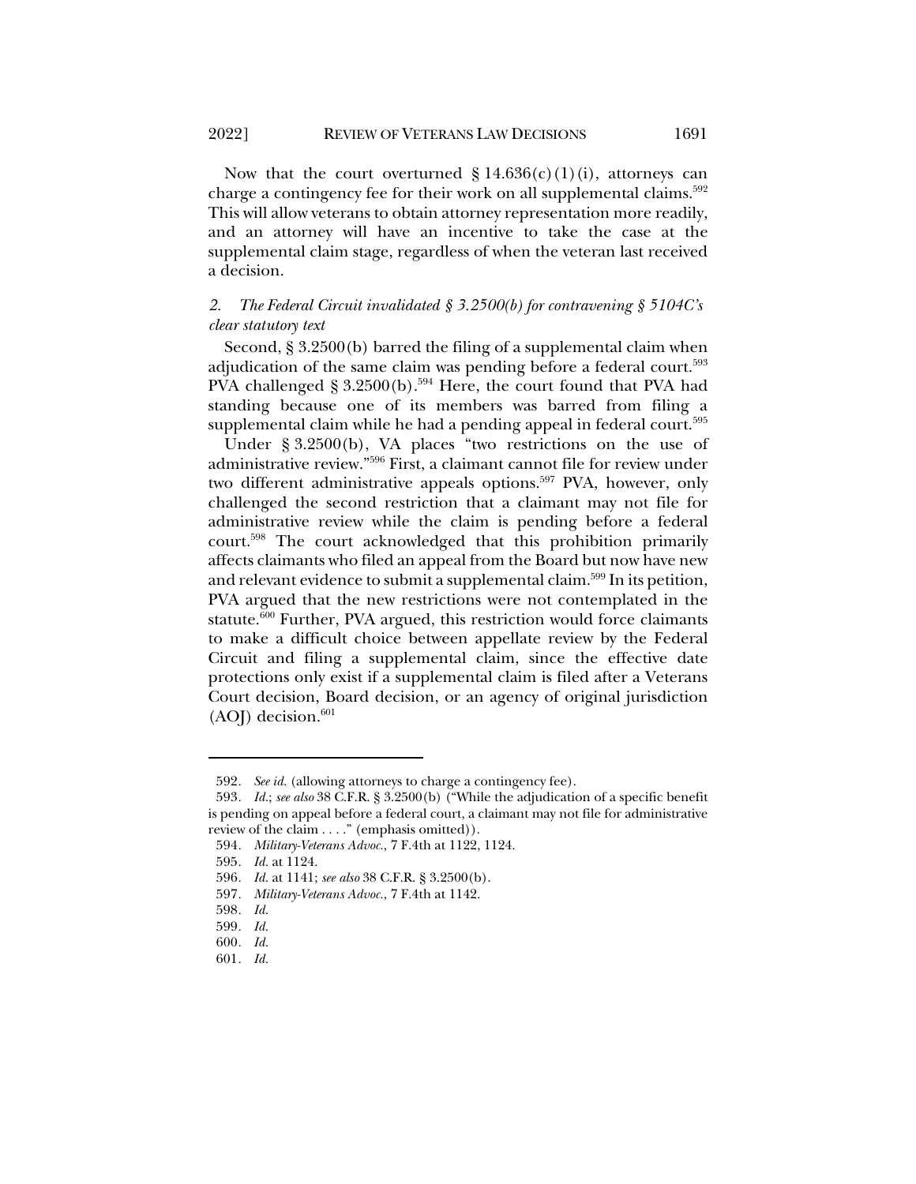Now that the court overturned § 14.636(c)(1)(i), attorneys can charge a contingency fee for their work on all supplemental claims.[592] This will allow veterans to obtain attorney representation more readily, and an attorney will have an incentive to take the case at the supplemental claim stage, regardless of when the veteran last received a decision.

### *2. The Federal Circuit invalidated § 3.2500(b) for contravening § 5104C's clear statutory text*

Second, § 3.2500(b) barred the filing of a supplemental claim when adjudication of the same claim was pending before a federal court.[593] PVA challenged § 3.2500(b).[594] Here, the court found that PVA had standing because one of its members was barred from filing a supplemental claim while he had a pending appeal in federal court.[595]

Under § 3.2500(b), VA places "two restrictions on the use of administrative review."[596] First, a claimant cannot file for review under two different administrative appeals options.[597] PVA, however, only challenged the second restriction that a claimant may not file for administrative review while the claim is pending before a federal court.[598] The court acknowledged that this prohibition primarily affects claimants who filed an appeal from the Board but now have new and relevant evidence to submit a supplemental claim.[599] In its petition, PVA argued that the new restrictions were not contemplated in the statute.[600] Further, PVA argued, this restriction would force claimants to make a difficult choice between appellate review by the Federal Circuit and filing a supplemental claim, since the effective date protections only exist if a supplemental claim is filed after a Veterans Court decision, Board decision, or an agency of original jurisdiction (AOJ) decision.[601]

---

592. *See id.* (allowing attorneys to charge a contingency fee).

593. *Id.*; *see also* 38 C.F.R. § 3.2500(b) ("While the adjudication of a specific benefit is pending on appeal before a federal court, a claimant may not file for administrative review of the claim . . . ." (emphasis omitted)).

594. *Military-Veterans Advoc.*, 7 F.4th at 1122, 1124.

595. *Id.* at 1124.

596. *Id.* at 1141; *see also* 38 C.F.R. § 3.2500(b).

597. *Military-Veterans Advoc.*, 7 F.4th at 1142.

598. *Id.*

599. *Id.*

600. *Id.*

601. *Id.*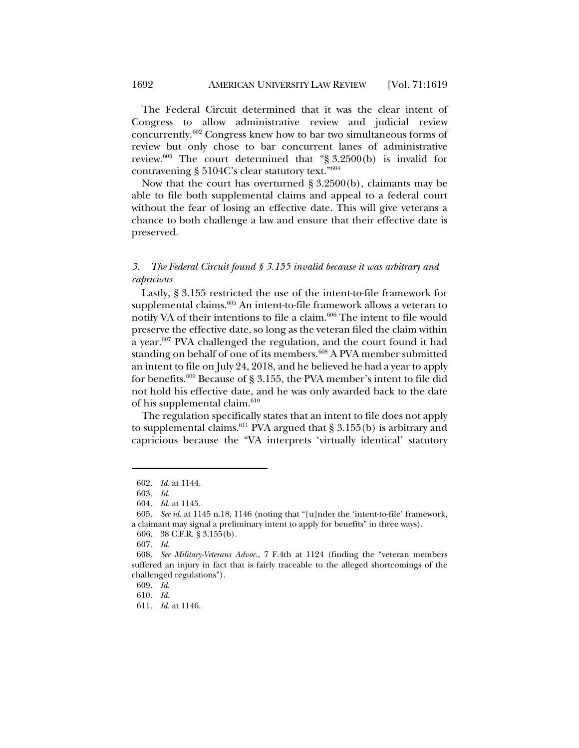The Federal Circuit determined that it was the clear intent of Congress to allow administrative review and judicial review concurrently.[602] Congress knew how to bar two simultaneous forms of review but only chose to bar concurrent lanes of administrative review.[603] The court determined that "§ 3.2500(b) is invalid for contravening § 5104C's clear statutory text."[604]

Now that the court has overturned § 3.2500(b), claimants may be able to file both supplemental claims and appeal to a federal court without the fear of losing an effective date. This will give veterans a chance to both challenge a law and ensure that their effective date is preserved.

### *3. The Federal Circuit found § 3.155 invalid because it was arbitrary and capricious*

Lastly, § 3.155 restricted the use of the intent-to-file framework for supplemental claims.[605] An intent-to-file framework allows a veteran to notify VA of their intentions to file a claim.[606] The intent to file would preserve the effective date, so long as the veteran filed the claim within a year.[607] PVA challenged the regulation, and the court found it had standing on behalf of one of its members.[608] A PVA member submitted an intent to file on July 24, 2018, and he believed he had a year to apply for benefits.[609] Because of § 3.155, the PVA member's intent to file did not hold his effective date, and he was only awarded back to the date of his supplemental claim.[610]

The regulation specifically states that an intent to file does not apply to supplemental claims.[611] PVA argued that § 3.155(b) is arbitrary and capricious because the "VA interprets 'virtually identical' statutory

---

602. *Id.* at 1144.

603. *Id.*

604. *Id.* at 1145.

605. *See id.* at 1145 n.18, 1146 (noting that "[u]nder the 'intent-to-file' framework, a claimant may signal a preliminary intent to apply for benefits" in three ways).

606. 38 C.F.R. § 3.155(b).

607. *Id.*

608. *See Military-Veterans Advoc.*, 7 F.4th at 1124 (finding the "veteran members suffered an injury in fact that is fairly traceable to the alleged shortcomings of the challenged regulations").

609. *Id.*

610. *Id.*

611. *Id.* at 1146.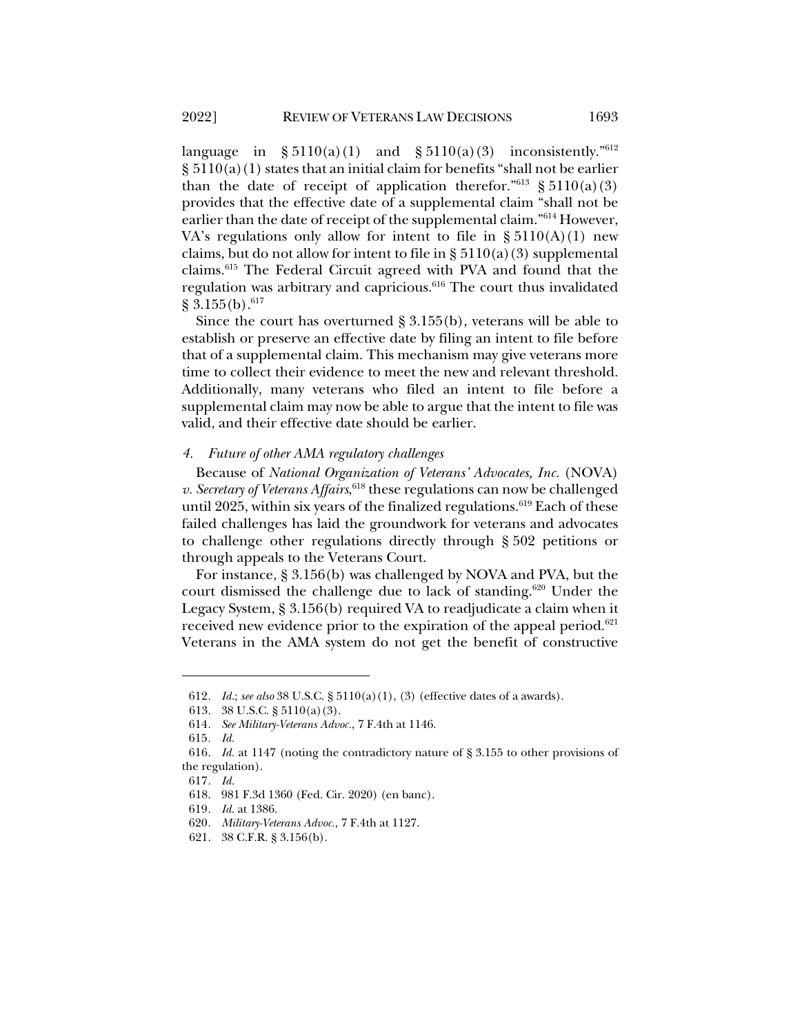language in § 5110(a)(1) and § 5110(a)(3) inconsistently."[612] § 5110(a)(1) states that an initial claim for benefits "shall not be earlier than the date of receipt of application therefor."[613] § 5110(a)(3) provides that the effective date of a supplemental claim "shall not be earlier than the date of receipt of the supplemental claim."[614] However, VA's regulations only allow for intent to file in § 5110(A)(1) new claims, but do not allow for intent to file in § 5110(a)(3) supplemental claims.[615] The Federal Circuit agreed with PVA and found that the regulation was arbitrary and capricious.[616] The court thus invalidated § 3.155(b).[617]

Since the court has overturned § 3.155(b), veterans will be able to establish or preserve an effective date by filing an intent to file before that of a supplemental claim. This mechanism may give veterans more time to collect their evidence to meet the new and relevant threshold. Additionally, many veterans who filed an intent to file before a supplemental claim may now be able to argue that the intent to file was valid, and their effective date should be earlier.

#### 4. *Future of other AMA regulatory challenges*

Because of *National Organization of Veterans' Advocates, Inc.* (NOVA) *v. Secretary of Veterans Affairs*,[618] these regulations can now be challenged until 2025, within six years of the finalized regulations.[619] Each of these failed challenges has laid the groundwork for veterans and advocates to challenge other regulations directly through § 502 petitions or through appeals to the Veterans Court.

For instance, § 3.156(b) was challenged by NOVA and PVA, but the court dismissed the challenge due to lack of standing.[620] Under the Legacy System, § 3.156(b) required VA to readjudicate a claim when it received new evidence prior to the expiration of the appeal period.[621] Veterans in the AMA system do not get the benefit of constructive

---

612. *Id.*; *see also* 38 U.S.C. § 5110(a)(1), (3) (effective dates of a awards).

613. 38 U.S.C. § 5110(a)(3).

614. *See Military-Veterans Advoc.*, 7 F.4th at 1146.

615. *Id.*

616. *Id.* at 1147 (noting the contradictory nature of § 3.155 to other provisions of the regulation).

617. *Id.*

618. 981 F.3d 1360 (Fed. Cir. 2020) (en banc).

619. *Id.* at 1386.

620. *Military-Veterans Advoc.*, 7 F.4th at 1127.

621. 38 C.F.R. § 3.156(b).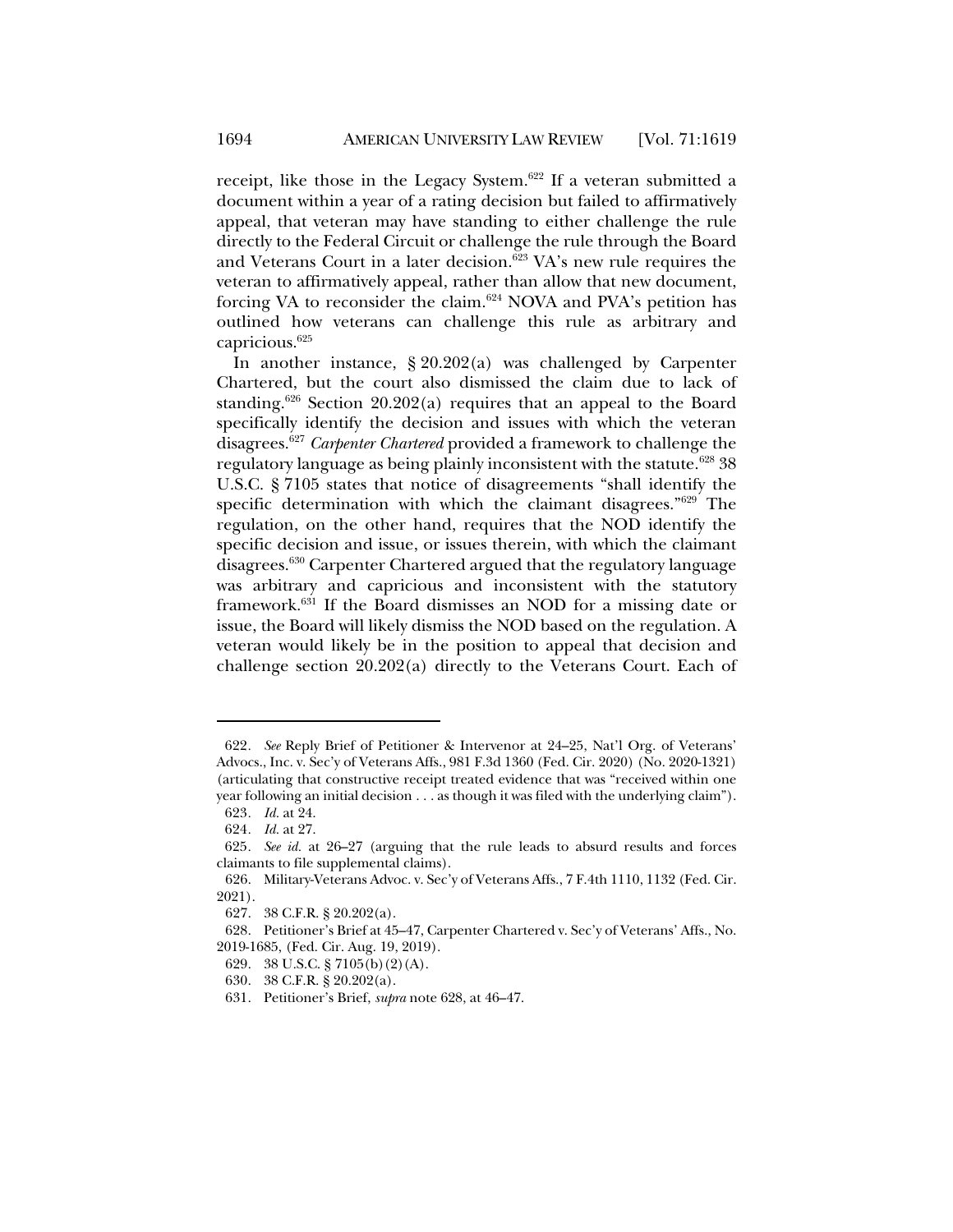receipt, like those in the Legacy System.[622] If a veteran submitted a document within a year of a rating decision but failed to affirmatively appeal, that veteran may have standing to either challenge the rule directly to the Federal Circuit or challenge the rule through the Board and Veterans Court in a later decision.[623] VA's new rule requires the veteran to affirmatively appeal, rather than allow that new document, forcing VA to reconsider the claim.[624] NOVA and PVA's petition has outlined how veterans can challenge this rule as arbitrary and capricious.[625]

In another instance, § 20.202(a) was challenged by Carpenter Chartered, but the court also dismissed the claim due to lack of standing.[626] Section 20.202(a) requires that an appeal to the Board specifically identify the decision and issues with which the veteran disagrees.[627] *Carpenter Chartered* provided a framework to challenge the regulatory language as being plainly inconsistent with the statute.[628] 38 U.S.C. § 7105 states that notice of disagreements "shall identify the specific determination with which the claimant disagrees."[629] The regulation, on the other hand, requires that the NOD identify the specific decision and issue, or issues therein, with which the claimant disagrees.[630] Carpenter Chartered argued that the regulatory language was arbitrary and capricious and inconsistent with the statutory framework.[631] If the Board dismisses an NOD for a missing date or issue, the Board will likely dismiss the NOD based on the regulation. A veteran would likely be in the position to appeal that decision and challenge section 20.202(a) directly to the Veterans Court. Each of

---

622. *See* Reply Brief of Petitioner & Intervenor at 24–25, Nat'l Org. of Veterans' Advocs., Inc. v. Sec'y of Veterans Affs., 981 F.3d 1360 (Fed. Cir. 2020) (No. 2020-1321) (articulating that constructive receipt treated evidence that was "received within one year following an initial decision . . . as though it was filed with the underlying claim").

623. *Id.* at 24.

624. *Id.* at 27.

625. *See id.* at 26–27 (arguing that the rule leads to absurd results and forces claimants to file supplemental claims).

626. Military-Veterans Advoc. v. Sec'y of Veterans Affs., 7 F.4th 1110, 1132 (Fed. Cir. 2021).

627. 38 C.F.R. § 20.202(a).

628. Petitioner's Brief at 45–47, Carpenter Chartered v. Sec'y of Veterans' Affs., No. 2019-1685, (Fed. Cir. Aug. 19, 2019).

629. 38 U.S.C. § 7105(b)(2)(A).

630. 38 C.F.R. § 20.202(a).

631. Petitioner's Brief, *supra* note 628, at 46–47.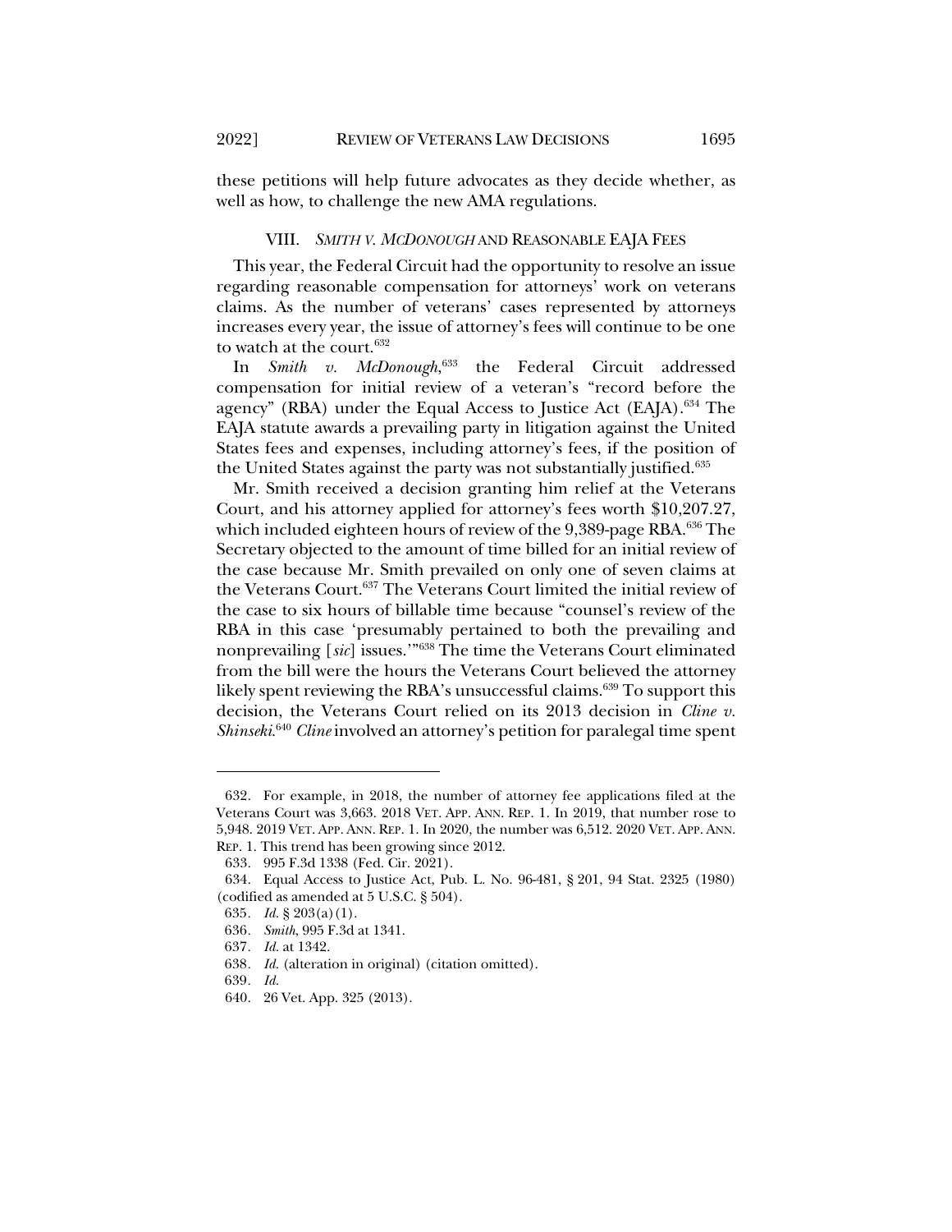these petitions will help future advocates as they decide whether, as well as how, to challenge the new AMA regulations.

## VIII. *SMITH V. MCDONOUGH* AND REASONABLE EAJA FEES

This year, the Federal Circuit had the opportunity to resolve an issue regarding reasonable compensation for attorneys' work on veterans claims. As the number of veterans' cases represented by attorneys increases every year, the issue of attorney's fees will continue to be one to watch at the court.[632]

In *Smith v. McDonough*,[633] the Federal Circuit addressed compensation for initial review of a veteran's "record before the agency" (RBA) under the Equal Access to Justice Act (EAJA).[634] The EAJA statute awards a prevailing party in litigation against the United States fees and expenses, including attorney's fees, if the position of the United States against the party was not substantially justified.[635]

Mr. Smith received a decision granting him relief at the Veterans Court, and his attorney applied for attorney's fees worth $10,207.27, which included eighteen hours of review of the 9,389-page RBA.[636] The Secretary objected to the amount of time billed for an initial review of the case because Mr. Smith prevailed on only one of seven claims at the Veterans Court.[637] The Veterans Court limited the initial review of the case to six hours of billable time because "counsel's review of the RBA in this case 'presumably pertained to both the prevailing and nonprevailing [*sic*] issues.'"[638] The time the Veterans Court eliminated from the bill were the hours the Veterans Court believed the attorney likely spent reviewing the RBA's unsuccessful claims.[639] To support this decision, the Veterans Court relied on its 2013 decision in *Cline v. Shinseki*.[640] *Cline* involved an attorney's petition for paralegal time spent

---

632. For example, in 2018, the number of attorney fee applications filed at the Veterans Court was 3,663. 2018 VET. APP. ANN. REP. 1. In 2019, that number rose to 5,948. 2019 VET. APP. ANN. REP. 1. In 2020, the number was 6,512. 2020 VET. APP. ANN. REP. 1. This trend has been growing since 2012.

633. 995 F.3d 1338 (Fed. Cir. 2021).

634. Equal Access to Justice Act, Pub. L. No. 96-481, § 201, 94 Stat. 2325 (1980) (codified as amended at 5 U.S.C. § 504).

635. *Id.* § 203(a)(1).

636. *Smith*, 995 F.3d at 1341.

637. *Id.* at 1342.

638. *Id.* (alteration in original) (citation omitted).

639. *Id.*

640. 26 Vet. App. 325 (2013).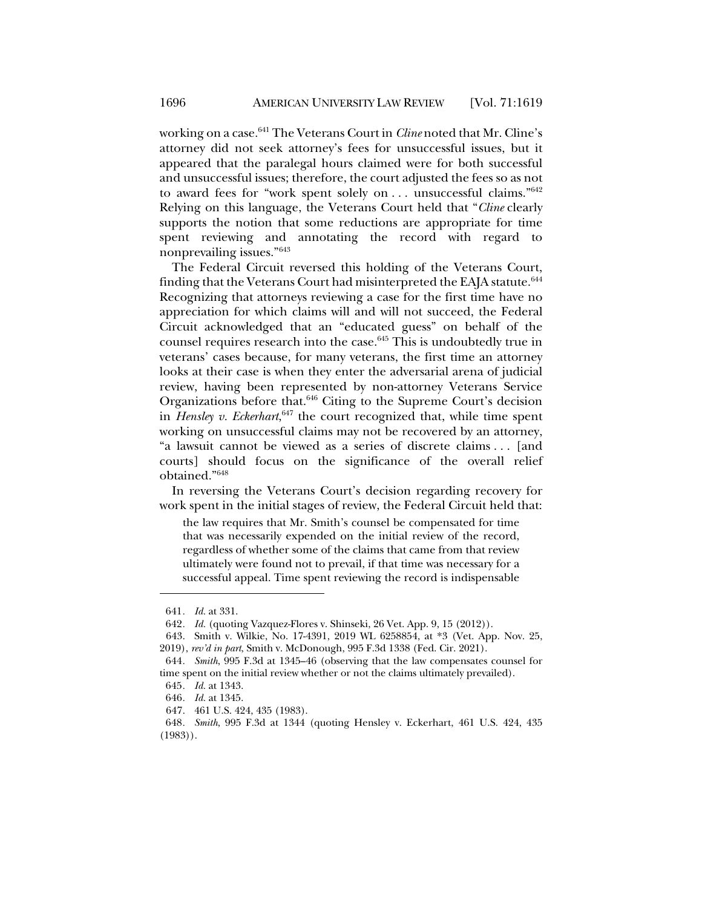working on a case.[641] The Veterans Court in *Cline* noted that Mr. Cline's attorney did not seek attorney's fees for unsuccessful issues, but it appeared that the paralegal hours claimed were for both successful and unsuccessful issues; therefore, the court adjusted the fees so as not to award fees for "work spent solely on . . . unsuccessful claims."[642] Relying on this language, the Veterans Court held that "*Cline* clearly supports the notion that some reductions are appropriate for time spent reviewing and annotating the record with regard to nonprevailing issues."[643]

The Federal Circuit reversed this holding of the Veterans Court, finding that the Veterans Court had misinterpreted the EAJA statute.[644] Recognizing that attorneys reviewing a case for the first time have no appreciation for which claims will and will not succeed, the Federal Circuit acknowledged that an "educated guess" on behalf of the counsel requires research into the case.[645] This is undoubtedly true in veterans' cases because, for many veterans, the first time an attorney looks at their case is when they enter the adversarial arena of judicial review, having been represented by non-attorney Veterans Service Organizations before that.[646] Citing to the Supreme Court's decision in *Hensley v. Eckerhart*,[647] the court recognized that, while time spent working on unsuccessful claims may not be recovered by an attorney, "a lawsuit cannot be viewed as a series of discrete claims . . . [and courts] should focus on the significance of the overall relief obtained."[648]

In reversing the Veterans Court's decision regarding recovery for work spent in the initial stages of review, the Federal Circuit held that:

> the law requires that Mr. Smith's counsel be compensated for time that was necessarily expended on the initial review of the record, regardless of whether some of the claims that came from that review ultimately were found not to prevail, if that time was necessary for a successful appeal. Time spent reviewing the record is indispensable

---

641. *Id.* at 331.

642. *Id.* (quoting Vazquez-Flores v. Shinseki, 26 Vet. App. 9, 15 (2012)).

643. Smith v. Wilkie, No. 17-4391, 2019 WL 6258854, at *3 (Vet. App. Nov. 25, 2019), *rev'd in part*, Smith v. McDonough, 995 F.3d 1338 (Fed. Cir. 2021).

644. *Smith*, 995 F.3d at 1345–46 (observing that the law compensates counsel for time spent on the initial review whether or not the claims ultimately prevailed).

645. *Id.* at 1343.

646. *Id.* at 1345.

647. 461 U.S. 424, 435 (1983).

648. *Smith*, 995 F.3d at 1344 (quoting Hensley v. Eckerhart, 461 U.S. 424, 435 (1983)).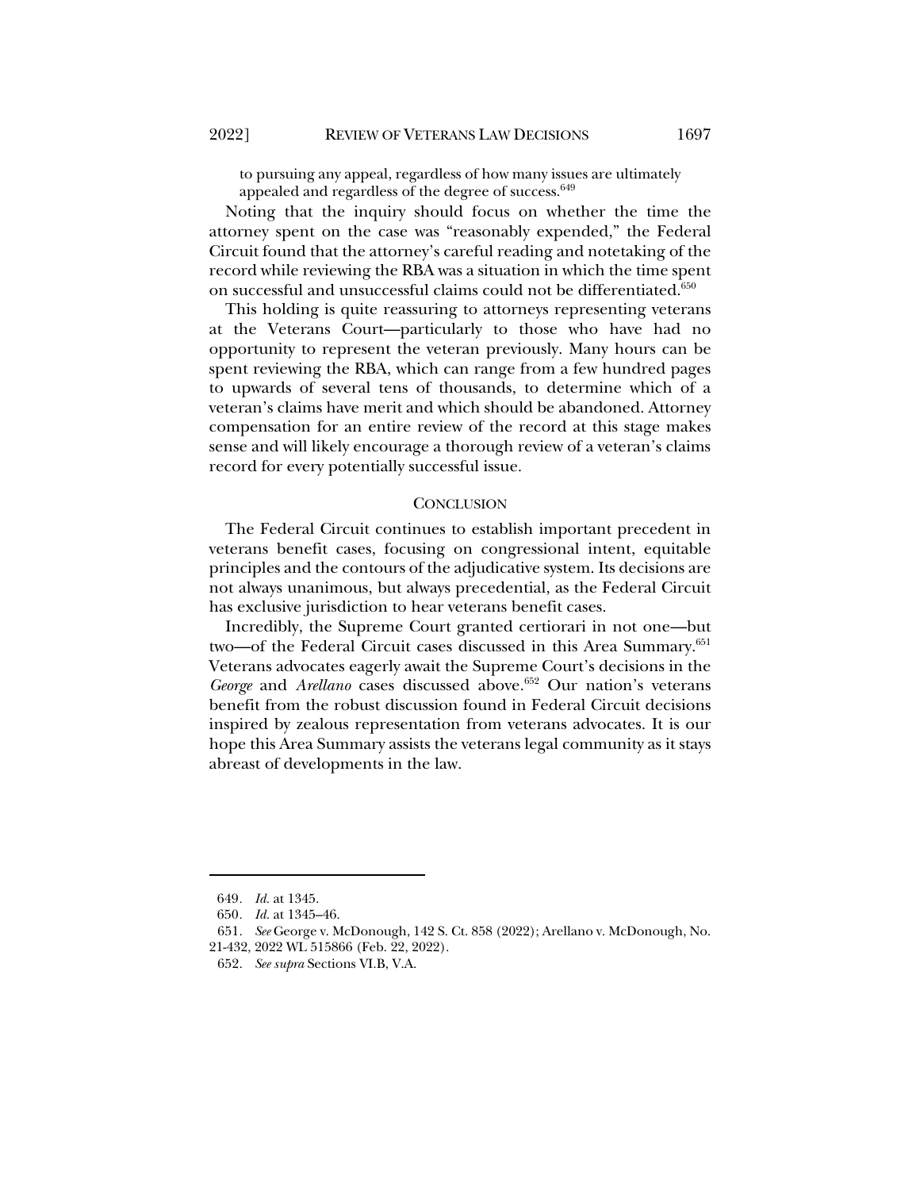to pursuing any appeal, regardless of how many issues are ultimately appealed and regardless of the degree of success.[649]

Noting that the inquiry should focus on whether the time the attorney spent on the case was "reasonably expended," the Federal Circuit found that the attorney's careful reading and notetaking of the record while reviewing the RBA was a situation in which the time spent on successful and unsuccessful claims could not be differentiated.[650]

This holding is quite reassuring to attorneys representing veterans at the Veterans Court—particularly to those who have had no opportunity to represent the veteran previously. Many hours can be spent reviewing the RBA, which can range from a few hundred pages to upwards of several tens of thousands, to determine which of a veteran's claims have merit and which should be abandoned. Attorney compensation for an entire review of the record at this stage makes sense and will likely encourage a thorough review of a veteran's claims record for every potentially successful issue.

## CONCLUSION

The Federal Circuit continues to establish important precedent in veterans benefit cases, focusing on congressional intent, equitable principles and the contours of the adjudicative system. Its decisions are not always unanimous, but always precedential, as the Federal Circuit has exclusive jurisdiction to hear veterans benefit cases.

Incredibly, the Supreme Court granted certiorari in not one—but two—of the Federal Circuit cases discussed in this Area Summary.[651] Veterans advocates eagerly await the Supreme Court's decisions in the *George* and *Arellano* cases discussed above.[652] Our nation's veterans benefit from the robust discussion found in Federal Circuit decisions inspired by zealous representation from veterans advocates. It is our hope this Area Summary assists the veterans legal community as it stays abreast of developments in the law.

---

649. *Id.* at 1345.

650. *Id.* at 1345–46.

651. *See* George v. McDonough, 142 S. Ct. 858 (2022); Arellano v. McDonough, No. 21-432, 2022 WL 515866 (Feb. 22, 2022).

652. *See supra* Sections VI.B, V.A.